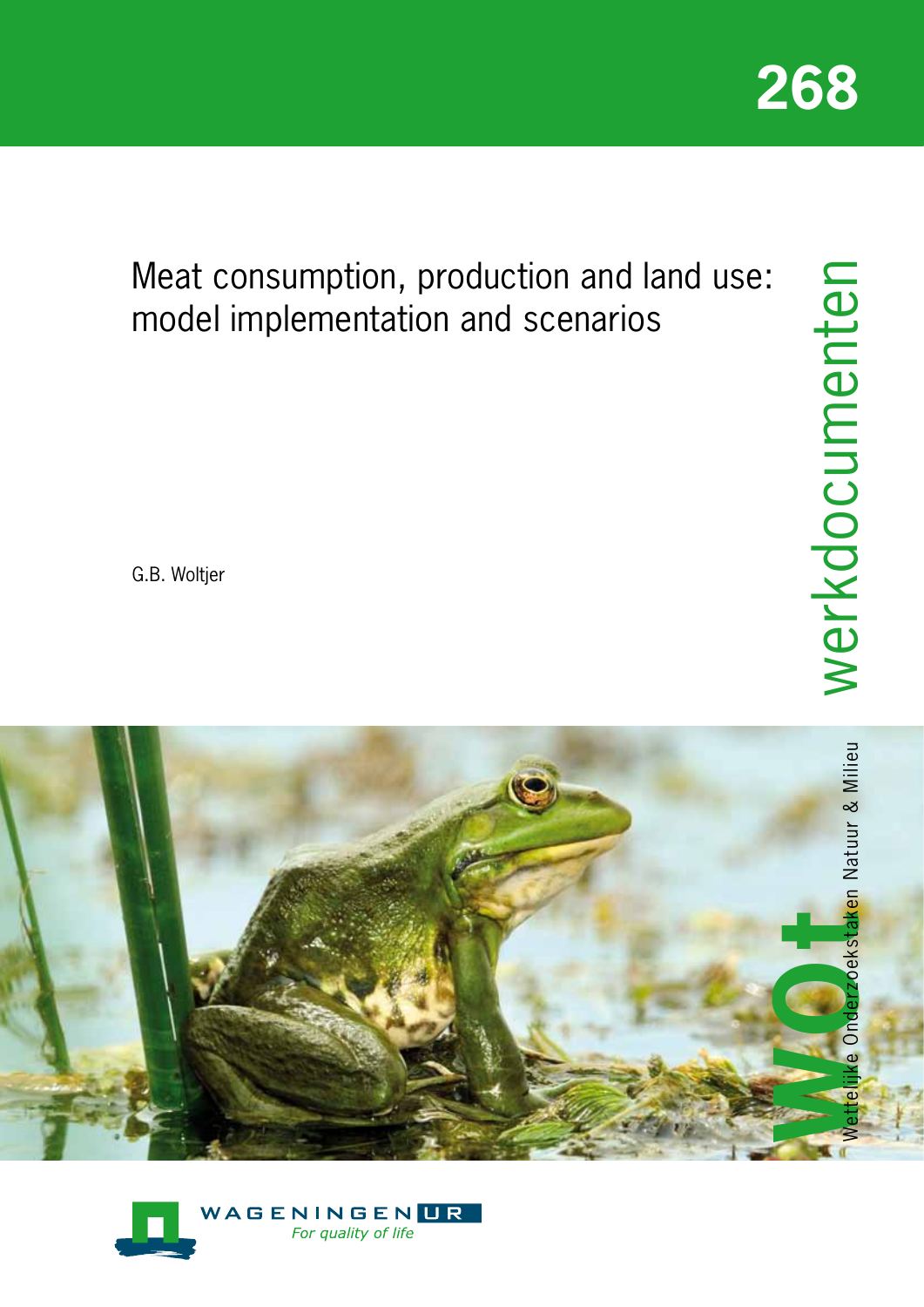268

# Meat consumption, production and land use: model implementation and scenarios

G.B. Woltjer

werkdocumenten

WOt

Wettelijke Onderzoekstaken Natuur & Milieu

WAGENINGEN UR

*For quality of life*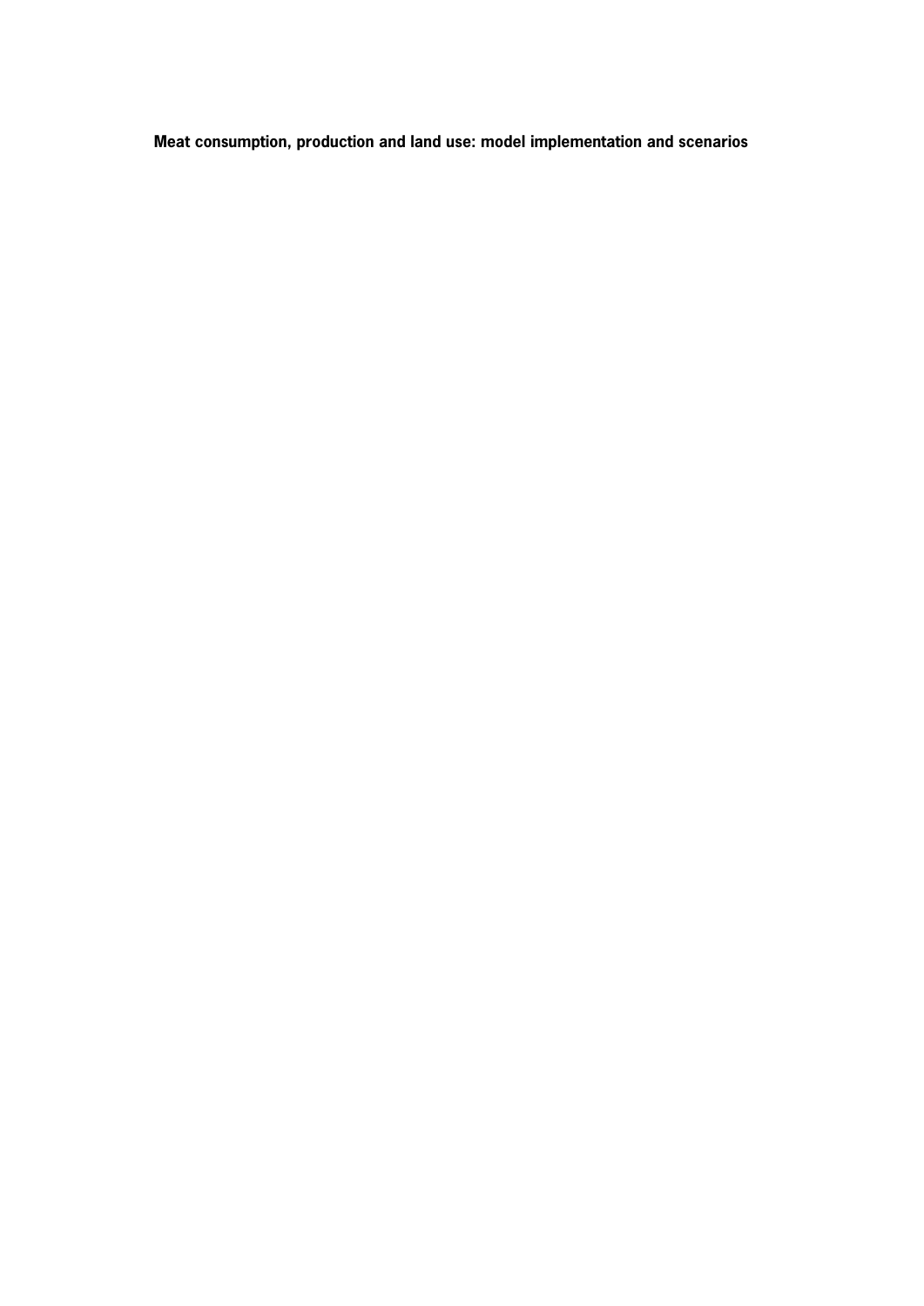**Meat consumption, production and land use: model implementation and scenarios**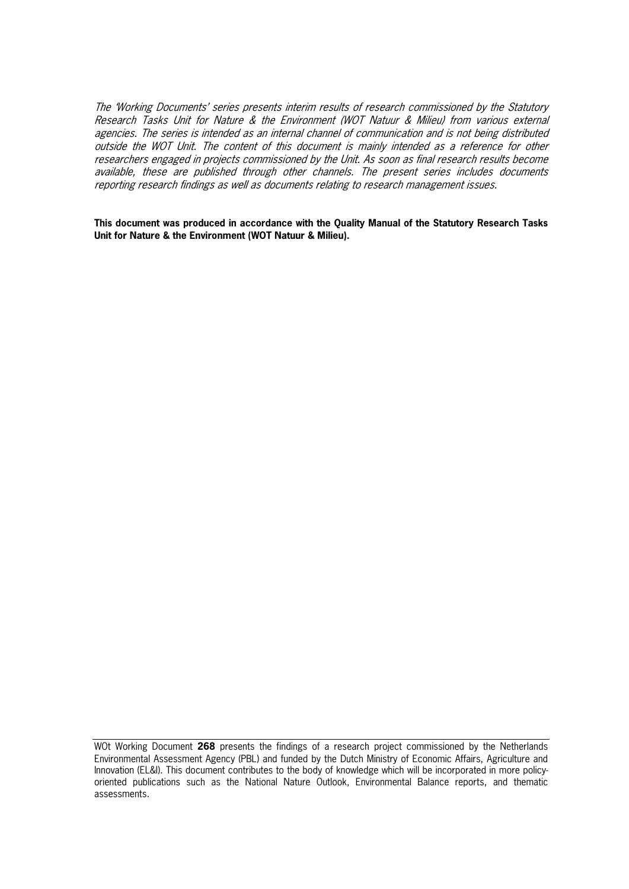*The 'Working Documents' series presents interim results of research commissioned by the Statutory Research Tasks Unit for Nature & the Environment (WOT Natuur & Milieu) from various external agencies. The series is intended as an internal channel of communication and is not being distributed outside the WOT Unit. The content of this document is mainly intended as a reference for other researchers engaged in projects commissioned by the Unit. As soon as final research results become available, these are published through other channels. The present series includes documents reporting research findings as well as documents relating to research management issues.*

**This document was produced in accordance with the Quality Manual of the Statutory Research Tasks Unit for Nature & the Environment (WOT Natuur & Milieu).**

---

WOt Working Document **268** presents the findings of a research project commissioned by the Netherlands Environmental Assessment Agency (PBL) and funded by the Dutch Ministry of Economic Affairs, Agriculture and Innovation (EL&I). This document contributes to the body of knowledge which will be incorporated in more policy-oriented publications such as the National Nature Outlook, Environmental Balance reports, and thematic assessments.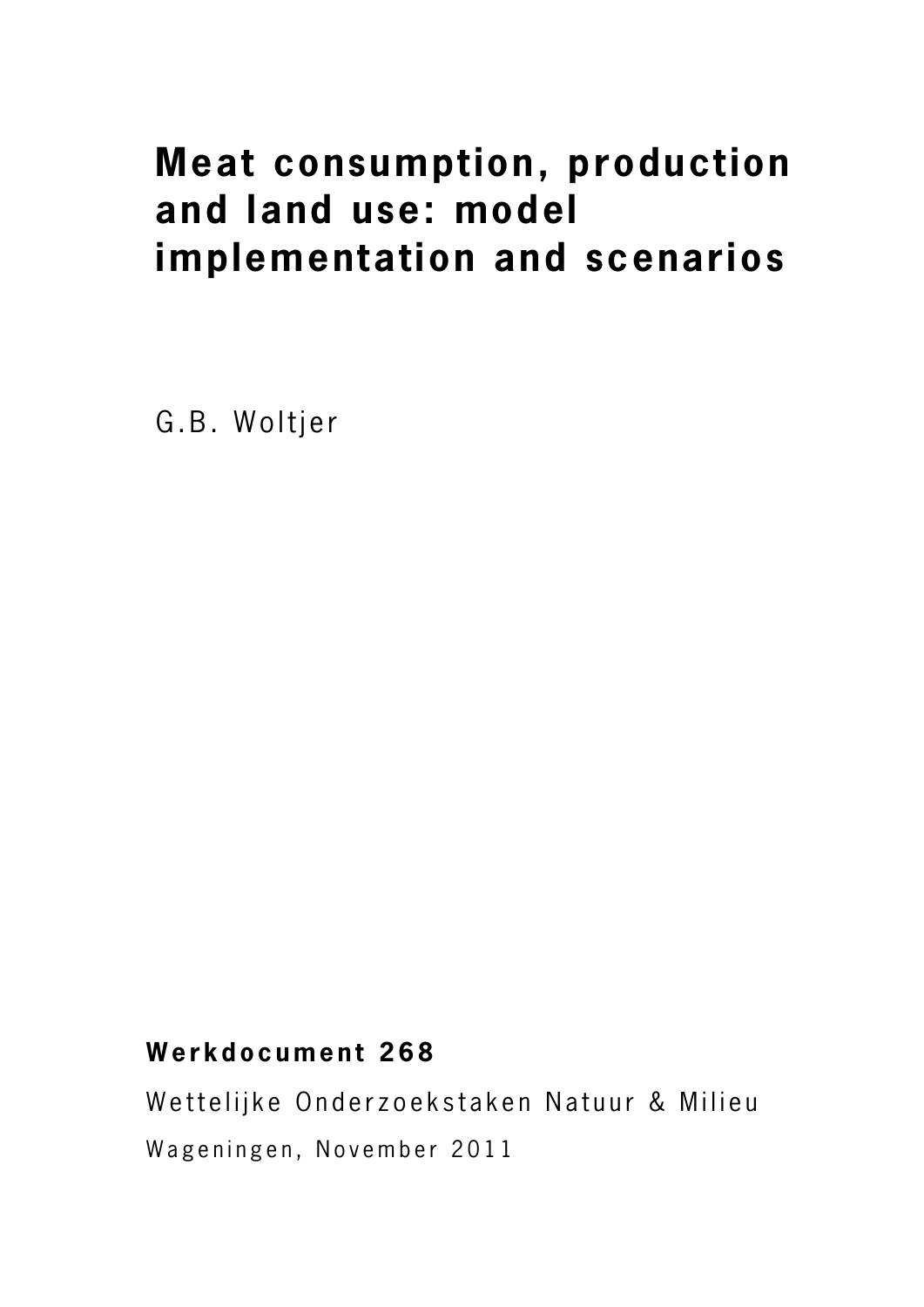# Meat consumption, production and land use: model implementation and scenarios

G.B. Woltjer

**Werkdocument 268**

Wettelijke Onderzoekstaken Natuur & Milieu

Wageningen, November 2011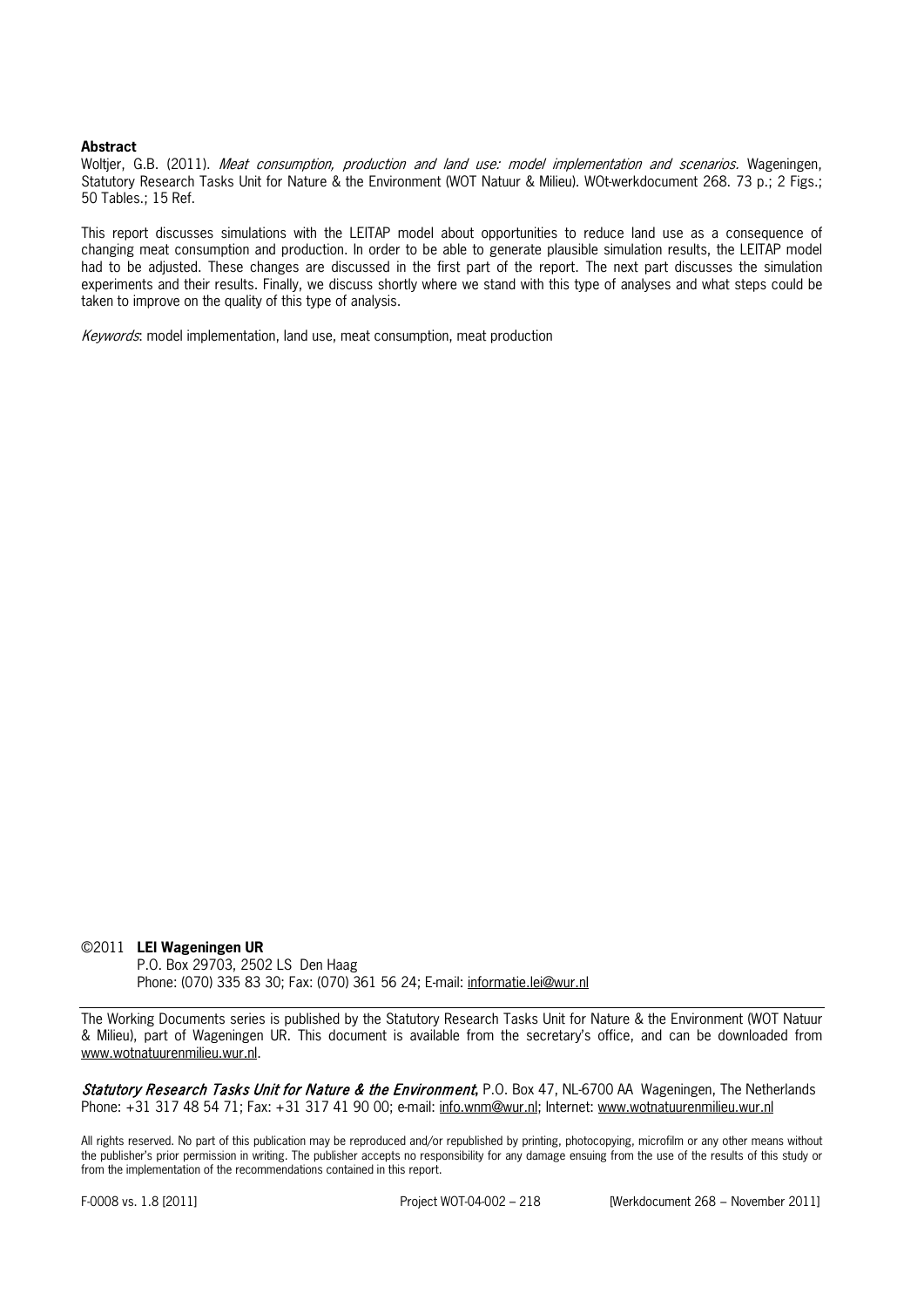**Abstract**

Woltjer, G.B. (2011). *Meat consumption, production and land use: model implementation and scenarios.* Wageningen, Statutory Research Tasks Unit for Nature & the Environment (WOT Natuur & Milieu). WOt-werkdocument 268. 73 p.; 2 Figs.; 50 Tables.; 15 Ref.

This report discusses simulations with the LEITAP model about opportunities to reduce land use as a consequence of changing meat consumption and production. In order to be able to generate plausible simulation results, the LEITAP model had to be adjusted. These changes are discussed in the first part of the report. The next part discusses the simulation experiments and their results. Finally, we discuss shortly where we stand with this type of analyses and what steps could be taken to improve on the quality of this type of analysis.

*Keywords*: model implementation, land use, meat consumption, meat production

©2011 **LEI Wageningen UR**
P.O. Box 29703, 2502 LS Den Haag
Phone: (070) 335 83 30; Fax: (070) 361 56 24; E-mail: informatie.lei@wur.nl

---

The Working Documents series is published by the Statutory Research Tasks Unit for Nature & the Environment (WOT Natuur & Milieu), part of Wageningen UR. This document is available from the secretary's office, and can be downloaded from www.wotnatuurenmilieu.wur.nl.

***Statutory Research Tasks Unit for Nature & the Environment***, P.O. Box 47, NL-6700 AA Wageningen, The Netherlands
Phone: +31 317 48 54 71; Fax: +31 317 41 90 00; e-mail: info.wnm@wur.nl; Internet: www.wotnatuurenmilieu.wur.nl

All rights reserved. No part of this publication may be reproduced and/or republished by printing, photocopying, microfilm or any other means without the publisher's prior permission in writing. The publisher accepts no responsibility for any damage ensuing from the use of the results of this study or from the implementation of the recommendations contained in this report.

F-0008 vs. 1.8 [2011] Project WOT-04-002 – 218 [Werkdocument 268 – November 2011]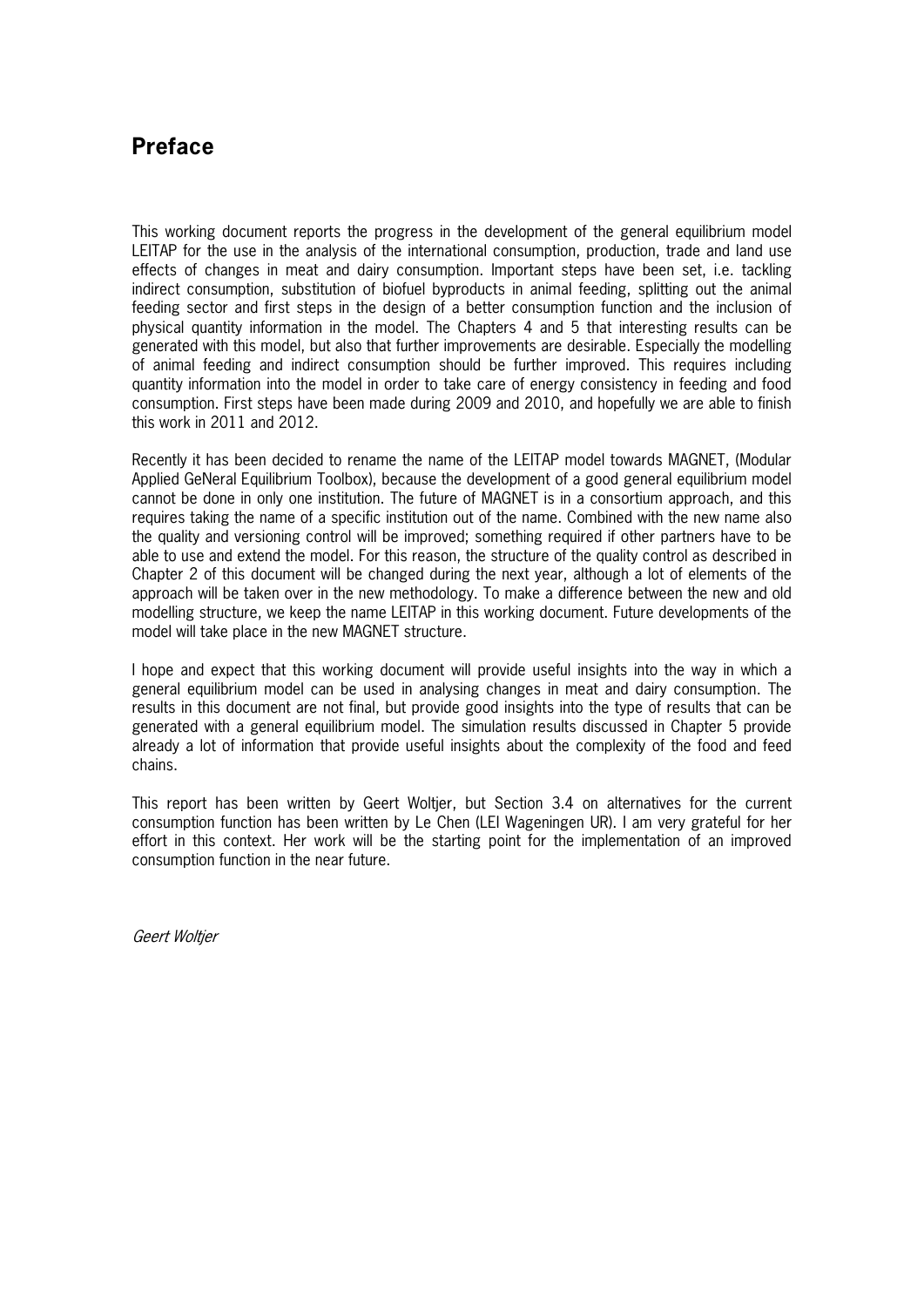## Preface

This working document reports the progress in the development of the general equilibrium model LEITAP for the use in the analysis of the international consumption, production, trade and land use effects of changes in meat and dairy consumption. Important steps have been set, i.e. tackling indirect consumption, substitution of biofuel byproducts in animal feeding, splitting out the animal feeding sector and first steps in the design of a better consumption function and the inclusion of physical quantity information in the model. The Chapters 4 and 5 that interesting results can be generated with this model, but also that further improvements are desirable. Especially the modelling of animal feeding and indirect consumption should be further improved. This requires including quantity information into the model in order to take care of energy consistency in feeding and food consumption. First steps have been made during 2009 and 2010, and hopefully we are able to finish this work in 2011 and 2012.

Recently it has been decided to rename the name of the LEITAP model towards MAGNET, (Modular Applied GeNeral Equilibrium Toolbox), because the development of a good general equilibrium model cannot be done in only one institution. The future of MAGNET is in a consortium approach, and this requires taking the name of a specific institution out of the name. Combined with the new name also the quality and versioning control will be improved; something required if other partners have to be able to use and extend the model. For this reason, the structure of the quality control as described in Chapter 2 of this document will be changed during the next year, although a lot of elements of the approach will be taken over in the new methodology. To make a difference between the new and old modelling structure, we keep the name LEITAP in this working document. Future developments of the model will take place in the new MAGNET structure.

I hope and expect that this working document will provide useful insights into the way in which a general equilibrium model can be used in analysing changes in meat and dairy consumption. The results in this document are not final, but provide good insights into the type of results that can be generated with a general equilibrium model. The simulation results discussed in Chapter 5 provide already a lot of information that provide useful insights about the complexity of the food and feed chains.

This report has been written by Geert Woltjer, but Section 3.4 on alternatives for the current consumption function has been written by Le Chen (LEI Wageningen UR). I am very grateful for her effort in this context. Her work will be the starting point for the implementation of an improved consumption function in the near future.

*Geert Woltjer*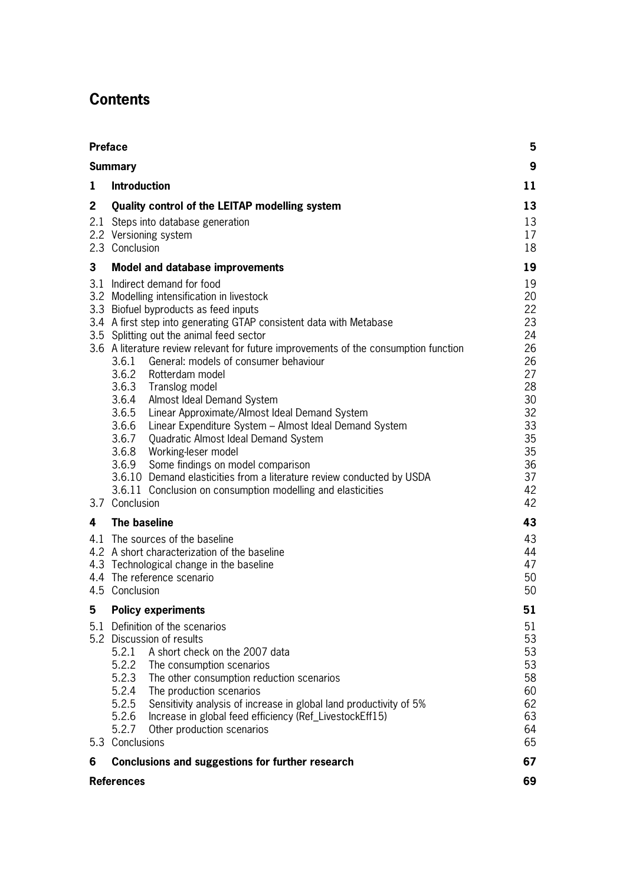# Contents

| | | |
|---|---|---|
| **Preface** | | **5** |
| **Summary** | | **9** |
| **1** | **Introduction** | **11** |
| **2** | **Quality control of the LEITAP modelling system** | **13** |
| 2.1 | Steps into database generation | 13 |
| 2.2 | Versioning system | 17 |
| 2.3 | Conclusion | 18 |
| **3** | **Model and database improvements** | **19** |
| 3.1 | Indirect demand for food | 19 |
| 3.2 | Modelling intensification in livestock | 20 |
| 3.3 | Biofuel byproducts as feed inputs | 22 |
| 3.4 | A first step into generating GTAP consistent data with Metabase | 23 |
| 3.5 | Splitting out the animal feed sector | 24 |
| 3.6 | A literature review relevant for future improvements of the consumption function | 26 |
| 3.6.1 | General: models of consumer behaviour | 26 |
| 3.6.2 | Rotterdam model | 27 |
| 3.6.3 | Translog model | 28 |
| 3.6.4 | Almost Ideal Demand System | 30 |
| 3.6.5 | Linear Approximate/Almost Ideal Demand System | 32 |
| 3.6.6 | Linear Expenditure System – Almost Ideal Demand System | 33 |
| 3.6.7 | Quadratic Almost Ideal Demand System | 35 |
| 3.6.8 | Working-leser model | 35 |
| 3.6.9 | Some findings on model comparison | 36 |
| 3.6.10 | Demand elasticities from a literature review conducted by USDA | 37 |
| 3.6.11 | Conclusion on consumption modelling and elasticities | 42 |
| 3.7 | Conclusion | 42 |
| **4** | **The baseline** | **43** |
| 4.1 | The sources of the baseline | 43 |
| 4.2 | A short characterization of the baseline | 44 |
| 4.3 | Technological change in the baseline | 47 |
| 4.4 | The reference scenario | 50 |
| 4.5 | Conclusion | 50 |
| **5** | **Policy experiments** | **51** |
| 5.1 | Definition of the scenarios | 51 |
| 5.2 | Discussion of results | 53 |
| 5.2.1 | A short check on the 2007 data | 53 |
| 5.2.2 | The consumption scenarios | 53 |
| 5.2.3 | The other consumption reduction scenarios | 58 |
| 5.2.4 | The production scenarios | 60 |
| 5.2.5 | Sensitivity analysis of increase in global land productivity of 5% | 62 |
| 5.2.6 | Increase in global feed efficiency (Ref_LivestockEff15) | 63 |
| 5.2.7 | Other production scenarios | 64 |
| 5.3 | Conclusions | 65 |
| **6** | **Conclusions and suggestions for further research** | **67** |
| **References** | | **69** |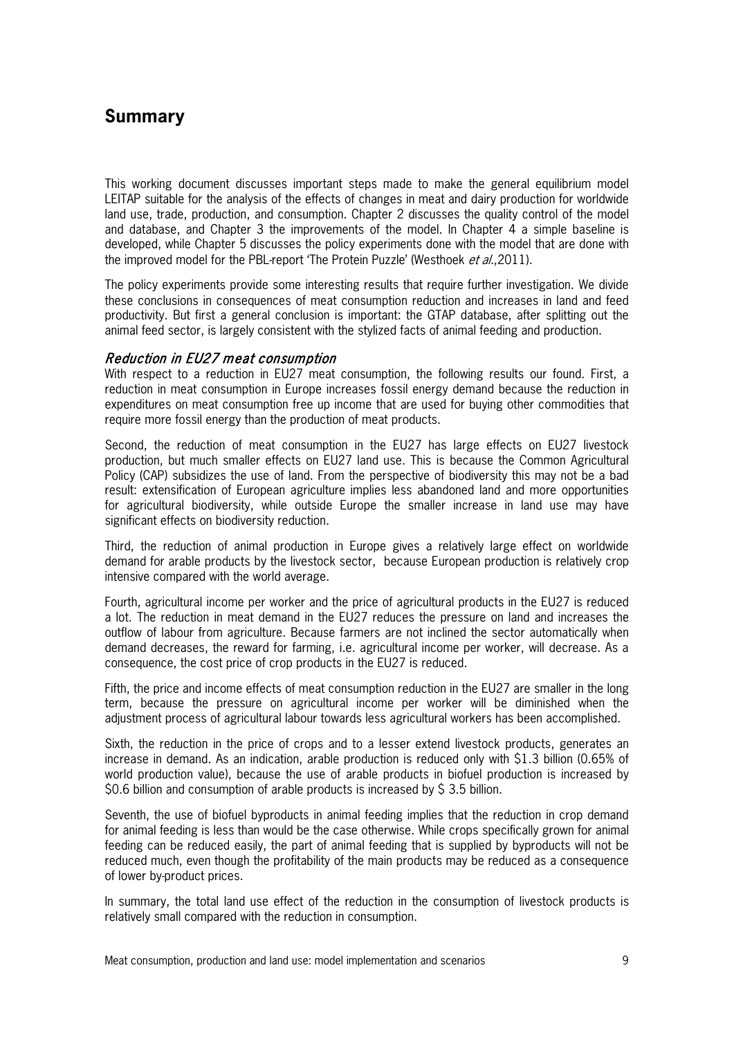# Summary

This working document discusses important steps made to make the general equilibrium model LEITAP suitable for the analysis of the effects of changes in meat and dairy production for worldwide land use, trade, production, and consumption. Chapter 2 discusses the quality control of the model and database, and Chapter 3 the improvements of the model. In Chapter 4 a simple baseline is developed, while Chapter 5 discusses the policy experiments done with the model that are done with the improved model for the PBL-report 'The Protein Puzzle' (Westhoek *et al.*,2011).

The policy experiments provide some interesting results that require further investigation. We divide these conclusions in consequences of meat consumption reduction and increases in land and feed productivity. But first a general conclusion is important: the GTAP database, after splitting out the animal feed sector, is largely consistent with the stylized facts of animal feeding and production.

### *Reduction in EU27 meat consumption*

With respect to a reduction in EU27 meat consumption, the following results our found. First, a reduction in meat consumption in Europe increases fossil energy demand because the reduction in expenditures on meat consumption free up income that are used for buying other commodities that require more fossil energy than the production of meat products.

Second, the reduction of meat consumption in the EU27 has large effects on EU27 livestock production, but much smaller effects on EU27 land use. This is because the Common Agricultural Policy (CAP) subsidizes the use of land. From the perspective of biodiversity this may not be a bad result: extensification of European agriculture implies less abandoned land and more opportunities for agricultural biodiversity, while outside Europe the smaller increase in land use may have significant effects on biodiversity reduction.

Third, the reduction of animal production in Europe gives a relatively large effect on worldwide demand for arable products by the livestock sector, because European production is relatively crop intensive compared with the world average.

Fourth, agricultural income per worker and the price of agricultural products in the EU27 is reduced a lot. The reduction in meat demand in the EU27 reduces the pressure on land and increases the outflow of labour from agriculture. Because farmers are not inclined the sector automatically when demand decreases, the reward for farming, i.e. agricultural income per worker, will decrease. As a consequence, the cost price of crop products in the EU27 is reduced.

Fifth, the price and income effects of meat consumption reduction in the EU27 are smaller in the long term, because the pressure on agricultural income per worker will be diminished when the adjustment process of agricultural labour towards less agricultural workers has been accomplished.

Sixth, the reduction in the price of crops and to a lesser extend livestock products, generates an increase in demand. As an indication, arable production is reduced only with \$1.3 billion (0.65% of world production value), because the use of arable products in biofuel production is increased by \$0.6 billion and consumption of arable products is increased by \$ 3.5 billion.

Seventh, the use of biofuel byproducts in animal feeding implies that the reduction in crop demand for animal feeding is less than would be the case otherwise. While crops specifically grown for animal feeding can be reduced easily, the part of animal feeding that is supplied by byproducts will not be reduced much, even though the profitability of the main products may be reduced as a consequence of lower by-product prices.

In summary, the total land use effect of the reduction in the consumption of livestock products is relatively small compared with the reduction in consumption.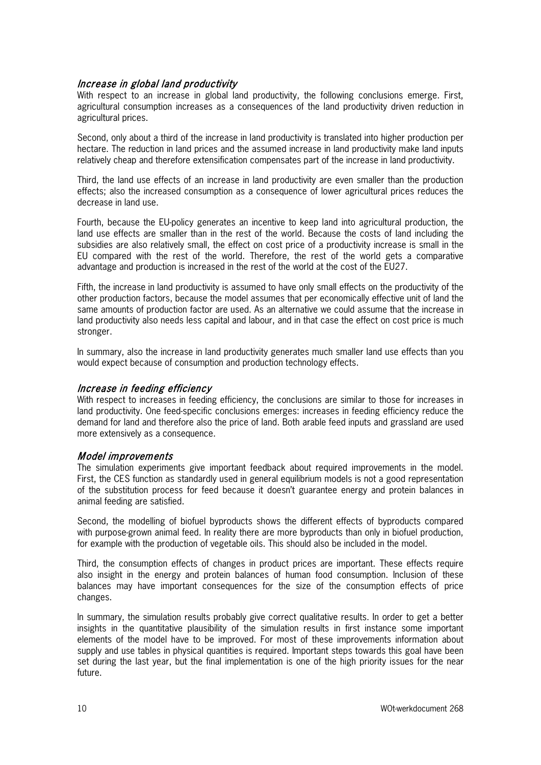### *Increase in global land productivity*

With respect to an increase in global land productivity, the following conclusions emerge. First, agricultural consumption increases as a consequences of the land productivity driven reduction in agricultural prices.

Second, only about a third of the increase in land productivity is translated into higher production per hectare. The reduction in land prices and the assumed increase in land productivity make land inputs relatively cheap and therefore extensification compensates part of the increase in land productivity.

Third, the land use effects of an increase in land productivity are even smaller than the production effects; also the increased consumption as a consequence of lower agricultural prices reduces the decrease in land use.

Fourth, because the EU-policy generates an incentive to keep land into agricultural production, the land use effects are smaller than in the rest of the world. Because the costs of land including the subsidies are also relatively small, the effect on cost price of a productivity increase is small in the EU compared with the rest of the world. Therefore, the rest of the world gets a comparative advantage and production is increased in the rest of the world at the cost of the EU27.

Fifth, the increase in land productivity is assumed to have only small effects on the productivity of the other production factors, because the model assumes that per economically effective unit of land the same amounts of production factor are used. As an alternative we could assume that the increase in land productivity also needs less capital and labour, and in that case the effect on cost price is much stronger.

In summary, also the increase in land productivity generates much smaller land use effects than you would expect because of consumption and production technology effects.

### *Increase in feeding efficiency*

With respect to increases in feeding efficiency, the conclusions are similar to those for increases in land productivity. One feed-specific conclusions emerges: increases in feeding efficiency reduce the demand for land and therefore also the price of land. Both arable feed inputs and grassland are used more extensively as a consequence.

### *Model improvements*

The simulation experiments give important feedback about required improvements in the model. First, the CES function as standardly used in general equilibrium models is not a good representation of the substitution process for feed because it doesn't guarantee energy and protein balances in animal feeding are satisfied.

Second, the modelling of biofuel byproducts shows the different effects of byproducts compared with purpose-grown animal feed. In reality there are more byproducts than only in biofuel production, for example with the production of vegetable oils. This should also be included in the model.

Third, the consumption effects of changes in product prices are important. These effects require also insight in the energy and protein balances of human food consumption. Inclusion of these balances may have important consequences for the size of the consumption effects of price changes.

In summary, the simulation results probably give correct qualitative results. In order to get a better insights in the quantitative plausibility of the simulation results in first instance some important elements of the model have to be improved. For most of these improvements information about supply and use tables in physical quantities is required. Important steps towards this goal have been set during the last year, but the final implementation is one of the high priority issues for the near future.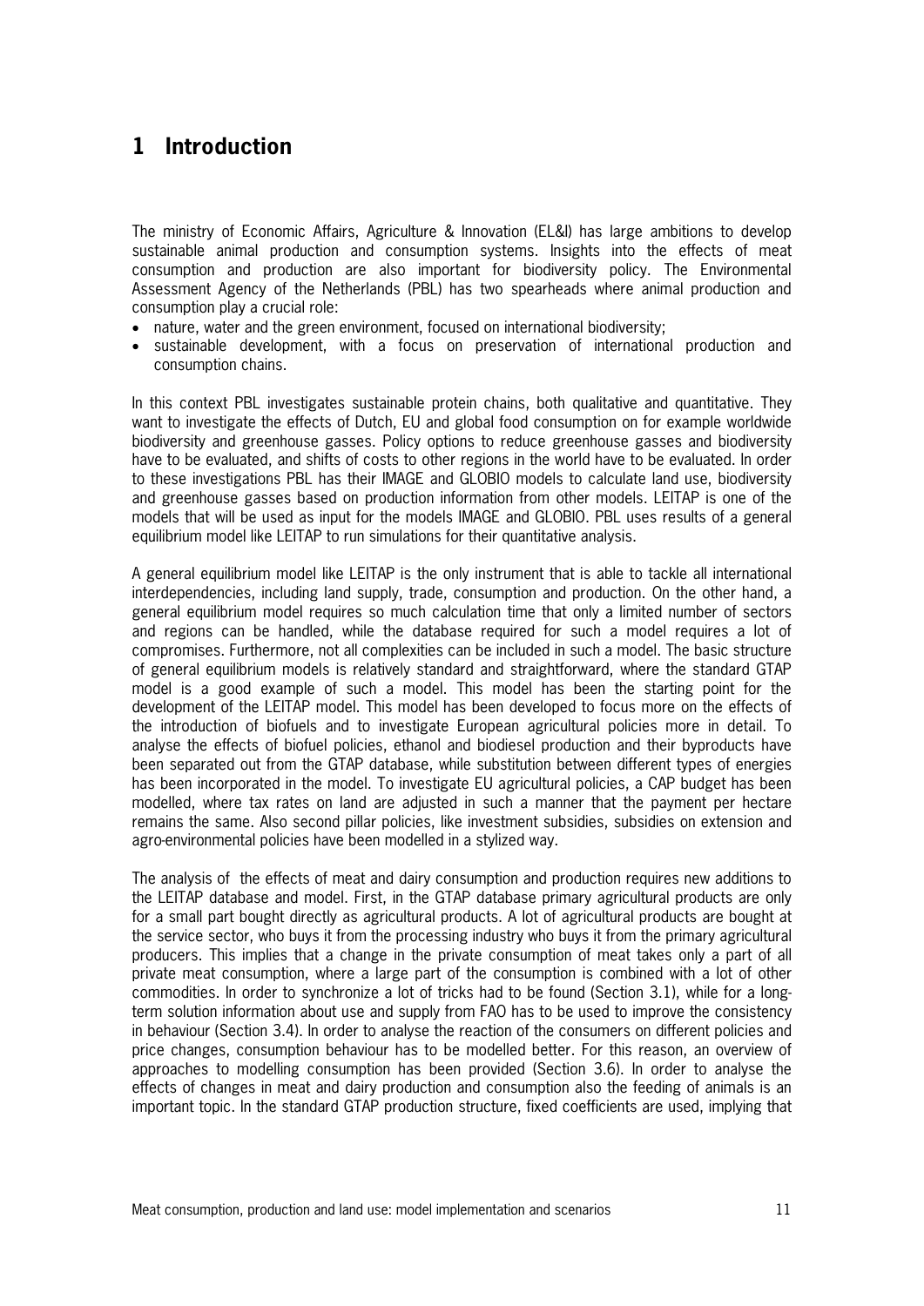# 1 Introduction

The ministry of Economic Affairs, Agriculture & Innovation (EL&I) has large ambitions to develop sustainable animal production and consumption systems. Insights into the effects of meat consumption and production are also important for biodiversity policy. The Environmental Assessment Agency of the Netherlands (PBL) has two spearheads where animal production and consumption play a crucial role:

- nature, water and the green environment, focused on international biodiversity;
- sustainable development, with a focus on preservation of international production and consumption chains.

In this context PBL investigates sustainable protein chains, both qualitative and quantitative. They want to investigate the effects of Dutch, EU and global food consumption on for example worldwide biodiversity and greenhouse gasses. Policy options to reduce greenhouse gasses and biodiversity have to be evaluated, and shifts of costs to other regions in the world have to be evaluated. In order to these investigations PBL has their IMAGE and GLOBIO models to calculate land use, biodiversity and greenhouse gasses based on production information from other models. LEITAP is one of the models that will be used as input for the models IMAGE and GLOBIO. PBL uses results of a general equilibrium model like LEITAP to run simulations for their quantitative analysis.

A general equilibrium model like LEITAP is the only instrument that is able to tackle all international interdependencies, including land supply, trade, consumption and production. On the other hand, a general equilibrium model requires so much calculation time that only a limited number of sectors and regions can be handled, while the database required for such a model requires a lot of compromises. Furthermore, not all complexities can be included in such a model. The basic structure of general equilibrium models is relatively standard and straightforward, where the standard GTAP model is a good example of such a model. This model has been the starting point for the development of the LEITAP model. This model has been developed to focus more on the effects of the introduction of biofuels and to investigate European agricultural policies more in detail. To analyse the effects of biofuel policies, ethanol and biodiesel production and their byproducts have been separated out from the GTAP database, while substitution between different types of energies has been incorporated in the model. To investigate EU agricultural policies, a CAP budget has been modelled, where tax rates on land are adjusted in such a manner that the payment per hectare remains the same. Also second pillar policies, like investment subsidies, subsidies on extension and agro-environmental policies have been modelled in a stylized way.

The analysis of the effects of meat and dairy consumption and production requires new additions to the LEITAP database and model. First, in the GTAP database primary agricultural products are only for a small part bought directly as agricultural products. A lot of agricultural products are bought at the service sector, who buys it from the processing industry who buys it from the primary agricultural producers. This implies that a change in the private consumption of meat takes only a part of all private meat consumption, where a large part of the consumption is combined with a lot of other commodities. In order to synchronize a lot of tricks had to be found (Section 3.1), while for a long-term solution information about use and supply from FAO has to be used to improve the consistency in behaviour (Section 3.4). In order to analyse the reaction of the consumers on different policies and price changes, consumption behaviour has to be modelled better. For this reason, an overview of approaches to modelling consumption has been provided (Section 3.6). In order to analyse the effects of changes in meat and dairy production and consumption also the feeding of animals is an important topic. In the standard GTAP production structure, fixed coefficients are used, implying that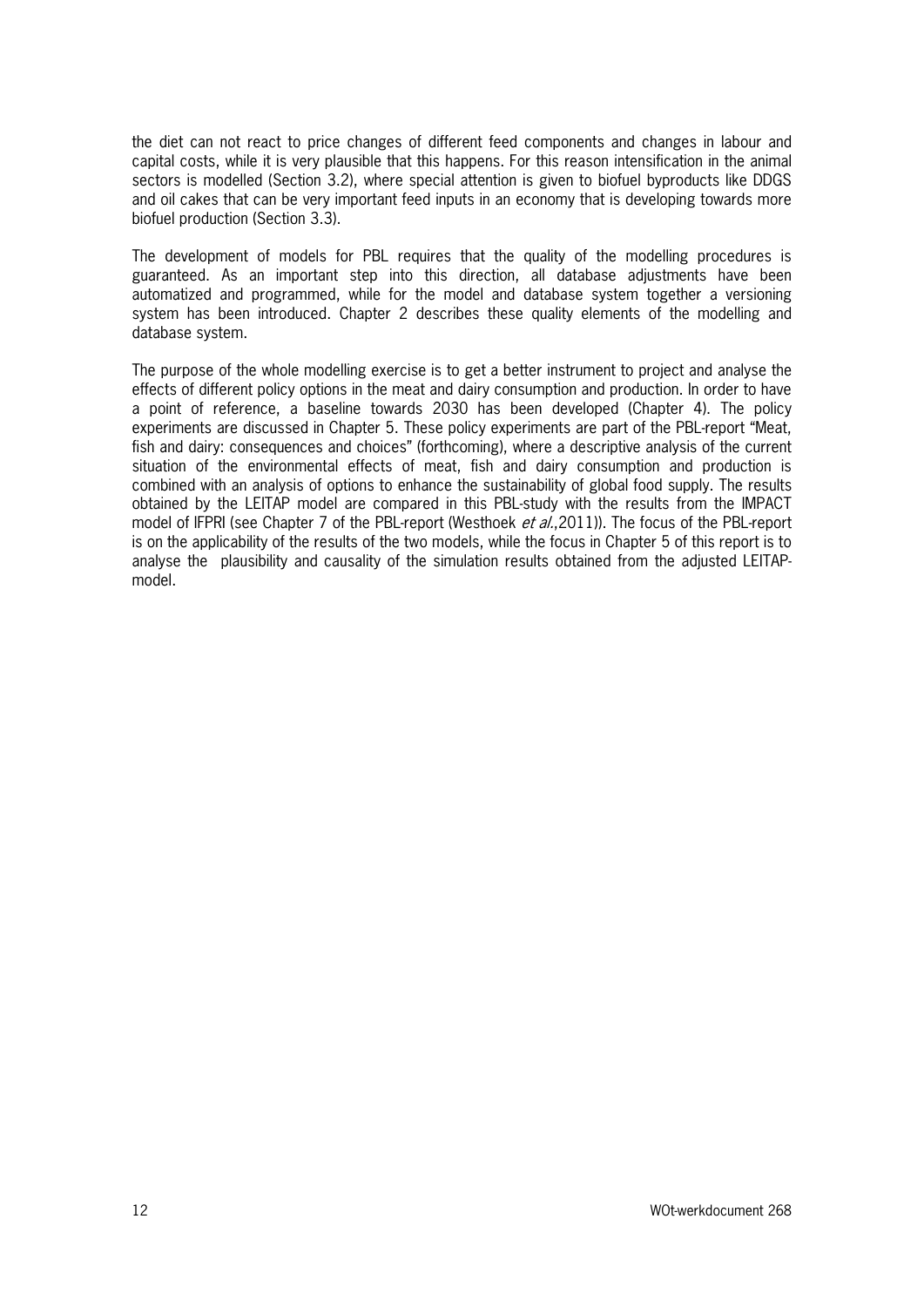the diet can not react to price changes of different feed components and changes in labour and capital costs, while it is very plausible that this happens. For this reason intensification in the animal sectors is modelled (Section 3.2), where special attention is given to biofuel byproducts like DDGS and oil cakes that can be very important feed inputs in an economy that is developing towards more biofuel production (Section 3.3).

The development of models for PBL requires that the quality of the modelling procedures is guaranteed. As an important step into this direction, all database adjustments have been automatized and programmed, while for the model and database system together a versioning system has been introduced. Chapter 2 describes these quality elements of the modelling and database system.

The purpose of the whole modelling exercise is to get a better instrument to project and analyse the effects of different policy options in the meat and dairy consumption and production. In order to have a point of reference, a baseline towards 2030 has been developed (Chapter 4). The policy experiments are discussed in Chapter 5. These policy experiments are part of the PBL-report "Meat, fish and dairy: consequences and choices" (forthcoming), where a descriptive analysis of the current situation of the environmental effects of meat, fish and dairy consumption and production is combined with an analysis of options to enhance the sustainability of global food supply. The results obtained by the LEITAP model are compared in this PBL-study with the results from the IMPACT model of IFPRI (see Chapter 7 of the PBL-report (Westhoek *et al.*,2011)). The focus of the PBL-report is on the applicability of the results of the two models, while the focus in Chapter 5 of this report is to analyse the plausibility and causality of the simulation results obtained from the adjusted LEITAP-model.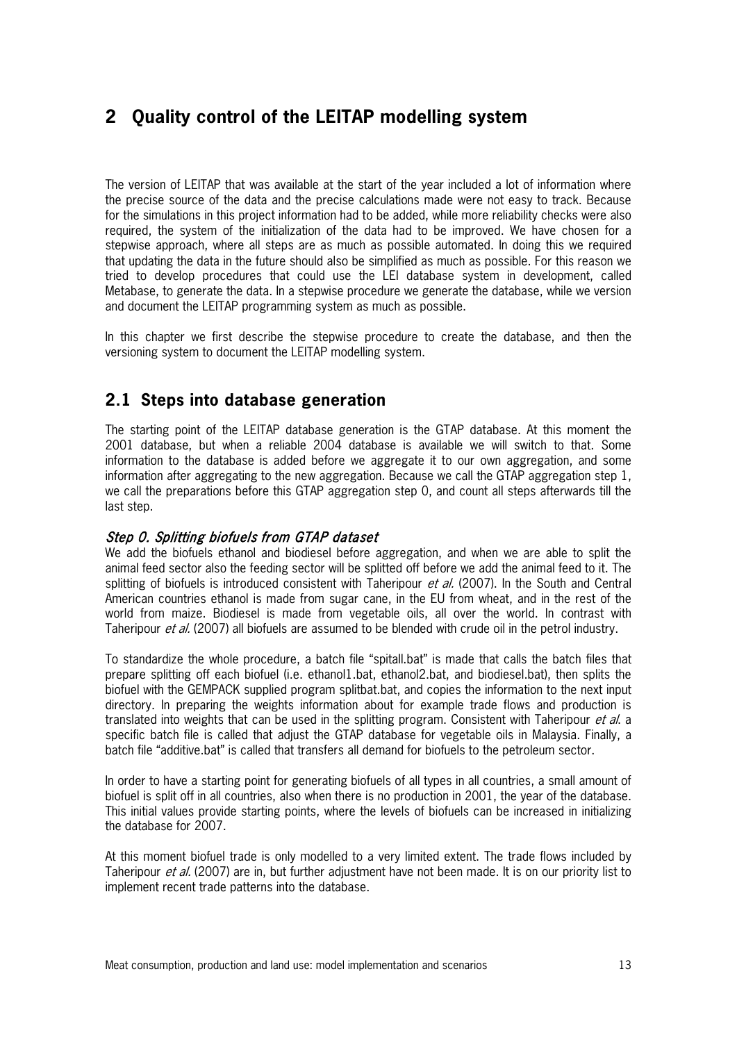# 2 Quality control of the LEITAP modelling system

The version of LEITAP that was available at the start of the year included a lot of information where the precise source of the data and the precise calculations made were not easy to track. Because for the simulations in this project information had to be added, while more reliability checks were also required, the system of the initialization of the data had to be improved. We have chosen for a stepwise approach, where all steps are as much as possible automated. In doing this we required that updating the data in the future should also be simplified as much as possible. For this reason we tried to develop procedures that could use the LEI database system in development, called Metabase, to generate the data. In a stepwise procedure we generate the database, while we version and document the LEITAP programming system as much as possible.

In this chapter we first describe the stepwise procedure to create the database, and then the versioning system to document the LEITAP modelling system.

## 2.1 Steps into database generation

The starting point of the LEITAP database generation is the GTAP database. At this moment the 2001 database, but when a reliable 2004 database is available we will switch to that. Some information to the database is added before we aggregate it to our own aggregation, and some information after aggregating to the new aggregation. Because we call the GTAP aggregation step 1, we call the preparations before this GTAP aggregation step 0, and count all steps afterwards till the last step.

### *Step 0. Splitting biofuels from GTAP dataset*

We add the biofuels ethanol and biodiesel before aggregation, and when we are able to split the animal feed sector also the feeding sector will be splitted off before we add the animal feed to it. The splitting of biofuels is introduced consistent with Taheripour *et al.* (2007). In the South and Central American countries ethanol is made from sugar cane, in the EU from wheat, and in the rest of the world from maize. Biodiesel is made from vegetable oils, all over the world. In contrast with Taheripour *et al.* (2007) all biofuels are assumed to be blended with crude oil in the petrol industry.

To standardize the whole procedure, a batch file "spitall.bat" is made that calls the batch files that prepare splitting off each biofuel (i.e. ethanol1.bat, ethanol2.bat, and biodiesel.bat), then splits the biofuel with the GEMPACK supplied program splitbat.bat, and copies the information to the next input directory. In preparing the weights information about for example trade flows and production is translated into weights that can be used in the splitting program. Consistent with Taheripour *et al.* a specific batch file is called that adjust the GTAP database for vegetable oils in Malaysia. Finally, a batch file "additive.bat" is called that transfers all demand for biofuels to the petroleum sector.

In order to have a starting point for generating biofuels of all types in all countries, a small amount of biofuel is split off in all countries, also when there is no production in 2001, the year of the database. This initial values provide starting points, where the levels of biofuels can be increased in initializing the database for 2007.

At this moment biofuel trade is only modelled to a very limited extent. The trade flows included by Taheripour *et al.* (2007) are in, but further adjustment have not been made. It is on our priority list to implement recent trade patterns into the database.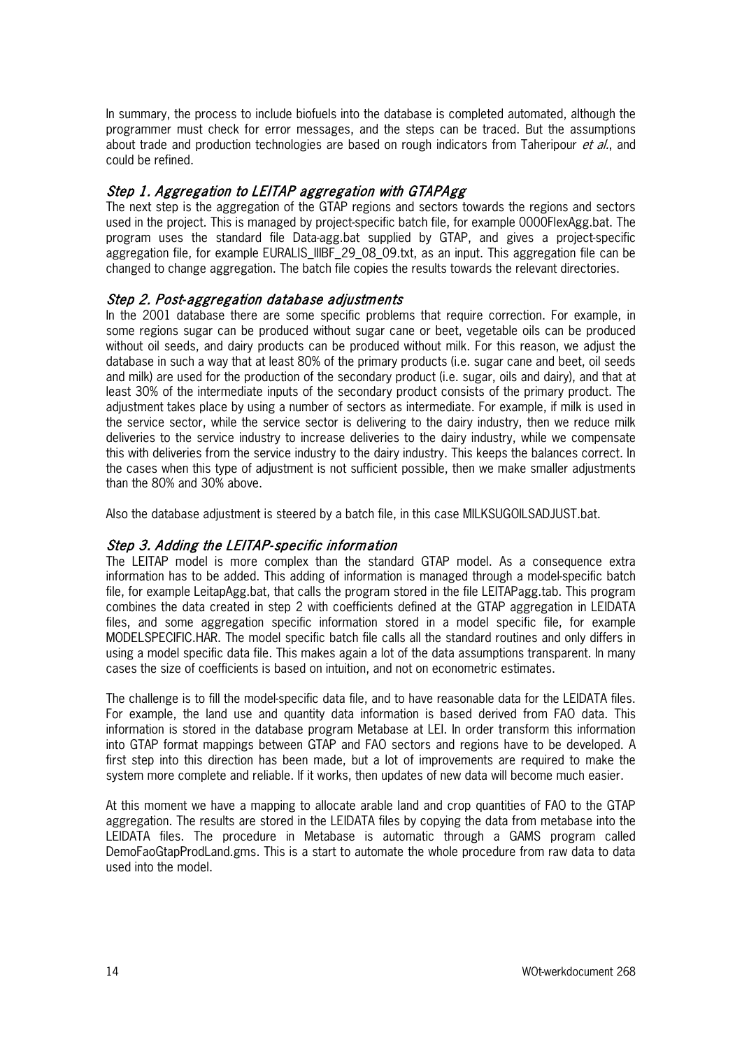In summary, the process to include biofuels into the database is completed automated, although the programmer must check for error messages, and the steps can be traced. But the assumptions about trade and production technologies are based on rough indicators from Taheripour *et al.*, and could be refined.

### *Step 1. Aggregation to LEITAP aggregation with GTAPAgg*

The next step is the aggregation of the GTAP regions and sectors towards the regions and sectors used in the project. This is managed by project-specific batch file, for example 0000FlexAgg.bat. The program uses the standard file Data-agg.bat supplied by GTAP, and gives a project-specific aggregation file, for example EURALIS_IIIBF_29_08_09.txt, as an input. This aggregation file can be changed to change aggregation. The batch file copies the results towards the relevant directories.

### *Step 2. Post-aggregation database adjustments*

In the 2001 database there are some specific problems that require correction. For example, in some regions sugar can be produced without sugar cane or beet, vegetable oils can be produced without oil seeds, and dairy products can be produced without milk. For this reason, we adjust the database in such a way that at least 80% of the primary products (i.e. sugar cane and beet, oil seeds and milk) are used for the production of the secondary product (i.e. sugar, oils and dairy), and that at least 30% of the intermediate inputs of the secondary product consists of the primary product. The adjustment takes place by using a number of sectors as intermediate. For example, if milk is used in the service sector, while the service sector is delivering to the dairy industry, then we reduce milk deliveries to the service industry to increase deliveries to the dairy industry, while we compensate this with deliveries from the service industry to the dairy industry. This keeps the balances correct. In the cases when this type of adjustment is not sufficient possible, then we make smaller adjustments than the 80% and 30% above.

Also the database adjustment is steered by a batch file, in this case MILKSUGOILSADJUST.bat.

### *Step 3. Adding the LEITAP-specific information*

The LEITAP model is more complex than the standard GTAP model. As a consequence extra information has to be added. This adding of information is managed through a model-specific batch file, for example LeitapAgg.bat, that calls the program stored in the file LEITAPagg.tab. This program combines the data created in step 2 with coefficients defined at the GTAP aggregation in LEIDATA files, and some aggregation specific information stored in a model specific file, for example MODELSPECIFIC.HAR. The model specific batch file calls all the standard routines and only differs in using a model specific data file. This makes again a lot of the data assumptions transparent. In many cases the size of coefficients is based on intuition, and not on econometric estimates.

The challenge is to fill the model-specific data file, and to have reasonable data for the LEIDATA files. For example, the land use and quantity data information is based derived from FAO data. This information is stored in the database program Metabase at LEI. In order transform this information into GTAP format mappings between GTAP and FAO sectors and regions have to be developed. A first step into this direction has been made, but a lot of improvements are required to make the system more complete and reliable. If it works, then updates of new data will become much easier.

At this moment we have a mapping to allocate arable land and crop quantities of FAO to the GTAP aggregation. The results are stored in the LEIDATA files by copying the data from metabase into the LEIDATA files. The procedure in Metabase is automatic through a GAMS program called DemoFaoGtapProdLand.gms. This is a start to automate the whole procedure from raw data to data used into the model.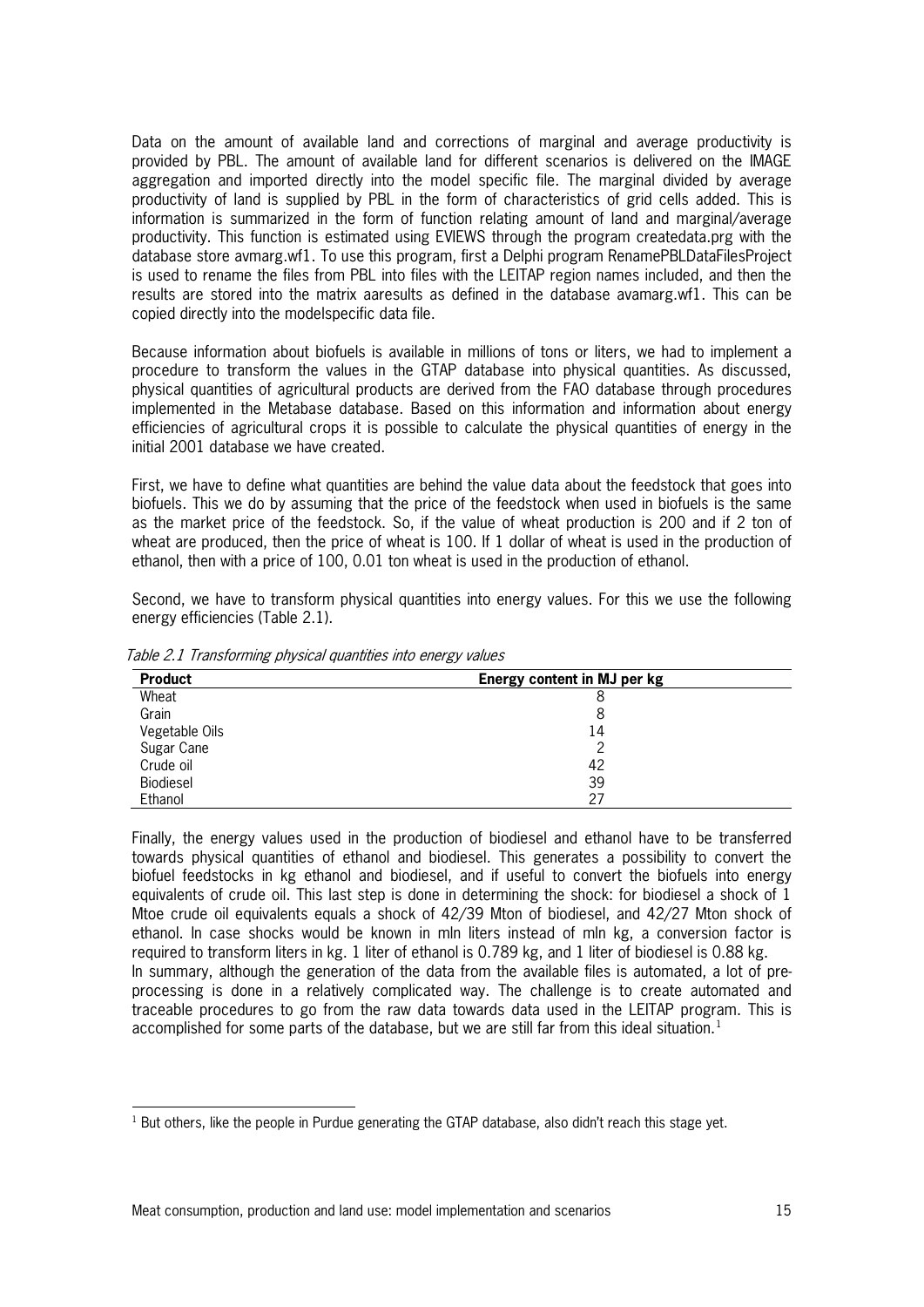Data on the amount of available land and corrections of marginal and average productivity is provided by PBL. The amount of available land for different scenarios is delivered on the IMAGE aggregation and imported directly into the model specific file. The marginal divided by average productivity of land is supplied by PBL in the form of characteristics of grid cells added. This is information is summarized in the form of function relating amount of land and marginal/average productivity. This function is estimated using EVIEWS through the program createdata.prg with the database store avmarg.wf1. To use this program, first a Delphi program RenamePBLDataFilesProject is used to rename the files from PBL into files with the LEITAP region names included, and then the results are stored into the matrix aaresults as defined in the database avamarg.wf1. This can be copied directly into the modelspecific data file.

Because information about biofuels is available in millions of tons or liters, we had to implement a procedure to transform the values in the GTAP database into physical quantities. As discussed, physical quantities of agricultural products are derived from the FAO database through procedures implemented in the Metabase database. Based on this information and information about energy efficiencies of agricultural crops it is possible to calculate the physical quantities of energy in the initial 2001 database we have created.

First, we have to define what quantities are behind the value data about the feedstock that goes into biofuels. This we do by assuming that the price of the feedstock when used in biofuels is the same as the market price of the feedstock. So, if the value of wheat production is 200 and if 2 ton of wheat are produced, then the price of wheat is 100. If 1 dollar of wheat is used in the production of ethanol, then with a price of 100, 0.01 ton wheat is used in the production of ethanol.

Second, we have to transform physical quantities into energy values. For this we use the following energy efficiencies (Table 2.1).

*Table 2.1 Transforming physical quantities into energy values*

| Product | Energy content in MJ per kg |
|---|---|
| Wheat | 8 |
| Grain | 8 |
| Vegetable Oils | 14 |
| Sugar Cane | 2 |
| Crude oil | 42 |
| Biodiesel | 39 |
| Ethanol | 27 |

Finally, the energy values used in the production of biodiesel and ethanol have to be transferred towards physical quantities of ethanol and biodiesel. This generates a possibility to convert the biofuel feedstocks in kg ethanol and biodiesel, and if useful to convert the biofuels into energy equivalents of crude oil. This last step is done in determining the shock: for biodiesel a shock of 1 Mtoe crude oil equivalents equals a shock of 42/39 Mton of biodiesel, and 42/27 Mton shock of ethanol. In case shocks would be known in mln liters instead of mln kg, a conversion factor is required to transform liters in kg. 1 liter of ethanol is 0.789 kg, and 1 liter of biodiesel is 0.88 kg.

In summary, although the generation of the data from the available files is automated, a lot of pre-processing is done in a relatively complicated way. The challenge is to create automated and traceable procedures to go from the raw data towards data used in the LEITAP program. This is accomplished for some parts of the database, but we are still far from this ideal situation.[1]

[1] But others, like the people in Purdue generating the GTAP database, also didn't reach this stage yet.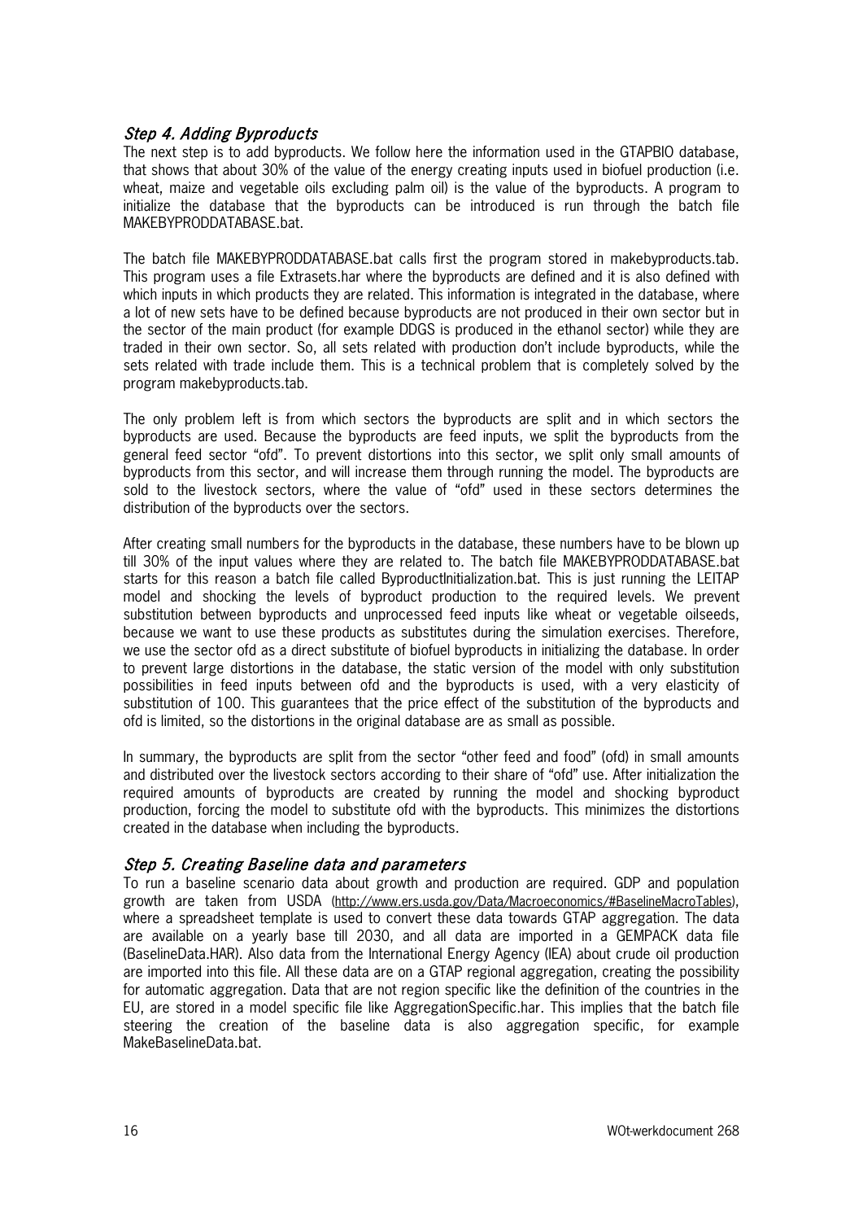### *Step 4. Adding Byproducts*

The next step is to add byproducts. We follow here the information used in the GTAPBIO database, that shows that about 30% of the value of the energy creating inputs used in biofuel production (i.e. wheat, maize and vegetable oils excluding palm oil) is the value of the byproducts. A program to initialize the database that the byproducts can be introduced is run through the batch file MAKEBYPRODDATABASE.bat.

The batch file MAKEBYPRODDATABASE.bat calls first the program stored in makebyproducts.tab. This program uses a file Extrasets.har where the byproducts are defined and it is also defined with which inputs in which products they are related. This information is integrated in the database, where a lot of new sets have to be defined because byproducts are not produced in their own sector but in the sector of the main product (for example DDGS is produced in the ethanol sector) while they are traded in their own sector. So, all sets related with production don't include byproducts, while the sets related with trade include them. This is a technical problem that is completely solved by the program makebyproducts.tab.

The only problem left is from which sectors the byproducts are split and in which sectors the byproducts are used. Because the byproducts are feed inputs, we split the byproducts from the general feed sector "ofd". To prevent distortions into this sector, we split only small amounts of byproducts from this sector, and will increase them through running the model. The byproducts are sold to the livestock sectors, where the value of "ofd" used in these sectors determines the distribution of the byproducts over the sectors.

After creating small numbers for the byproducts in the database, these numbers have to be blown up till 30% of the input values where they are related to. The batch file MAKEBYPRODDATABASE.bat starts for this reason a batch file called ByproductInitialization.bat. This is just running the LEITAP model and shocking the levels of byproduct production to the required levels. We prevent substitution between byproducts and unprocessed feed inputs like wheat or vegetable oilseeds, because we want to use these products as substitutes during the simulation exercises. Therefore, we use the sector ofd as a direct substitute of biofuel byproducts in initializing the database. In order to prevent large distortions in the database, the static version of the model with only substitution possibilities in feed inputs between ofd and the byproducts is used, with a very elasticity of substitution of 100. This guarantees that the price effect of the substitution of the byproducts and ofd is limited, so the distortions in the original database are as small as possible.

In summary, the byproducts are split from the sector "other feed and food" (ofd) in small amounts and distributed over the livestock sectors according to their share of "ofd" use. After initialization the required amounts of byproducts are created by running the model and shocking byproduct production, forcing the model to substitute ofd with the byproducts. This minimizes the distortions created in the database when including the byproducts.

### *Step 5. Creating Baseline data and parameters*

To run a baseline scenario data about growth and production are required. GDP and population growth are taken from USDA (http://www.ers.usda.gov/Data/Macroeconomics/#BaselineMacroTables), where a spreadsheet template is used to convert these data towards GTAP aggregation. The data are available on a yearly base till 2030, and all data are imported in a GEMPACK data file (BaselineData.HAR). Also data from the International Energy Agency (IEA) about crude oil production are imported into this file. All these data are on a GTAP regional aggregation, creating the possibility for automatic aggregation. Data that are not region specific like the definition of the countries in the EU, are stored in a model specific file like AggregationSpecific.har. This implies that the batch file steering the creation of the baseline data is also aggregation specific, for example MakeBaselineData.bat.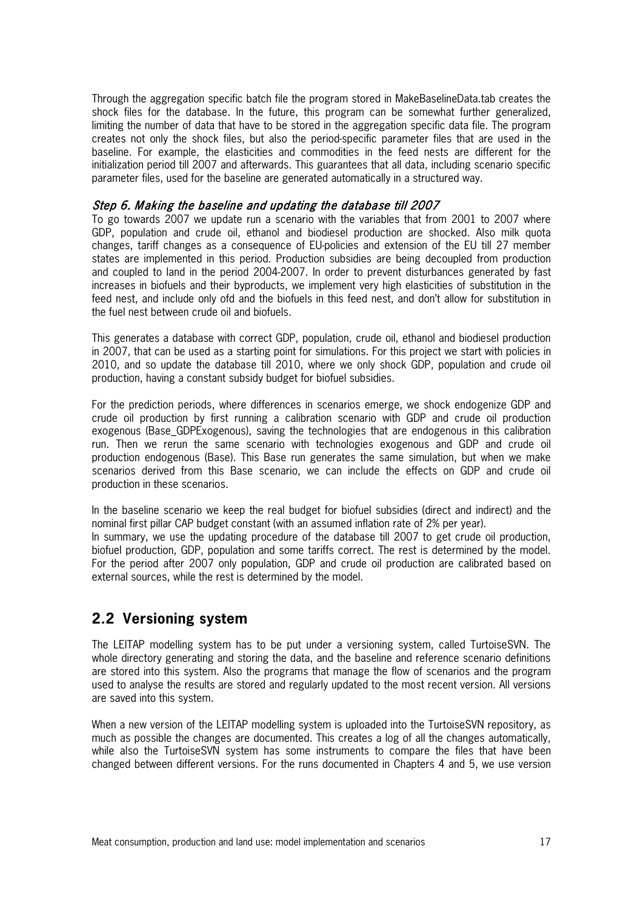Through the aggregation specific batch file the program stored in MakeBaselineData.tab creates the shock files for the database. In the future, this program can be somewhat further generalized, limiting the number of data that have to be stored in the aggregation specific data file. The program creates not only the shock files, but also the period-specific parameter files that are used in the baseline. For example, the elasticities and commodities in the feed nests are different for the initialization period till 2007 and afterwards. This guarantees that all data, including scenario specific parameter files, used for the baseline are generated automatically in a structured way.

### *Step 6. Making the baseline and updating the database till 2007*

To go towards 2007 we update run a scenario with the variables that from 2001 to 2007 where GDP, population and crude oil, ethanol and biodiesel production are shocked. Also milk quota changes, tariff changes as a consequence of EU-policies and extension of the EU till 27 member states are implemented in this period. Production subsidies are being decoupled from production and coupled to land in the period 2004-2007. In order to prevent disturbances generated by fast increases in biofuels and their byproducts, we implement very high elasticities of substitution in the feed nest, and include only ofd and the biofuels in this feed nest, and don't allow for substitution in the fuel nest between crude oil and biofuels.

This generates a database with correct GDP, population, crude oil, ethanol and biodiesel production in 2007, that can be used as a starting point for simulations. For this project we start with policies in 2010, and so update the database till 2010, where we only shock GDP, population and crude oil production, having a constant subsidy budget for biofuel subsidies.

For the prediction periods, where differences in scenarios emerge, we shock endogenize GDP and crude oil production by first running a calibration scenario with GDP and crude oil production exogenous (Base_GDPExogenous), saving the technologies that are endogenous in this calibration run. Then we rerun the same scenario with technologies exogenous and GDP and crude oil production endogenous (Base). This Base run generates the same simulation, but when we make scenarios derived from this Base scenario, we can include the effects on GDP and crude oil production in these scenarios.

In the baseline scenario we keep the real budget for biofuel subsidies (direct and indirect) and the nominal first pillar CAP budget constant (with an assumed inflation rate of 2% per year).
In summary, we use the updating procedure of the database till 2007 to get crude oil production, biofuel production, GDP, population and some tariffs correct. The rest is determined by the model. For the period after 2007 only population, GDP and crude oil production are calibrated based on external sources, while the rest is determined by the model.

## 2.2 Versioning system

The LEITAP modelling system has to be put under a versioning system, called TurtoiseSVN. The whole directory generating and storing the data, and the baseline and reference scenario definitions are stored into this system. Also the programs that manage the flow of scenarios and the program used to analyse the results are stored and regularly updated to the most recent version. All versions are saved into this system.

When a new version of the LEITAP modelling system is uploaded into the TurtoiseSVN repository, as much as possible the changes are documented. This creates a log of all the changes automatically, while also the TurtoiseSVN system has some instruments to compare the files that have been changed between different versions. For the runs documented in Chapters 4 and 5, we use version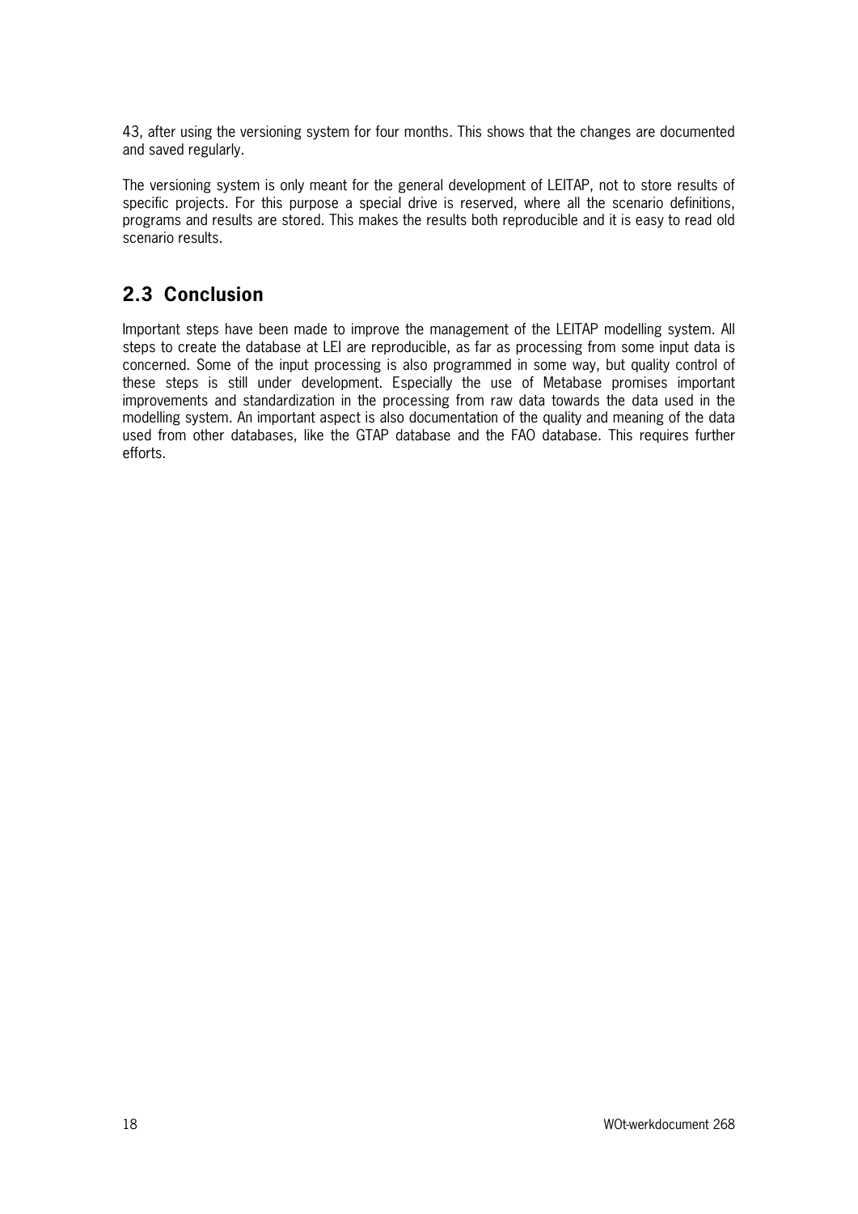43, after using the versioning system for four months. This shows that the changes are documented and saved regularly.

The versioning system is only meant for the general development of LEITAP, not to store results of specific projects. For this purpose a special drive is reserved, where all the scenario definitions, programs and results are stored. This makes the results both reproducible and it is easy to read old scenario results.

## 2.3 Conclusion

Important steps have been made to improve the management of the LEITAP modelling system. All steps to create the database at LEI are reproducible, as far as processing from some input data is concerned. Some of the input processing is also programmed in some way, but quality control of these steps is still under development. Especially the use of Metabase promises important improvements and standardization in the processing from raw data towards the data used in the modelling system. An important aspect is also documentation of the quality and meaning of the data used from other databases, like the GTAP database and the FAO database. This requires further efforts.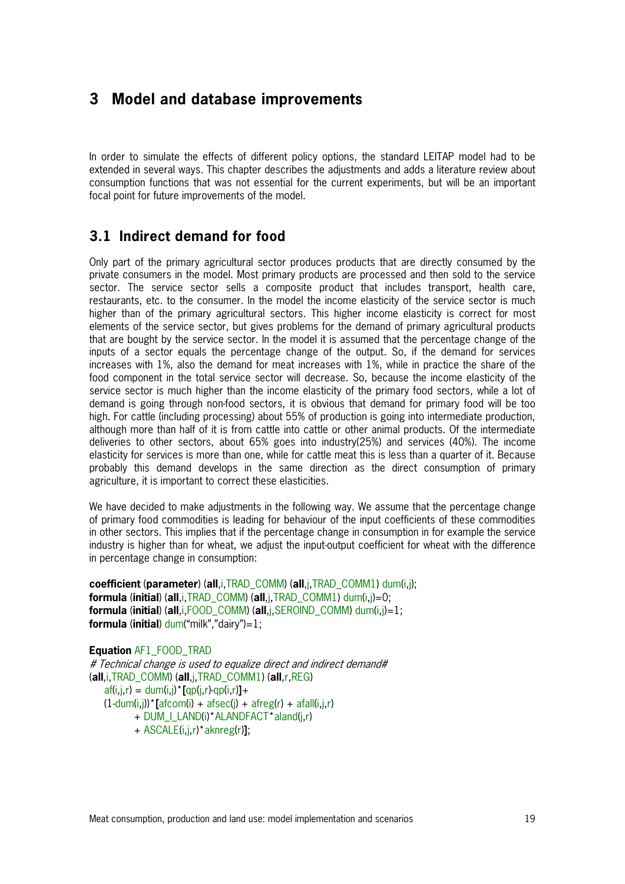# 3 Model and database improvements

In order to simulate the effects of different policy options, the standard LEITAP model had to be extended in several ways. This chapter describes the adjustments and adds a literature review about consumption functions that was not essential for the current experiments, but will be an important focal point for future improvements of the model.

## 3.1 Indirect demand for food

Only part of the primary agricultural sector produces products that are directly consumed by the private consumers in the model. Most primary products are processed and then sold to the service sector. The service sector sells a composite product that includes transport, health care, restaurants, etc. to the consumer. In the model the income elasticity of the service sector is much higher than of the primary agricultural sectors. This higher income elasticity is correct for most elements of the service sector, but gives problems for the demand of primary agricultural products that are bought by the service sector. In the model it is assumed that the percentage change of the inputs of a sector equals the percentage change of the output. So, if the demand for services increases with 1%, also the demand for meat increases with 1%, while in practice the share of the food component in the total service sector will decrease. So, because the income elasticity of the service sector is much higher than the income elasticity of the primary food sectors, while a lot of demand is going through non-food sectors, it is obvious that demand for primary food will be too high. For cattle (including processing) about 55% of production is going into intermediate production, although more than half of it is from cattle into cattle or other animal products. Of the intermediate deliveries to other sectors, about 65% goes into industry(25%) and services (40%). The income elasticity for services is more than one, while for cattle meat this is less than a quarter of it. Because probably this demand develops in the same direction as the direct consumption of primary agriculture, it is important to correct these elasticities.

We have decided to make adjustments in the following way. We assume that the percentage change of primary food commodities is leading for behaviour of the input coefficients of these commodities in other sectors. This implies that if the percentage change in consumption in for example the service industry is higher than for wheat, we adjust the input-output coefficient for wheat with the difference in percentage change in consumption:

```
coefficient (parameter) (all,i,TRAD_COMM) (all,j,TRAD_COMM1) dum(i,j);
formula (initial) (all,i,TRAD_COMM) (all,j,TRAD_COMM1) dum(i,j)=0;
formula (initial) (all,i,FOOD_COMM) (all,j,SEROIND_COMM) dum(i,j)=1;
formula (initial) dum("milk","dairy")=1;

Equation AF1_FOOD_TRAD
# Technical change is used to equalize direct and indirect demand#
(all,i,TRAD_COMM) (all,j,TRAD_COMM1) (all,r,REG)
    af(i,j,r) = dum(i,j)*[qp(j,r)-qp(i,r)]+
    (1-dum(i,j))*[afcom(i) + afsec(j) + afreg(r) + afall(i,j,r)
            + DUM_I_LAND(i)*ALANDFACT*aland(j,r)
            + ASCALE(i,j,r)*aknreg(r)];
```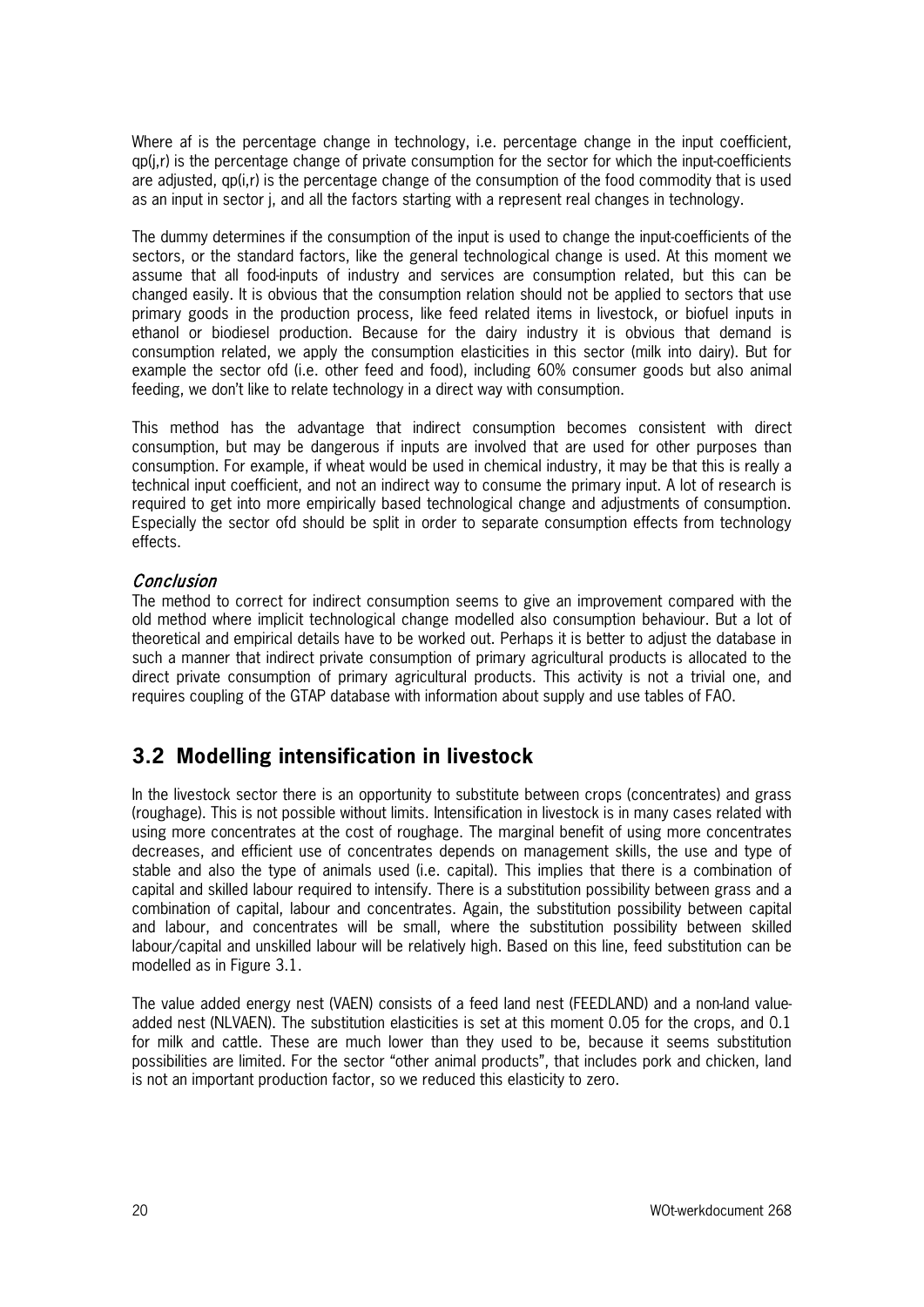Where af is the percentage change in technology, i.e. percentage change in the input coefficient, qp(j,r) is the percentage change of private consumption for the sector for which the input-coefficients are adjusted, qp(i,r) is the percentage change of the consumption of the food commodity that is used as an input in sector j, and all the factors starting with a represent real changes in technology.

The dummy determines if the consumption of the input is used to change the input-coefficients of the sectors, or the standard factors, like the general technological change is used. At this moment we assume that all food-inputs of industry and services are consumption related, but this can be changed easily. It is obvious that the consumption relation should not be applied to sectors that use primary goods in the production process, like feed related items in livestock, or biofuel inputs in ethanol or biodiesel production. Because for the dairy industry it is obvious that demand is consumption related, we apply the consumption elasticities in this sector (milk into dairy). But for example the sector ofd (i.e. other feed and food), including 60% consumer goods but also animal feeding, we don't like to relate technology in a direct way with consumption.

This method has the advantage that indirect consumption becomes consistent with direct consumption, but may be dangerous if inputs are involved that are used for other purposes than consumption. For example, if wheat would be used in chemical industry, it may be that this is really a technical input coefficient, and not an indirect way to consume the primary input. A lot of research is required to get into more empirically based technological change and adjustments of consumption. Especially the sector ofd should be split in order to separate consumption effects from technology effects.

*Conclusion*

The method to correct for indirect consumption seems to give an improvement compared with the old method where implicit technological change modelled also consumption behaviour. But a lot of theoretical and empirical details have to be worked out. Perhaps it is better to adjust the database in such a manner that indirect private consumption of primary agricultural products is allocated to the direct private consumption of primary agricultural products. This activity is not a trivial one, and requires coupling of the GTAP database with information about supply and use tables of FAO.

## 3.2 Modelling intensification in livestock

In the livestock sector there is an opportunity to substitute between crops (concentrates) and grass (roughage). This is not possible without limits. Intensification in livestock is in many cases related with using more concentrates at the cost of roughage. The marginal benefit of using more concentrates decreases, and efficient use of concentrates depends on management skills, the use and type of stable and also the type of animals used (i.e. capital). This implies that there is a combination of capital and skilled labour required to intensify. There is a substitution possibility between grass and a combination of capital, labour and concentrates. Again, the substitution possibility between capital and labour, and concentrates will be small, where the substitution possibility between skilled labour/capital and unskilled labour will be relatively high. Based on this line, feed substitution can be modelled as in Figure 3.1.

The value added energy nest (VAEN) consists of a feed land nest (FEEDLAND) and a non-land value-added nest (NLVAEN). The substitution elasticities is set at this moment 0.05 for the crops, and 0.1 for milk and cattle. These are much lower than they used to be, because it seems substitution possibilities are limited. For the sector "other animal products", that includes pork and chicken, land is not an important production factor, so we reduced this elasticity to zero.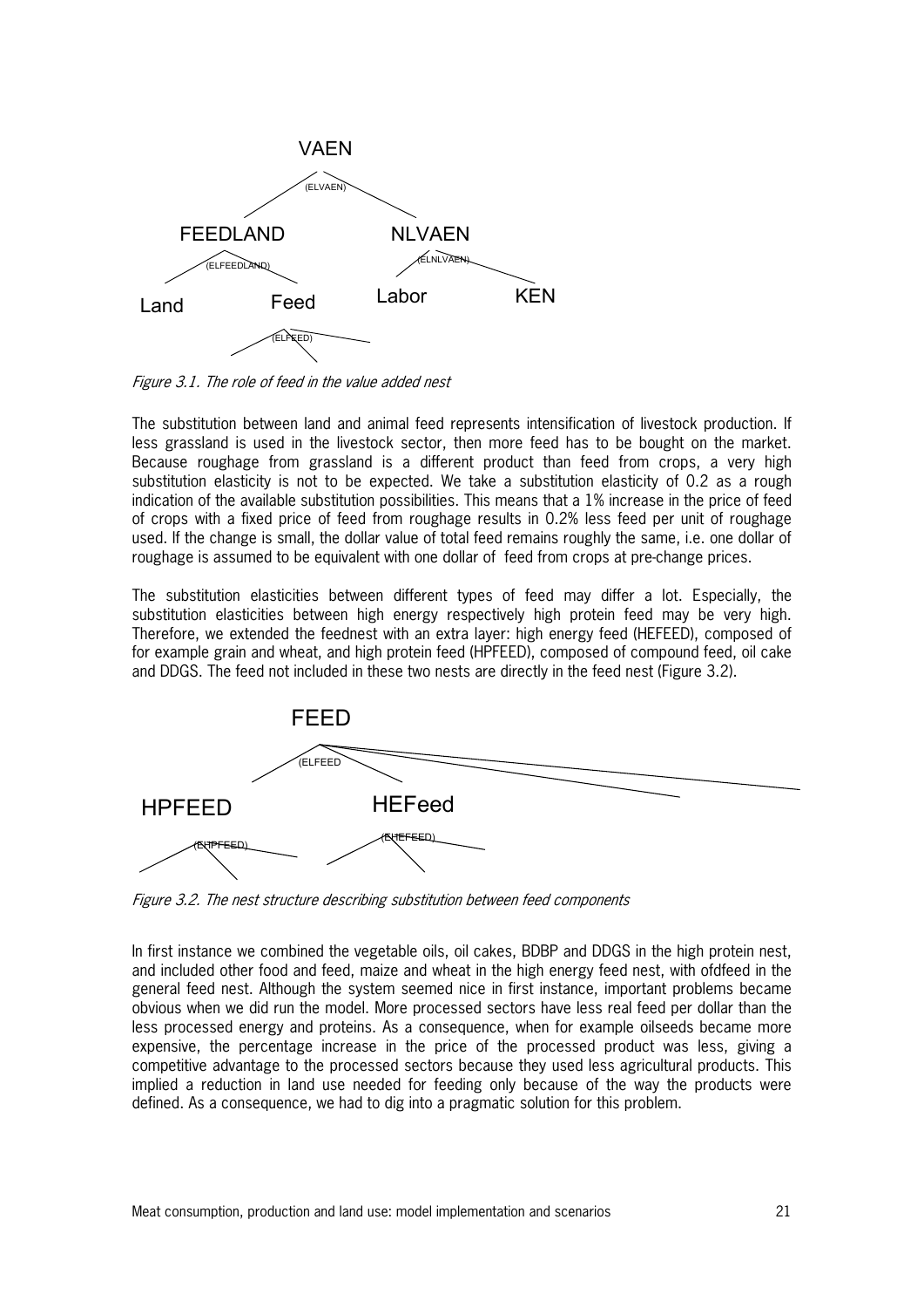VAEN

(ELVAEN)

FEEDLAND NLVAEN

(ELFEEDLAND) (ELNLVAEN)

Land Feed Labor KEN

(ELFEED)

*Figure 3.1. The role of feed in the value added nest*

The substitution between land and animal feed represents intensification of livestock production. If less grassland is used in the livestock sector, then more feed has to be bought on the market. Because roughage from grassland is a different product than feed from crops, a very high substitution elasticity is not to be expected. We take a substitution elasticity of 0.2 as a rough indication of the available substitution possibilities. This means that a 1% increase in the price of feed of crops with a fixed price of feed from roughage results in 0.2% less feed per unit of roughage used. If the change is small, the dollar value of total feed remains roughly the same, i.e. one dollar of roughage is assumed to be equivalent with one dollar of feed from crops at pre-change prices.

The substitution elasticities between different types of feed may differ a lot. Especially, the substitution elasticities between high energy respectively high protein feed may be very high. Therefore, we extended the feednest with an extra layer: high energy feed (HEFEED), composed of for example grain and wheat, and high protein feed (HPFEED), composed of compound feed, oil cake and DDGS. The feed not included in these two nests are directly in the feed nest (Figure 3.2).

FEED

(ELFEED

HPFEED HEFeed

(ELHPFEED) (ELHEFEED)

*Figure 3.2. The nest structure describing substitution between feed components*

In first instance we combined the vegetable oils, oil cakes, BDBP and DDGS in the high protein nest, and included other food and feed, maize and wheat in the high energy feed nest, with ofdfeed in the general feed nest. Although the system seemed nice in first instance, important problems became obvious when we did run the model. More processed sectors have less real feed per dollar than the less processed energy and proteins. As a consequence, when for example oilseeds became more expensive, the percentage increase in the price of the processed product was less, giving a competitive advantage to the processed sectors because they used less agricultural products. This implied a reduction in land use needed for feeding only because of the way the products were defined. As a consequence, we had to dig into a pragmatic solution for this problem.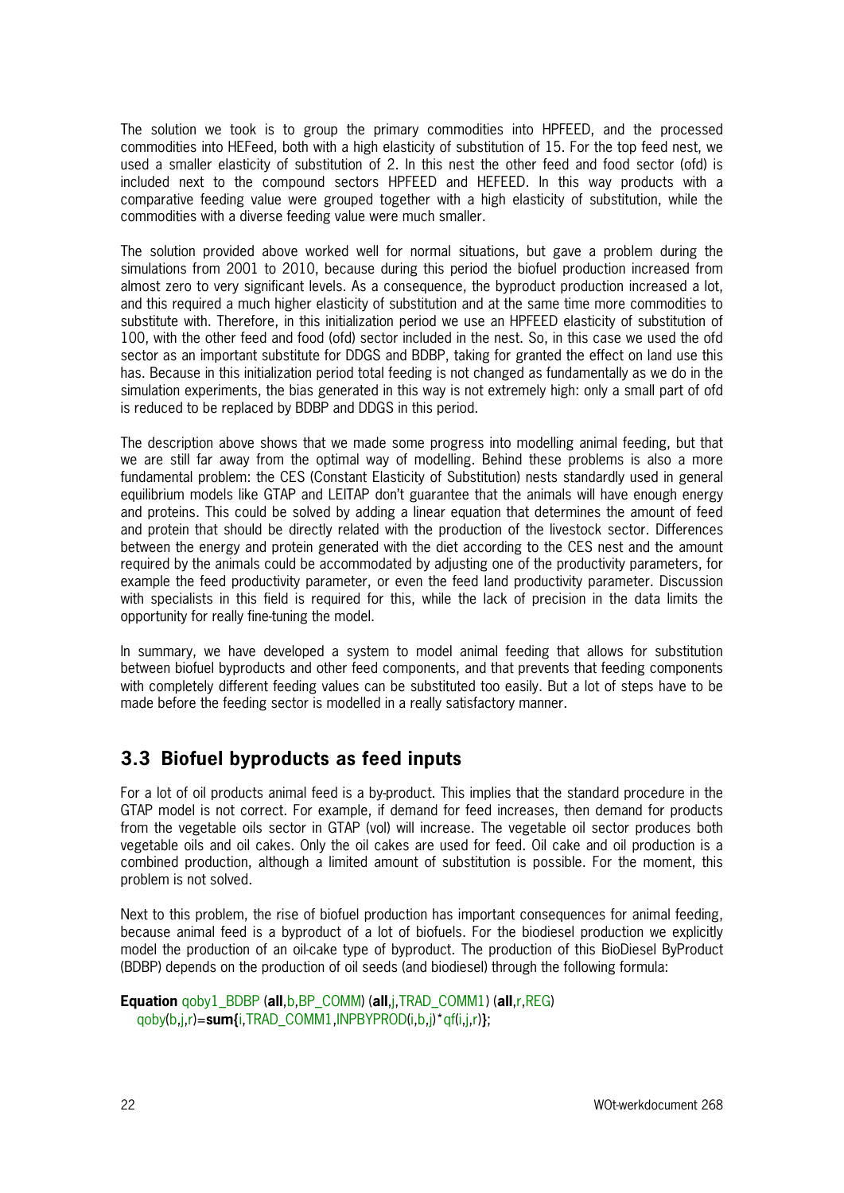The solution we took is to group the primary commodities into HPFEED, and the processed commodities into HEFeed, both with a high elasticity of substitution of 15. For the top feed nest, we used a smaller elasticity of substitution of 2. In this nest the other feed and food sector (ofd) is included next to the compound sectors HPFEED and HEFEED. In this way products with a comparative feeding value were grouped together with a high elasticity of substitution, while the commodities with a diverse feeding value were much smaller.

The solution provided above worked well for normal situations, but gave a problem during the simulations from 2001 to 2010, because during this period the biofuel production increased from almost zero to very significant levels. As a consequence, the byproduct production increased a lot, and this required a much higher elasticity of substitution and at the same time more commodities to substitute with. Therefore, in this initialization period we use an HPFEED elasticity of substitution of 100, with the other feed and food (ofd) sector included in the nest. So, in this case we used the ofd sector as an important substitute for DDGS and BDBP, taking for granted the effect on land use this has. Because in this initialization period total feeding is not changed as fundamentally as we do in the simulation experiments, the bias generated in this way is not extremely high: only a small part of ofd is reduced to be replaced by BDBP and DDGS in this period.

The description above shows that we made some progress into modelling animal feeding, but that we are still far away from the optimal way of modelling. Behind these problems is also a more fundamental problem: the CES (Constant Elasticity of Substitution) nests standardly used in general equilibrium models like GTAP and LEITAP don't guarantee that the animals will have enough energy and proteins. This could be solved by adding a linear equation that determines the amount of feed and protein that should be directly related with the production of the livestock sector. Differences between the energy and protein generated with the diet according to the CES nest and the amount required by the animals could be accommodated by adjusting one of the productivity parameters, for example the feed productivity parameter, or even the feed land productivity parameter. Discussion with specialists in this field is required for this, while the lack of precision in the data limits the opportunity for really fine-tuning the model.

In summary, we have developed a system to model animal feeding that allows for substitution between biofuel byproducts and other feed components, and that prevents that feeding components with completely different feeding values can be substituted too easily. But a lot of steps have to be made before the feeding sector is modelled in a really satisfactory manner.

## 3.3 Biofuel byproducts as feed inputs

For a lot of oil products animal feed is a by-product. This implies that the standard procedure in the GTAP model is not correct. For example, if demand for feed increases, then demand for products from the vegetable oils sector in GTAP (vol) will increase. The vegetable oil sector produces both vegetable oils and oil cakes. Only the oil cakes are used for feed. Oil cake and oil production is a combined production, although a limited amount of substitution is possible. For the moment, this problem is not solved.

Next to this problem, the rise of biofuel production has important consequences for animal feeding, because animal feed is a byproduct of a lot of biofuels. For the biodiesel production we explicitly model the production of an oil-cake type of byproduct. The production of this BioDiesel ByProduct (BDBP) depends on the production of oil seeds (and biodiesel) through the following formula:

```
Equation qoby1_BDBP (all,b,BP_COMM) (all,j,TRAD_COMM1) (all,r,REG)
   qoby(b,j,r)=sum{i,TRAD_COMM1,INPBYPROD(i,b,j)*qf(i,j,r)};
```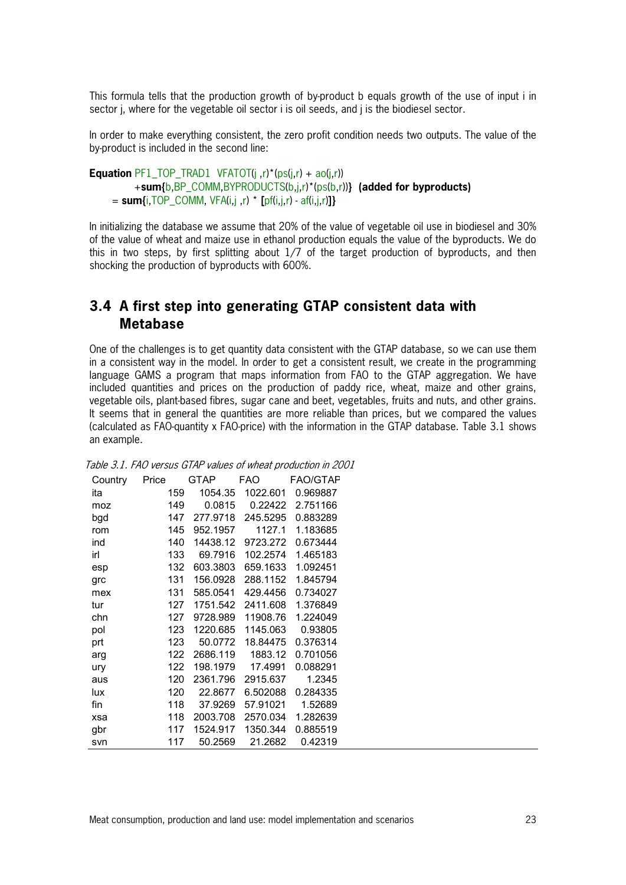This formula tells that the production growth of by-product b equals growth of the use of input i in sector j, where for the vegetable oil sector i is oil seeds, and j is the biodiesel sector.

In order to make everything consistent, the zero profit condition needs two outputs. The value of the by-product is included in the second line:

```
Equation PF1_TOP_TRAD1  VFATOT(j ,r)*(ps(j,r) + ao(j,r))
        +sum{b,BP_COMM,BYPRODUCTS(b,j,r)*(ps(b,r))}  (added for byproducts)
    = sum{i,TOP_COMM, VFA(i,j ,r) * [pf(i,j,r) - af(i,j,r)]}
```

In initializing the database we assume that 20% of the value of vegetable oil use in biodiesel and 30% of the value of wheat and maize use in ethanol production equals the value of the byproducts. We do this in two steps, by first splitting about 1/7 of the target production of byproducts, and then shocking the production of byproducts with 600%.

## 3.4 A first step into generating GTAP consistent data with Metabase

One of the challenges is to get quantity data consistent with the GTAP database, so we can use them in a consistent way in the model. In order to get a consistent result, we create in the programming language GAMS a program that maps information from FAO to the GTAP aggregation. We have included quantities and prices on the production of paddy rice, wheat, maize and other grains, vegetable oils, plant-based fibres, sugar cane and beet, vegetables, fruits and nuts, and other grains. It seems that in general the quantities are more reliable than prices, but we compared the values (calculated as FAO-quantity x FAO-price) with the information in the GTAP database. Table 3.1 shows an example.

*Table 3.1. FAO versus GTAP values of wheat production in 2001*

| Country | Price | GTAP | FAO | FAO/GTAP |
|---|---|---|---|---|
| ita | 159 | 1054.35 | 1022.601 | 0.969887 |
| moz | 149 | 0.0815 | 0.22422 | 2.751166 |
| bgd | 147 | 277.9718 | 245.5295 | 0.883289 |
| rom | 145 | 952.1957 | 1127.1 | 1.183685 |
| ind | 140 | 14438.12 | 9723.272 | 0.673444 |
| irl | 133 | 69.7916 | 102.2574 | 1.465183 |
| esp | 132 | 603.3803 | 659.1633 | 1.092451 |
| grc | 131 | 156.0928 | 288.1152 | 1.845794 |
| mex | 131 | 585.0541 | 429.4456 | 0.734027 |
| tur | 127 | 1751.542 | 2411.608 | 1.376849 |
| chn | 127 | 9728.989 | 11908.76 | 1.224049 |
| pol | 123 | 1220.685 | 1145.063 | 0.93805 |
| prt | 123 | 50.0772 | 18.84475 | 0.376314 |
| arg | 122 | 2686.119 | 1883.12 | 0.701056 |
| ury | 122 | 198.1979 | 17.4991 | 0.088291 |
| aus | 120 | 2361.796 | 2915.637 | 1.2345 |
| lux | 120 | 22.8677 | 6.502088 | 0.284335 |
| fin | 118 | 37.9269 | 57.91021 | 1.52689 |
| xsa | 118 | 2003.708 | 2570.034 | 1.282639 |
| gbr | 117 | 1524.917 | 1350.344 | 0.885519 |
| svn | 117 | 50.2569 | 21.2682 | 0.42319 |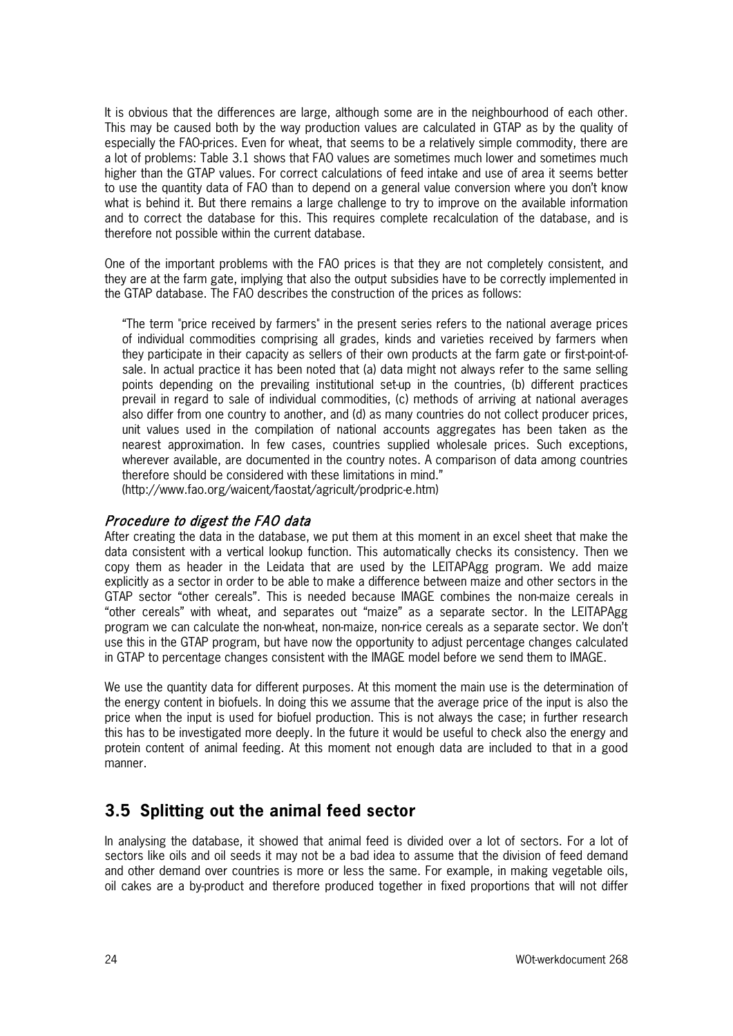It is obvious that the differences are large, although some are in the neighbourhood of each other. This may be caused both by the way production values are calculated in GTAP as by the quality of especially the FAO-prices. Even for wheat, that seems to be a relatively simple commodity, there are a lot of problems: Table 3.1 shows that FAO values are sometimes much lower and sometimes much higher than the GTAP values. For correct calculations of feed intake and use of area it seems better to use the quantity data of FAO than to depend on a general value conversion where you don't know what is behind it. But there remains a large challenge to try to improve on the available information and to correct the database for this. This requires complete recalculation of the database, and is therefore not possible within the current database.

One of the important problems with the FAO prices is that they are not completely consistent, and they are at the farm gate, implying that also the output subsidies have to be correctly implemented in the GTAP database. The FAO describes the construction of the prices as follows:

> "The term "price received by farmers" in the present series refers to the national average prices of individual commodities comprising all grades, kinds and varieties received by farmers when they participate in their capacity as sellers of their own products at the farm gate or first-point-of-sale. In actual practice it has been noted that (a) data might not always refer to the same selling points depending on the prevailing institutional set-up in the countries, (b) different practices prevail in regard to sale of individual commodities, (c) methods of arriving at national averages also differ from one country to another, and (d) as many countries do not collect producer prices, unit values used in the compilation of national accounts aggregates has been taken as the nearest approximation. In few cases, countries supplied wholesale prices. Such exceptions, wherever available, are documented in the country notes. A comparison of data among countries therefore should be considered with these limitations in mind."
> (http://www.fao.org/waicent/faostat/agricult/prodpric-e.htm)

#### *Procedure to digest the FAO data*

After creating the data in the database, we put them at this moment in an excel sheet that make the data consistent with a vertical lookup function. This automatically checks its consistency. Then we copy them as header in the Leidata that are used by the LEITAPAgg program. We add maize explicitly as a sector in order to be able to make a difference between maize and other sectors in the GTAP sector "other cereals". This is needed because IMAGE combines the non-maize cereals in "other cereals" with wheat, and separates out "maize" as a separate sector. In the LEITAPAgg program we can calculate the non-wheat, non-maize, non-rice cereals as a separate sector. We don't use this in the GTAP program, but have now the opportunity to adjust percentage changes calculated in GTAP to percentage changes consistent with the IMAGE model before we send them to IMAGE.

We use the quantity data for different purposes. At this moment the main use is the determination of the energy content in biofuels. In doing this we assume that the average price of the input is also the price when the input is used for biofuel production. This is not always the case; in further research this has to be investigated more deeply. In the future it would be useful to check also the energy and protein content of animal feeding. At this moment not enough data are included to that in a good manner.

## 3.5 Splitting out the animal feed sector

In analysing the database, it showed that animal feed is divided over a lot of sectors. For a lot of sectors like oils and oil seeds it may not be a bad idea to assume that the division of feed demand and other demand over countries is more or less the same. For example, in making vegetable oils, oil cakes are a by-product and therefore produced together in fixed proportions that will not differ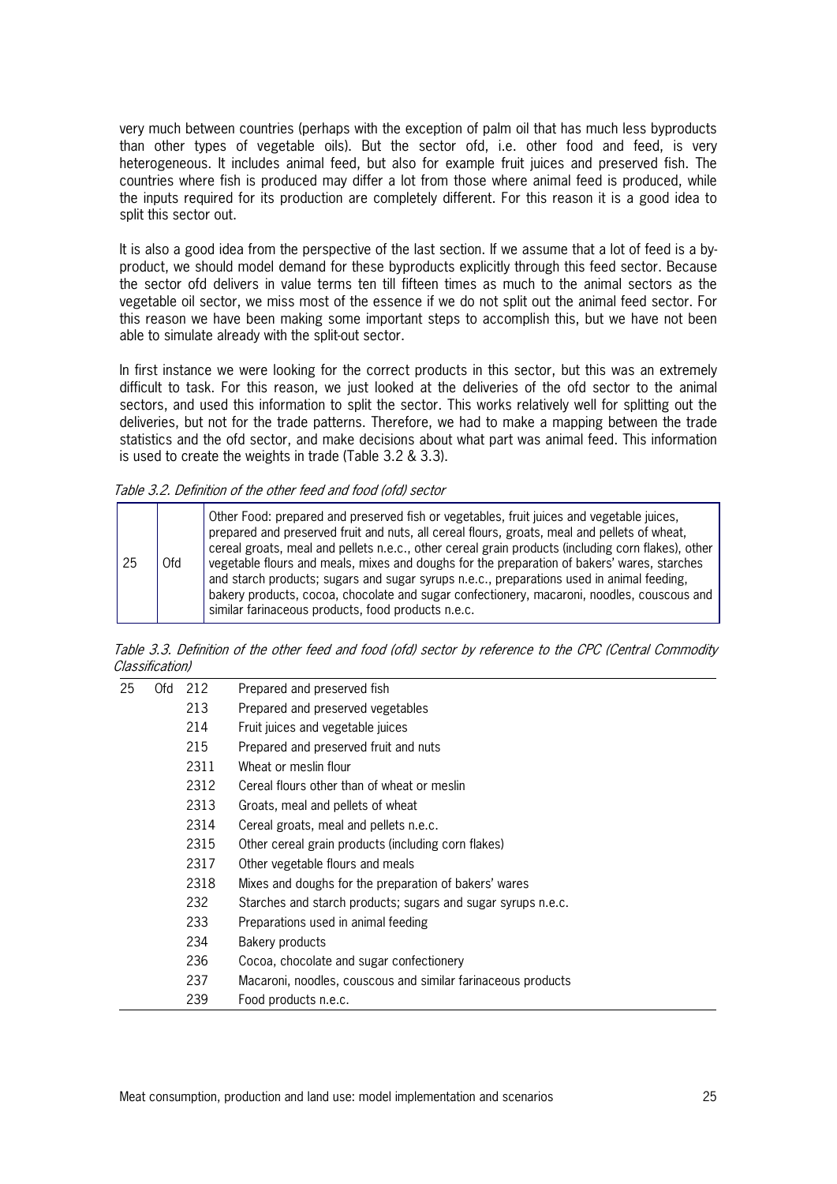very much between countries (perhaps with the exception of palm oil that has much less byproducts than other types of vegetable oils). But the sector ofd, i.e. other food and feed, is very heterogeneous. It includes animal feed, but also for example fruit juices and preserved fish. The countries where fish is produced may differ a lot from those where animal feed is produced, while the inputs required for its production are completely different. For this reason it is a good idea to split this sector out.

It is also a good idea from the perspective of the last section. If we assume that a lot of feed is a by-product, we should model demand for these byproducts explicitly through this feed sector. Because the sector ofd delivers in value terms ten till fifteen times as much to the animal sectors as the vegetable oil sector, we miss most of the essence if we do not split out the animal feed sector. For this reason we have been making some important steps to accomplish this, but we have not been able to simulate already with the split-out sector.

In first instance we were looking for the correct products in this sector, but this was an extremely difficult to task. For this reason, we just looked at the deliveries of the ofd sector to the animal sectors, and used this information to split the sector. This works relatively well for splitting out the deliveries, but not for the trade patterns. Therefore, we had to make a mapping between the trade statistics and the ofd sector, and make decisions about what part was animal feed. This information is used to create the weights in trade (Table 3.2 & 3.3).

*Table 3.2. Definition of the other feed and food (ofd) sector*

| | | |
|---|---|---|
| 25 | Ofd | Other Food: prepared and preserved fish or vegetables, fruit juices and vegetable juices, prepared and preserved fruit and nuts, all cereal flours, groats, meal and pellets of wheat, cereal groats, meal and pellets n.e.c., other cereal grain products (including corn flakes), other vegetable flours and meals, mixes and doughs for the preparation of bakers' wares, starches and starch products; sugars and sugar syrups n.e.c., preparations used in animal feeding, bakery products, cocoa, chocolate and sugar confectionery, macaroni, noodles, couscous and similar farinaceous products, food products n.e.c. |

*Table 3.3. Definition of the other feed and food (ofd) sector by reference to the CPC (Central Commodity Classification)*

| | | | |
|---|---|---|---|
| 25 | Ofd | 212 | Prepared and preserved fish |
| | | 213 | Prepared and preserved vegetables |
| | | 214 | Fruit juices and vegetable juices |
| | | 215 | Prepared and preserved fruit and nuts |
| | | 2311 | Wheat or meslin flour |
| | | 2312 | Cereal flours other than of wheat or meslin |
| | | 2313 | Groats, meal and pellets of wheat |
| | | 2314 | Cereal groats, meal and pellets n.e.c. |
| | | 2315 | Other cereal grain products (including corn flakes) |
| | | 2317 | Other vegetable flours and meals |
| | | 2318 | Mixes and doughs for the preparation of bakers' wares |
| | | 232 | Starches and starch products; sugars and sugar syrups n.e.c. |
| | | 233 | Preparations used in animal feeding |
| | | 234 | Bakery products |
| | | 236 | Cocoa, chocolate and sugar confectionery |
| | | 237 | Macaroni, noodles, couscous and similar farinaceous products |
| | | 239 | Food products n.e.c. |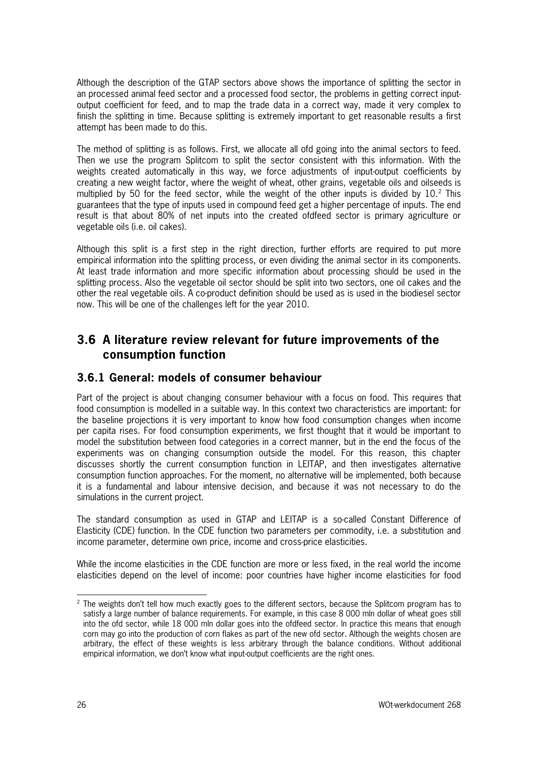Although the description of the GTAP sectors above shows the importance of splitting the sector in an processed animal feed sector and a processed food sector, the problems in getting correct input-output coefficient for feed, and to map the trade data in a correct way, made it very complex to finish the splitting in time. Because splitting is extremely important to get reasonable results a first attempt has been made to do this.

The method of splitting is as follows. First, we allocate all ofd going into the animal sectors to feed. Then we use the program Splitcom to split the sector consistent with this information. With the weights created automatically in this way, we force adjustments of input-output coefficients by creating a new weight factor, where the weight of wheat, other grains, vegetable oils and oilseeds is multiplied by 50 for the feed sector, while the weight of the other inputs is divided by 10.[2] This guarantees that the type of inputs used in compound feed get a higher percentage of inputs. The end result is that about 80% of net inputs into the created ofdfeed sector is primary agriculture or vegetable oils (i.e. oil cakes).

Although this split is a first step in the right direction, further efforts are required to put more empirical information into the splitting process, or even dividing the animal sector in its components. At least trade information and more specific information about processing should be used in the splitting process. Also the vegetable oil sector should be split into two sectors, one oil cakes and the other the real vegetable oils. A co-product definition should be used as is used in the biodiesel sector now. This will be one of the challenges left for the year 2010.

## 3.6 A literature review relevant for future improvements of the consumption function

### 3.6.1 General: models of consumer behaviour

Part of the project is about changing consumer behaviour with a focus on food. This requires that food consumption is modelled in a suitable way. In this context two characteristics are important: for the baseline projections it is very important to know how food consumption changes when income per capita rises. For food consumption experiments, we first thought that it would be important to model the substitution between food categories in a correct manner, but in the end the focus of the experiments was on changing consumption outside the model. For this reason, this chapter discusses shortly the current consumption function in LEITAP, and then investigates alternative consumption function approaches. For the moment, no alternative will be implemented, both because it is a fundamental and labour intensive decision, and because it was not necessary to do the simulations in the current project.

The standard consumption as used in GTAP and LEITAP is a so-called Constant Difference of Elasticity (CDE) function. In the CDE function two parameters per commodity, i.e. a substitution and income parameter, determine own price, income and cross-price elasticities.

While the income elasticities in the CDE function are more or less fixed, in the real world the income elasticities depend on the level of income: poor countries have higher income elasticities for food

---

[2] The weights don't tell how much exactly goes to the different sectors, because the Splitcom program has to satisfy a large number of balance requirements. For example, in this case 8 000 mln dollar of wheat goes still into the ofd sector, while 18 000 mln dollar goes into the ofdfeed sector. In practice this means that enough corn may go into the production of corn flakes as part of the new ofd sector. Although the weights chosen are arbitrary, the effect of these weights is less arbitrary through the balance conditions. Without additional empirical information, we don't know what input-output coefficients are the right ones.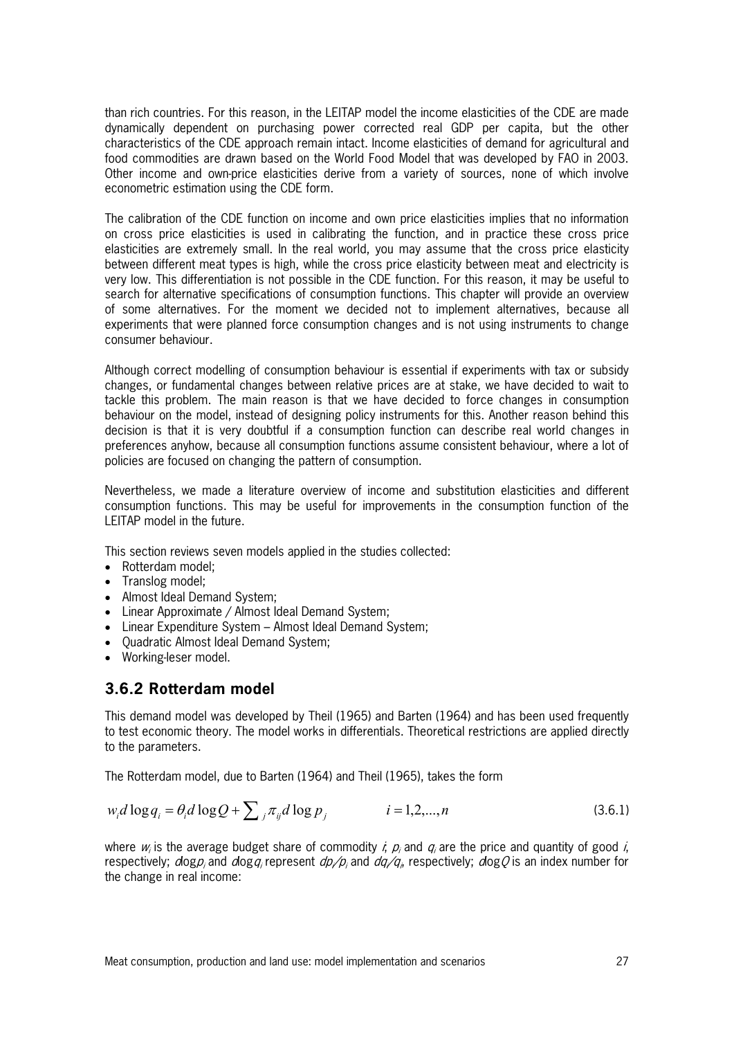than rich countries. For this reason, in the LEITAP model the income elasticities of the CDE are made dynamically dependent on purchasing power corrected real GDP per capita, but the other characteristics of the CDE approach remain intact. Income elasticities of demand for agricultural and food commodities are drawn based on the World Food Model that was developed by FAO in 2003. Other income and own-price elasticities derive from a variety of sources, none of which involve econometric estimation using the CDE form.

The calibration of the CDE function on income and own price elasticities implies that no information on cross price elasticities is used in calibrating the function, and in practice these cross price elasticities are extremely small. In the real world, you may assume that the cross price elasticity between different meat types is high, while the cross price elasticity between meat and electricity is very low. This differentiation is not possible in the CDE function. For this reason, it may be useful to search for alternative specifications of consumption functions. This chapter will provide an overview of some alternatives. For the moment we decided not to implement alternatives, because all experiments that were planned force consumption changes and is not using instruments to change consumer behaviour.

Although correct modelling of consumption behaviour is essential if experiments with tax or subsidy changes, or fundamental changes between relative prices are at stake, we have decided to wait to tackle this problem. The main reason is that we have decided to force changes in consumption behaviour on the model, instead of designing policy instruments for this. Another reason behind this decision is that it is very doubtful if a consumption function can describe real world changes in preferences anyhow, because all consumption functions assume consistent behaviour, where a lot of policies are focused on changing the pattern of consumption.

Nevertheless, we made a literature overview of income and substitution elasticities and different consumption functions. This may be useful for improvements in the consumption function of the LEITAP model in the future.

This section reviews seven models applied in the studies collected:

- Rotterdam model;
- Translog model;
- Almost Ideal Demand System;
- Linear Approximate / Almost Ideal Demand System;
- Linear Expenditure System – Almost Ideal Demand System;
- Quadratic Almost Ideal Demand System;
- Working-leser model.

### 3.6.2 Rotterdam model

This demand model was developed by Theil (1965) and Barten (1964) and has been used frequently to test economic theory. The model works in differentials. Theoretical restrictions are applied directly to the parameters.

The Rotterdam model, due to Barten (1964) and Theil (1965), takes the form

$$w_i d\log q_i = \theta_i d\log Q + \sum_j \pi_{ij} d\log p_j \qquad i = 1,2,...,n \tag{3.6.1}$$

where $w_i$ is the average budget share of commodity $i$, $p_i$ and $q_i$ are the price and quantity of good $i$, respectively; $d\log p_i$ and $d\log q_i$ represent $dp_i/p_i$ and $dq_i/q_i$, respectively; $d\log Q$ is an index number for the change in real income: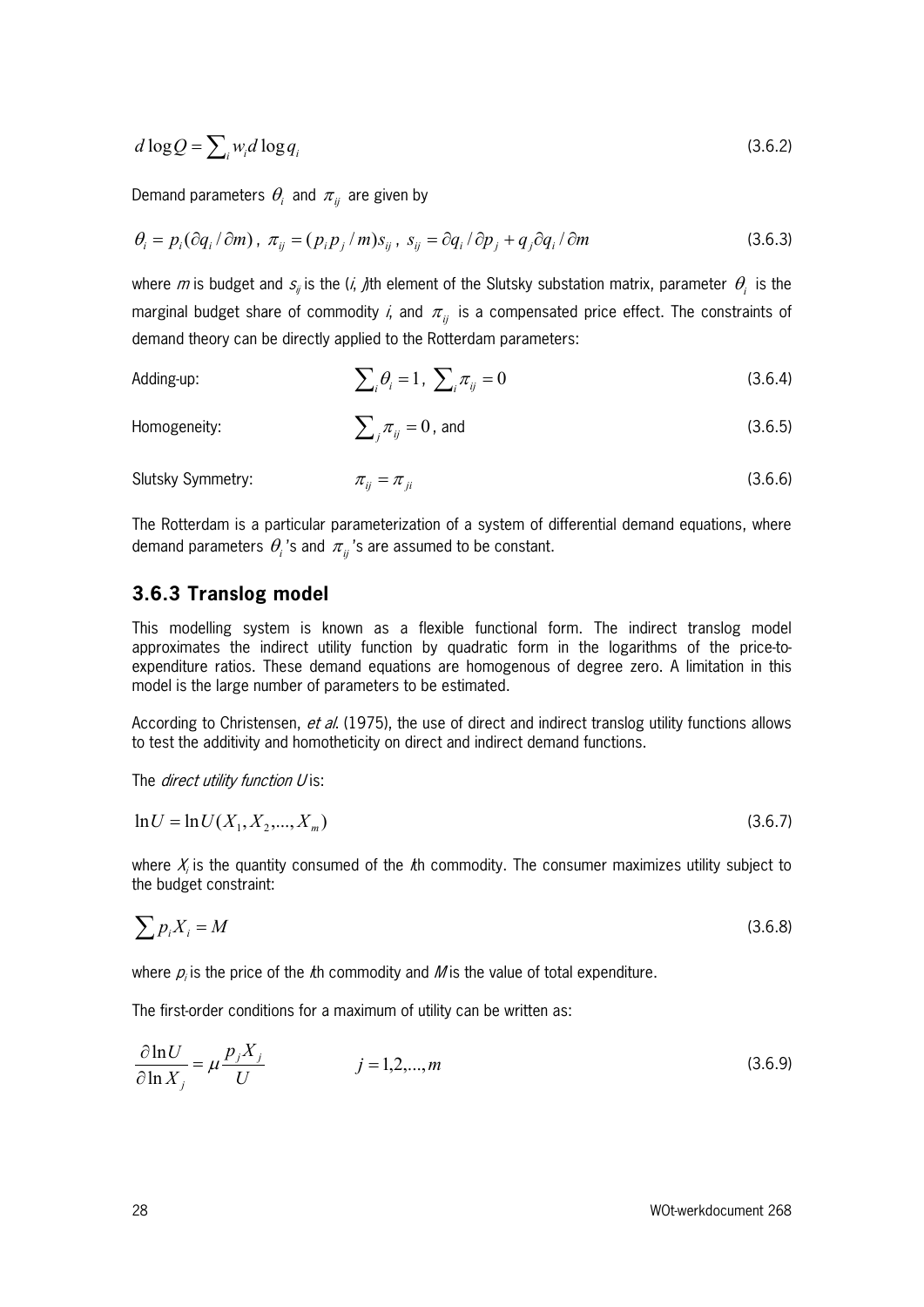$$d \log Q = \sum_i w_i d \log q_i \tag{3.6.2}$$

Demand parameters $\theta_i$ and $\pi_{ij}$ are given by

$$\theta_i = p_i(\partial q_i / \partial m),\ \pi_{ij} = (p_i p_j / m) s_{ij},\ s_{ij} = \partial q_i / \partial p_j + q_j \partial q_i / \partial m \tag{3.6.3}$$

where $m$ is budget and $s_{ij}$ is the ($i$, $j$)th element of the Slutsky substation matrix, parameter $\theta_i$ is the marginal budget share of commodity $i$, and $\pi_{ij}$ is a compensated price effect. The constraints of demand theory can be directly applied to the Rotterdam parameters:

Adding-up: $$\sum_i \theta_i = 1,\ \sum_i \pi_{ij} = 0 \tag{3.6.4}$$

Homogeneity: $$\sum_j \pi_{ij} = 0\text{, and} \tag{3.6.5}$$

Slutsky Symmetry: $$\pi_{ij} = \pi_{ji} \tag{3.6.6}$$

The Rotterdam is a particular parameterization of a system of differential demand equations, where demand parameters $\theta_i$'s and $\pi_{ij}$'s are assumed to be constant.

### 3.6.3 Translog model

This modelling system is known as a flexible functional form. The indirect translog model approximates the indirect utility function by quadratic form in the logarithms of the price-to-expenditure ratios. These demand equations are homogenous of degree zero. A limitation in this model is the large number of parameters to be estimated.

According to Christensen, *et al.* (1975), the use of direct and indirect translog utility functions allows to test the additivity and homotheticity on direct and indirect demand functions.

The *direct utility function U* is:

$$\ln U = \ln U(X_1, X_2, ..., X_m) \tag{3.6.7}$$

where $X_i$ is the quantity consumed of the $i$th commodity. The consumer maximizes utility subject to the budget constraint:

$$\sum p_i X_i = M \tag{3.6.8}$$

where $p_i$ is the price of the $i$th commodity and $M$ is the value of total expenditure.

The first-order conditions for a maximum of utility can be written as:

$$\frac{\partial \ln U}{\partial \ln X_j} = \mu \frac{p_j X_j}{U} \qquad j = 1, 2, ..., m \tag{3.6.9}$$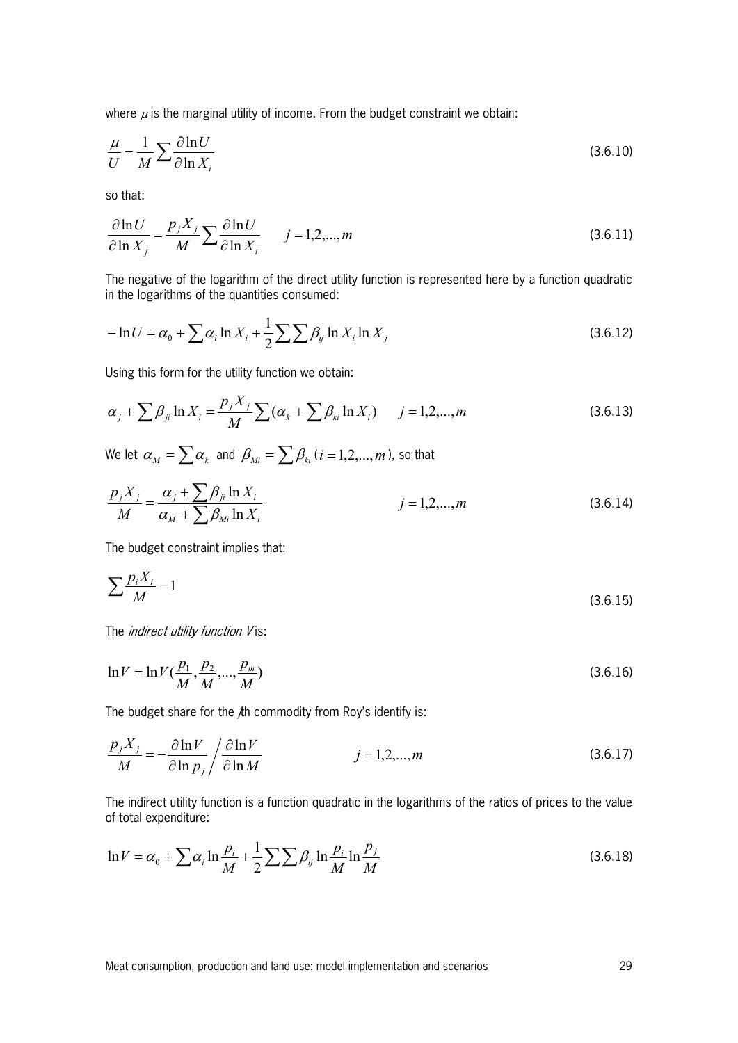where $\mu$ is the marginal utility of income. From the budget constraint we obtain:

$$\frac{\mu}{U} = \frac{1}{M}\sum \frac{\partial \ln U}{\partial \ln X_i} \tag{3.6.10}$$

so that:

$$\frac{\partial \ln U}{\partial \ln X_j} = \frac{p_j X_j}{M}\sum \frac{\partial \ln U}{\partial \ln X_i} \qquad j = 1,2,...,m \tag{3.6.11}$$

The negative of the logarithm of the direct utility function is represented here by a function quadratic in the logarithms of the quantities consumed:

$$-\ln U = \alpha_0 + \sum \alpha_i \ln X_i + \frac{1}{2}\sum\sum \beta_{ij} \ln X_i \ln X_j \tag{3.6.12}$$

Using this form for the utility function we obtain:

$$\alpha_j + \sum \beta_{ji} \ln X_i = \frac{p_j X_j}{M}\sum (\alpha_k + \sum \beta_{ki} \ln X_i) \qquad j = 1,2,...,m \tag{3.6.13}$$

We let $\alpha_M = \sum \alpha_k$ and $\beta_{Mi} = \sum \beta_{ki}$ ($i = 1,2,...,m$), so that

$$\frac{p_j X_j}{M} = \frac{\alpha_j + \sum \beta_{ji} \ln X_i}{\alpha_M + \sum \beta_{Mi} \ln X_i} \qquad j = 1,2,...,m \tag{3.6.14}$$

The budget constraint implies that:

$$\sum \frac{p_i X_i}{M} = 1 \tag{3.6.15}$$

The *indirect utility function V* is:

$$\ln V = \ln V(\frac{p_1}{M}, \frac{p_2}{M}, ..., \frac{p_m}{M}) \tag{3.6.16}$$

The budget share for the *j*th commodity from Roy's identify is:

$$\frac{p_j X_j}{M} = -\frac{\partial \ln V}{\partial \ln p_j} \bigg/ \frac{\partial \ln V}{\partial \ln M} \qquad j = 1,2,...,m \tag{3.6.17}$$

The indirect utility function is a function quadratic in the logarithms of the ratios of prices to the value of total expenditure:

$$\ln V = \alpha_0 + \sum \alpha_i \ln \frac{p_i}{M} + \frac{1}{2}\sum\sum \beta_{ij} \ln \frac{p_i}{M} \ln \frac{p_j}{M} \tag{3.6.18}$$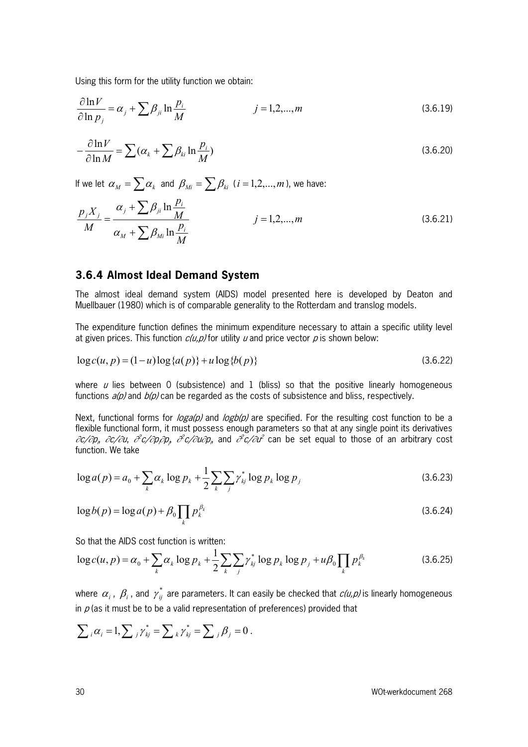Using this form for the utility function we obtain:

$$\frac{\partial \ln V}{\partial \ln p_j} = \alpha_j + \sum \beta_{ji} \ln \frac{p_i}{M} \qquad j = 1,2,...,m \tag{3.6.19}$$

$$-\frac{\partial \ln V}{\partial \ln M} = \sum (\alpha_k + \sum \beta_{ki} \ln \frac{p_i}{M}) \tag{3.6.20}$$

If we let $\alpha_M = \sum \alpha_k$ and $\beta_{Mi} = \sum \beta_{ki}$ ($i = 1,2,...,m$), we have:

$$\frac{p_j X_j}{M} = \frac{\alpha_j + \sum \beta_{ji} \ln \frac{p_i}{M}}{\alpha_M + \sum \beta_{Mi} \ln \frac{p_i}{M}} \qquad j = 1,2,...,m \tag{3.6.21}$$

### 3.6.4 Almost Ideal Demand System

The almost ideal demand system (AIDS) model presented here is developed by Deaton and Muellbauer (1980) which is of comparable generality to the Rotterdam and translog models.

The expenditure function defines the minimum expenditure necessary to attain a specific utility level at given prices. This function *c(u,p)* for utility *u* and price vector *p* is shown below:

$$\log c(u,p) = (1-u)\log\{a(p)\} + u \log\{b(p)\} \tag{3.6.22}$$

where *u* lies between 0 (subsistence) and 1 (bliss) so that the positive linearly homogeneous functions *a(p)* and *b(p)* can be regarded as the costs of subsistence and bliss, respectively.

Next, functional forms for *loga(p)* and *logb(p)* are specified. For the resulting cost function to be a flexible functional form, it must possess enough parameters so that at any single point its derivatives $\partial c/\partial p_i$, $\partial c/\partial u$, $\partial^2 c/\partial p_i \partial p_j$, $\partial^2 c/\partial u \partial p_i$, and $\partial^2 c/\partial u^2$ can be set equal to those of an arbitrary cost function. We take

$$\log a(p) = a_0 + \sum_k \alpha_k \log p_k + \frac{1}{2}\sum_k \sum_j \gamma_{kj}^* \log p_k \log p_j \tag{3.6.23}$$

$$\log b(p) = \log a(p) + \beta_0 \prod_k p_k^{\beta_k} \tag{3.6.24}$$

So that the AIDS cost function is written:

$$\log c(u,p) = \alpha_0 + \sum_k \alpha_k \log p_k + \frac{1}{2}\sum_k \sum_j \gamma_{kj}^* \log p_k \log p_j + u\beta_0 \prod_k p_k^{\beta_k} \tag{3.6.25}$$

where $\alpha_i$, $\beta_i$, and $\gamma_{ij}^*$ are parameters. It can easily be checked that *c(u,p)* is linearly homogeneous in *p* (as it must be to be a valid representation of preferences) provided that

$$\sum_i \alpha_i = 1, \sum_j \gamma_{kj}^* = \sum_k \gamma_{kj}^* = \sum_j \beta_j = 0 .$$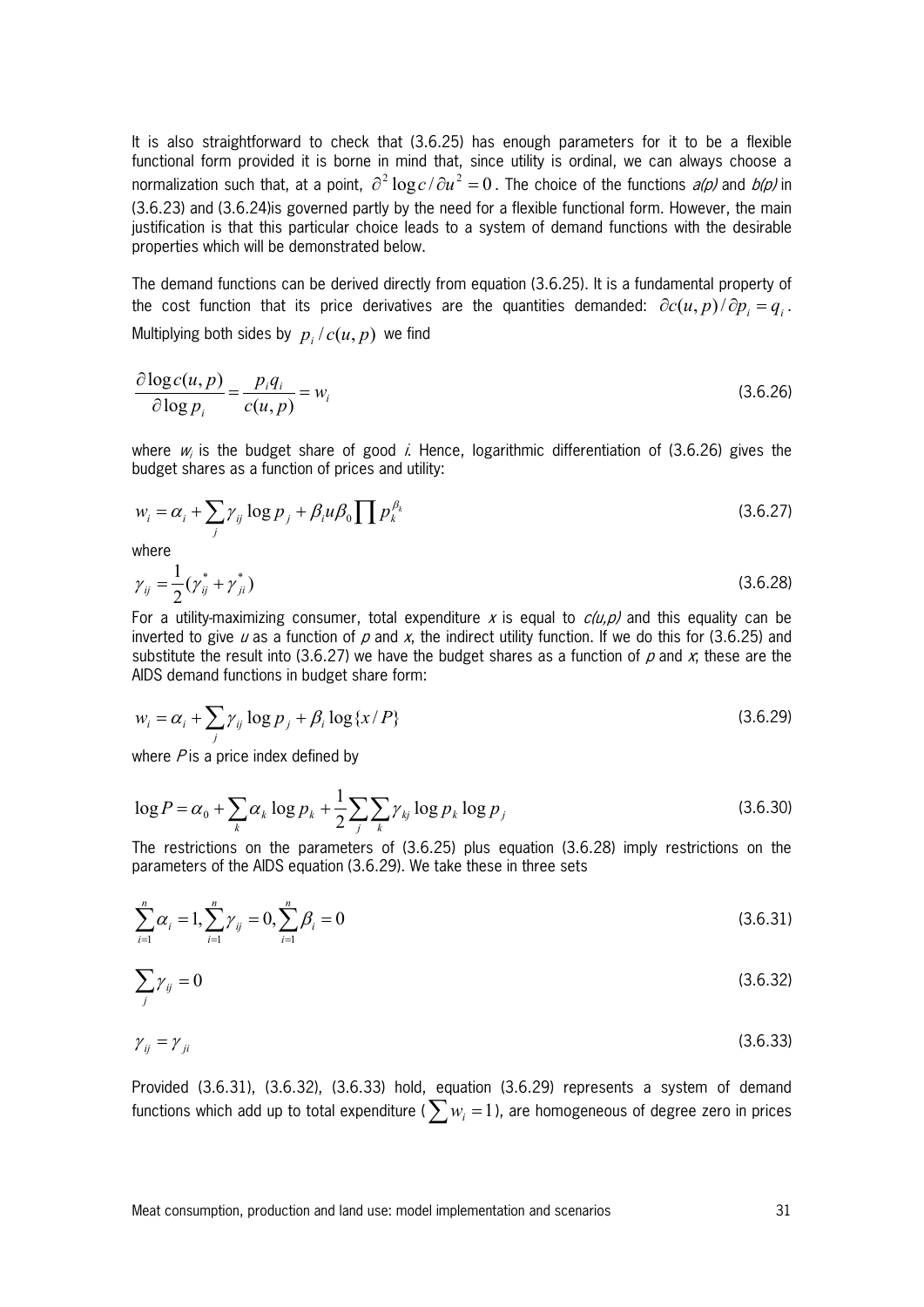It is also straightforward to check that (3.6.25) has enough parameters for it to be a flexible functional form provided it is borne in mind that, since utility is ordinal, we can always choose a normalization such that, at a point, $\partial^2 \log c / \partial u^2 = 0$. The choice of the functions *a(p)* and *b(p)* in (3.6.23) and (3.6.24)is governed partly by the need for a flexible functional form. However, the main justification is that this particular choice leads to a system of demand functions with the desirable properties which will be demonstrated below.

The demand functions can be derived directly from equation (3.6.25). It is a fundamental property of the cost function that its price derivatives are the quantities demanded: $\partial c(u,p)/\partial p_i = q_i$. Multiplying both sides by $p_i / c(u,p)$ we find

$$\frac{\partial \log c(u,p)}{\partial \log p_i} = \frac{p_i q_i}{c(u,p)} = w_i \tag{3.6.26}$$

where $w_i$ is the budget share of good $i$. Hence, logarithmic differentiation of (3.6.26) gives the budget shares as a function of prices and utility:

$$w_i = \alpha_i + \sum_j \gamma_{ij} \log p_j + \beta_i u \beta_0 \prod p_k^{\beta_k} \tag{3.6.27}$$

where

$$\gamma_{ij} = \frac{1}{2}(\gamma_{ij}^* + \gamma_{ji}^*) \tag{3.6.28}$$

For a utility-maximizing consumer, total expenditure $x$ is equal to $c(u,p)$ and this equality can be inverted to give $u$ as a function of $p$ and $x$, the indirect utility function. If we do this for (3.6.25) and substitute the result into (3.6.27) we have the budget shares as a function of $p$ and $x$; these are the AIDS demand functions in budget share form:

$$w_i = \alpha_i + \sum_j \gamma_{ij} \log p_j + \beta_i \log\{x/P\} \tag{3.6.29}$$

where $P$ is a price index defined by

$$\log P = \alpha_0 + \sum_k \alpha_k \log p_k + \frac{1}{2}\sum_j \sum_k \gamma_{kj} \log p_k \log p_j \tag{3.6.30}$$

The restrictions on the parameters of (3.6.25) plus equation (3.6.28) imply restrictions on the parameters of the AIDS equation (3.6.29). We take these in three sets

$$\sum_{i=1}^{n} \alpha_i = 1, \sum_{i=1}^{n} \gamma_{ij} = 0, \sum_{i=1}^{n} \beta_i = 0 \tag{3.6.31}$$

$$\sum_j \gamma_{ij} = 0 \tag{3.6.32}$$

$$\gamma_{ij} = \gamma_{ji} \tag{3.6.33}$$

Provided (3.6.31), (3.6.32), (3.6.33) hold, equation (3.6.29) represents a system of demand functions which add up to total expenditure ($\sum w_i = 1$), are homogeneous of degree zero in prices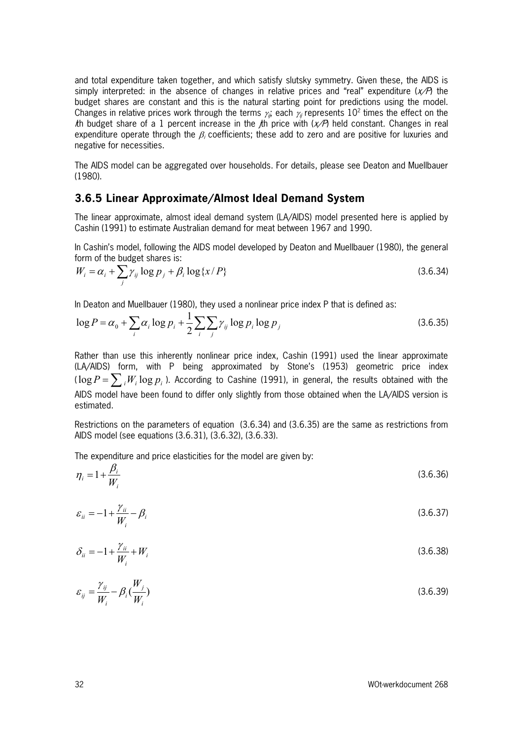and total expenditure taken together, and which satisfy slutsky symmetry. Given these, the AIDS is simply interpreted: in the absence of changes in relative prices and "real" expenditure ($x/P$) the budget shares are constant and this is the natural starting point for predictions using the model. Changes in relative prices work through the terms $\gamma_{ij}$; each $\gamma_{ij}$ represents $10^2$ times the effect on the $i$th budget share of a 1 percent increase in the $j$th price with ($x/P$) held constant. Changes in real expenditure operate through the $\beta_i$ coefficients; these add to zero and are positive for luxuries and negative for necessities.

The AIDS model can be aggregated over households. For details, please see Deaton and Muellbauer (1980).

### 3.6.5 Linear Approximate/Almost Ideal Demand System

The linear approximate, almost ideal demand system (LA/AIDS) model presented here is applied by Cashin (1991) to estimate Australian demand for meat between 1967 and 1990.

In Cashin's model, following the AIDS model developed by Deaton and Muellbauer (1980), the general form of the budget shares is:

$$W_i = \alpha_i + \sum_j \gamma_{ij} \log p_j + \beta_i \log\{x/P\} \tag{3.6.34}$$

In Deaton and Muellbauer (1980), they used a nonlinear price index P that is defined as:

$$\log P = \alpha_0 + \sum_i \alpha_i \log p_i + \frac{1}{2}\sum_i \sum_j \gamma_{ij} \log p_i \log p_j \tag{3.6.35}$$

Rather than use this inherently nonlinear price index, Cashin (1991) used the linear approximate (LA/AIDS) form, with P being approximated by Stone's (1953) geometric price index ($\log P = \sum_i W_i \log p_i$). According to Cashine (1991), in general, the results obtained with the AIDS model have been found to differ only slightly from those obtained when the LA/AIDS version is estimated.

Restrictions on the parameters of equation (3.6.34) and (3.6.35) are the same as restrictions from AIDS model (see equations (3.6.31), (3.6.32), (3.6.33).

The expenditure and price elasticities for the model are given by:

$$\eta_i = 1 + \frac{\beta_i}{W_i} \tag{3.6.36}$$

$$\varepsilon_{ii} = -1 + \frac{\gamma_{ii}}{W_i} - \beta_i \tag{3.6.37}$$

$$\delta_{ii} = -1 + \frac{\gamma_{ii}}{W_i} + W_i \tag{3.6.38}$$

$$\varepsilon_{ij} = \frac{\gamma_{ij}}{W_i} - \beta_i\left(\frac{W_j}{W_i}\right) \tag{3.6.39}$$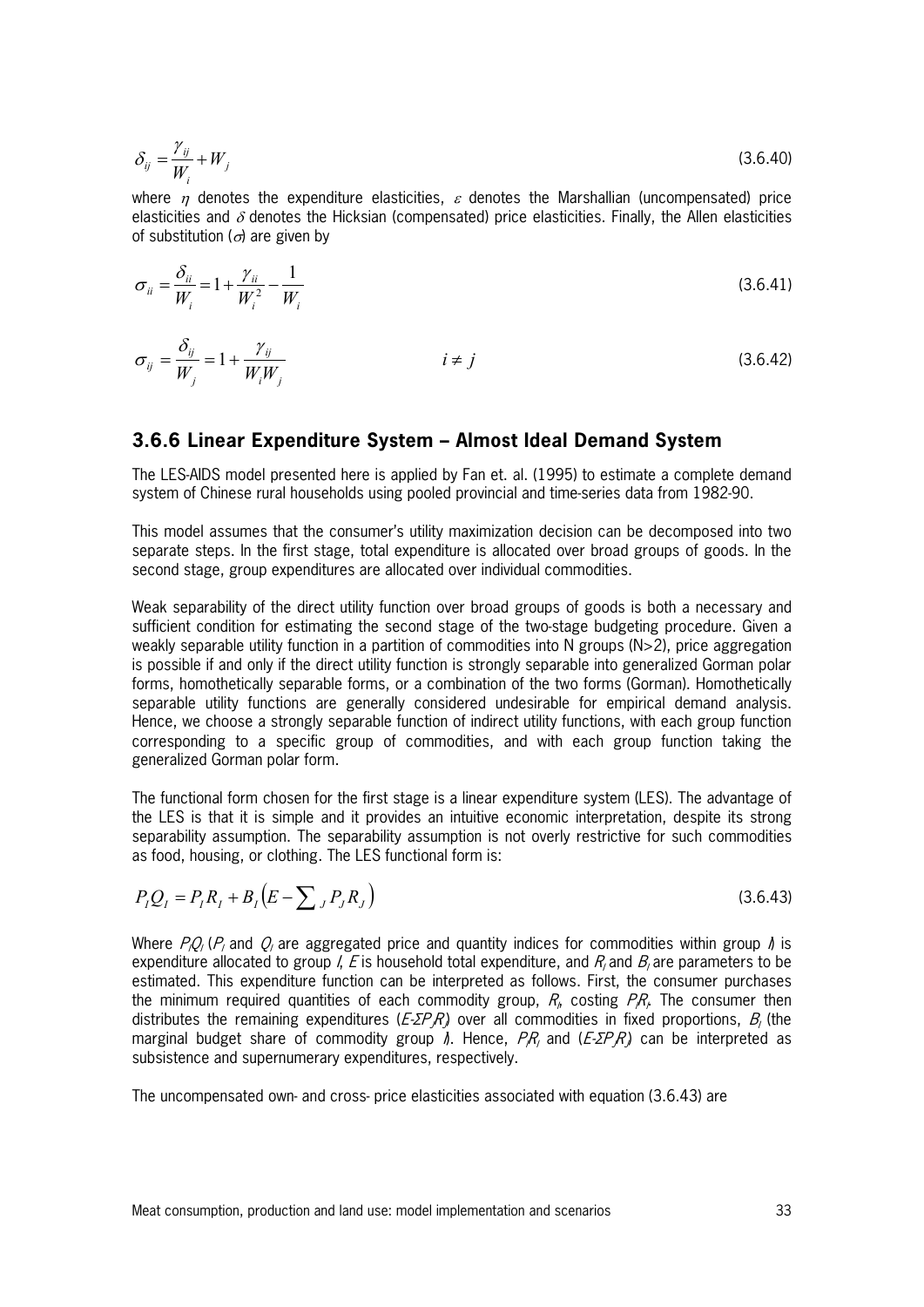$$\delta_{ij} = \frac{\gamma_{ij}}{W_i} + W_j \tag{3.6.40}$$

where $\eta$ denotes the expenditure elasticities, $\varepsilon$ denotes the Marshallian (uncompensated) price elasticities and $\delta$ denotes the Hicksian (compensated) price elasticities. Finally, the Allen elasticities of substitution ($\sigma$) are given by

$$\sigma_{ii} = \frac{\delta_{ii}}{W_i} = 1 + \frac{\gamma_{ii}}{W_i^2} - \frac{1}{W_i} \tag{3.6.41}$$

$$\sigma_{ij} = \frac{\delta_{ij}}{W_j} = 1 + \frac{\gamma_{ij}}{W_i W_j} \qquad i \neq j \tag{3.6.42}$$

### 3.6.6 Linear Expenditure System – Almost Ideal Demand System

The LES-AIDS model presented here is applied by Fan et. al. (1995) to estimate a complete demand system of Chinese rural households using pooled provincial and time-series data from 1982-90.

This model assumes that the consumer's utility maximization decision can be decomposed into two separate steps. In the first stage, total expenditure is allocated over broad groups of goods. In the second stage, group expenditures are allocated over individual commodities.

Weak separability of the direct utility function over broad groups of goods is both a necessary and sufficient condition for estimating the second stage of the two-stage budgeting procedure. Given a weakly separable utility function in a partition of commodities into N groups (N>2), price aggregation is possible if and only if the direct utility function is strongly separable into generalized Gorman polar forms, homothetically separable forms, or a combination of the two forms (Gorman). Homothetically separable utility functions are generally considered undesirable for empirical demand analysis. Hence, we choose a strongly separable function of indirect utility functions, with each group function corresponding to a specific group of commodities, and with each group function taking the generalized Gorman polar form.

The functional form chosen for the first stage is a linear expenditure system (LES). The advantage of the LES is that it is simple and it provides an intuitive economic interpretation, despite its strong separability assumption. The separability assumption is not overly restrictive for such commodities as food, housing, or clothing. The LES functional form is:

$$P_I Q_I = P_I R_I + B_I \left( E - \sum\nolimits_J P_J R_J \right) \tag{3.6.43}$$

Where $P_I Q_I$ ($P_I$ and $Q_I$ are aggregated price and quantity indices for commodities within group $I$) is expenditure allocated to group $I$, $E$ is household total expenditure, and $R_I$ and $B_I$ are parameters to be estimated. This expenditure function can be interpreted as follows. First, the consumer purchases the minimum required quantities of each commodity group, $R_I$, costing $P_I R_I$. The consumer then distributes the remaining expenditures ($E$-$\Sigma P_J R_J$) over all commodities in fixed proportions, $B_I$ (the marginal budget share of commodity group $I$). Hence, $P_I R_I$ and ($E$-$\Sigma P_J R_J$) can be interpreted as subsistence and supernumerary expenditures, respectively.

The uncompensated own- and cross- price elasticities associated with equation (3.6.43) are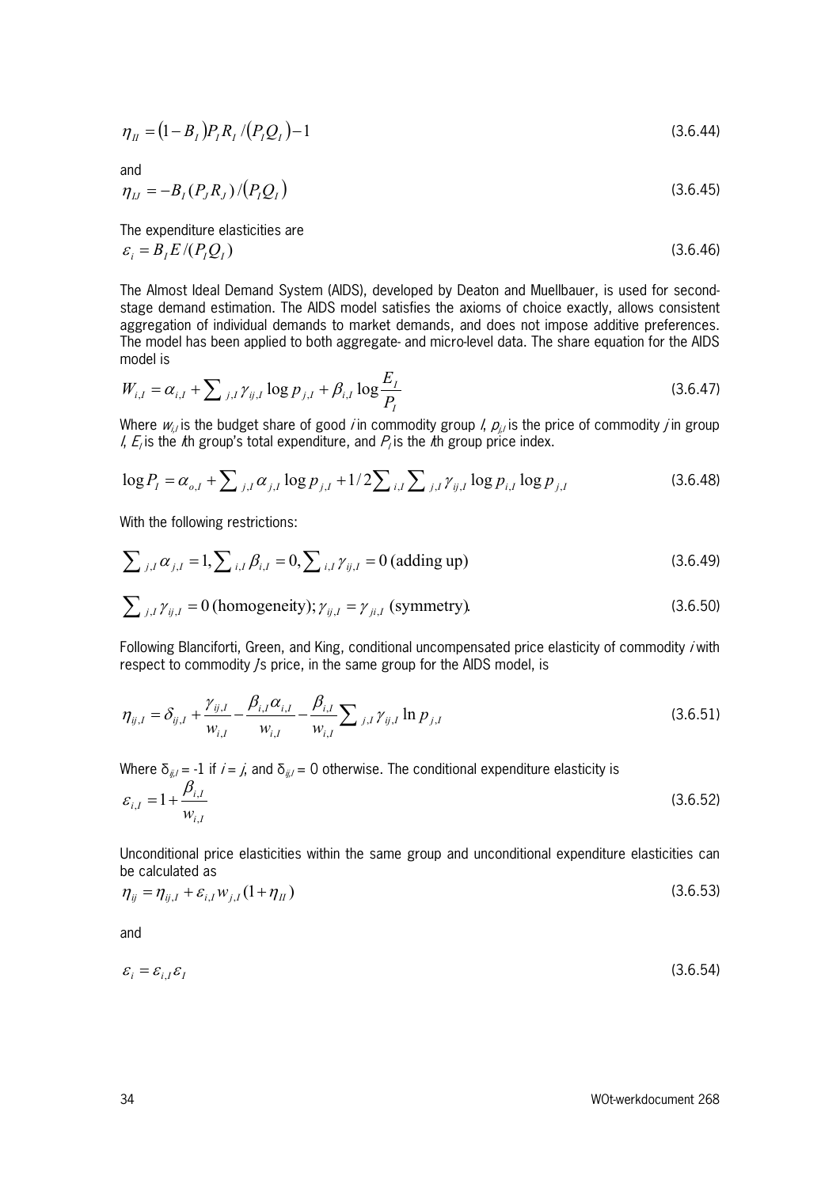$$\eta_{II} = (1 - B_I) P_I R_I / (P_I Q_I) - 1 \tag{3.6.44}$$

and

$$\eta_{IJ} = -B_I (P_J R_J) / (P_I Q_I) \tag{3.6.45}$$

The expenditure elasticities are

$$\varepsilon_i = B_I E / (P_I Q_I) \tag{3.6.46}$$

The Almost Ideal Demand System (AIDS), developed by Deaton and Muellbauer, is used for second-stage demand estimation. The AIDS model satisfies the axioms of choice exactly, allows consistent aggregation of individual demands to market demands, and does not impose additive preferences. The model has been applied to both aggregate- and micro-level data. The share equation for the AIDS model is

$$W_{i,I} = \alpha_{i,I} + \sum_{j,I} \gamma_{ij,I} \log p_{j,I} + \beta_{i,I} \log \frac{E_I}{P_I} \tag{3.6.47}$$

Where $w_{i,I}$ is the budget share of good $i$ in commodity group $I$, $p_{j,I}$ is the price of commodity $j$ in group $I$, $E_I$ is the $I$th group's total expenditure, and $P_I$ is the $I$th group price index.

$$\log P_I = \alpha_{o,I} + \sum_{j,I} \alpha_{j,I} \log p_{j,I} + 1/2 \sum_{i,I} \sum_{j,I} \gamma_{ij,I} \log p_{i,I} \log p_{j,I} \tag{3.6.48}$$

With the following restrictions:

$$\sum_{j,I} \alpha_{j,I} = 1, \sum_{i,I} \beta_{i,I} = 0, \sum_{i,I} \gamma_{ij,I} = 0 \text{ (adding up)} \tag{3.6.49}$$

$$\sum_{j,I} \gamma_{ij,I} = 0 \text{ (homogeneity)}; \gamma_{ij,I} = \gamma_{ji,I} \text{ (symmetry)}. \tag{3.6.50}$$

Following Blanciforti, Green, and King, conditional uncompensated price elasticity of commodity $i$ with respect to commodity $j$'s price, in the same group for the AIDS model, is

$$\eta_{ij,I} = \delta_{ij,I} + \frac{\gamma_{ij,I}}{w_{i,I}} - \frac{\beta_{i,I} \alpha_{i,I}}{w_{i,I}} - \frac{\beta_{i,I}}{w_{i,I}} \sum_{j,I} \gamma_{ij,I} \ln p_{j,I} \tag{3.6.51}$$

Where $\delta_{ij,I}$ = -1 if $i = j$, and $\delta_{ij,I}$ = 0 otherwise. The conditional expenditure elasticity is

$$\varepsilon_{i,I} = 1 + \frac{\beta_{i,I}}{w_{i,I}} \tag{3.6.52}$$

Unconditional price elasticities within the same group and unconditional expenditure elasticities can be calculated as

$$\eta_{ij} = \eta_{ij,I} + \varepsilon_{i,I} w_{j,I} (1 + \eta_{II}) \tag{3.6.53}$$

and

$$\varepsilon_i = \varepsilon_{i,I} \varepsilon_I \tag{3.6.54}$$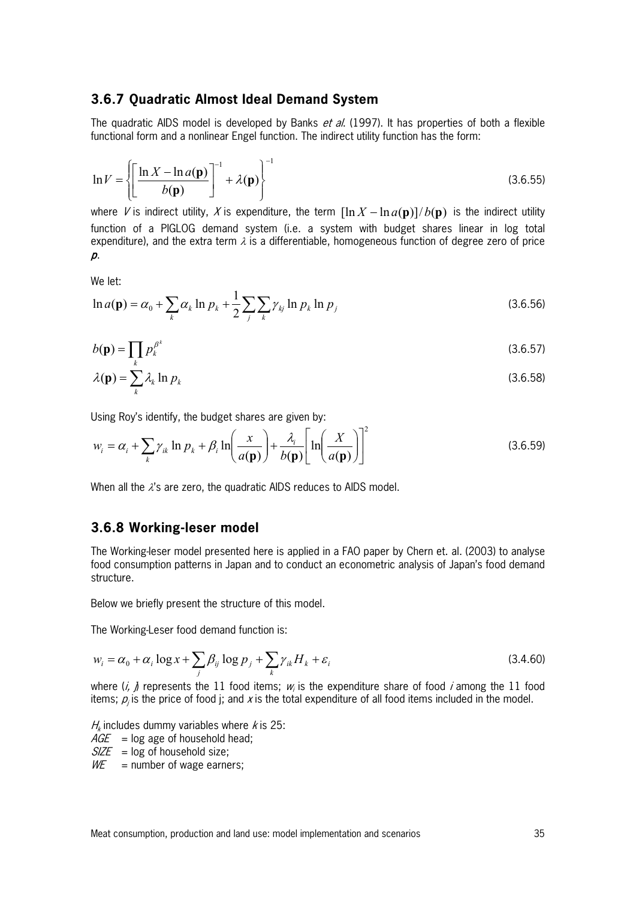### 3.6.7 Quadratic Almost Ideal Demand System

The quadratic AIDS model is developed by Banks *et al.* (1997). It has properties of both a flexible functional form and a nonlinear Engel function. The indirect utility function has the form:

$$\ln V = \left\{ \left[ \frac{\ln X - \ln a(\mathbf{p})}{b(\mathbf{p})} \right]^{-1} + \lambda(\mathbf{p}) \right\}^{-1} \tag{3.6.55}$$

where $V$ is indirect utility, $X$ is expenditure, the term $[\ln X - \ln a(\mathbf{p})]/b(\mathbf{p})$ is the indirect utility function of a PIGLOG demand system (i.e. a system with budget shares linear in log total expenditure), and the extra term $\lambda$ is a differentiable, homogeneous function of degree zero of price $\mathbf{p}$.

We let:

$$\ln a(\mathbf{p}) = \alpha_0 + \sum_k \alpha_k \ln p_k + \frac{1}{2} \sum_j \sum_k \gamma_{kj} \ln p_k \ln p_j \tag{3.6.56}$$

$$b(\mathbf{p}) = \prod_k p_k^{\beta^k} \tag{3.6.57}$$

$$\lambda(\mathbf{p}) = \sum_k \lambda_k \ln p_k \tag{3.6.58}$$

Using Roy's identify, the budget shares are given by:

$$w_i = \alpha_i + \sum_k \gamma_{ik} \ln p_k + \beta_i \ln\left(\frac{x}{a(\mathbf{p})}\right) + \frac{\lambda_i}{b(\mathbf{p})}\left[\ln\left(\frac{X}{a(\mathbf{p})}\right)\right]^2 \tag{3.6.59}$$

When all the $\lambda$'s are zero, the quadratic AIDS reduces to AIDS model.

### 3.6.8 Working-leser model

The Working-leser model presented here is applied in a FAO paper by Chern et. al. (2003) to analyse food consumption patterns in Japan and to conduct an econometric analysis of Japan's food demand structure.

Below we briefly present the structure of this model.

The Working-Leser food demand function is:

$$w_i = \alpha_0 + \alpha_i \log x + \sum_j \beta_{ij} \log p_j + \sum_k \gamma_{ik} H_k + \varepsilon_i \tag{3.4.60}$$

where ($i$, $j$) represents the 11 food items; $w_i$ is the expenditure share of food $i$ among the 11 food items; $p_j$ is the price of food j; and $x$ is the total expenditure of all food items included in the model.

$H_k$ includes dummy variables where $k$ is 25:
*AGE* = log age of household head;
*SIZE* = log of household size;
*WE* = number of wage earners;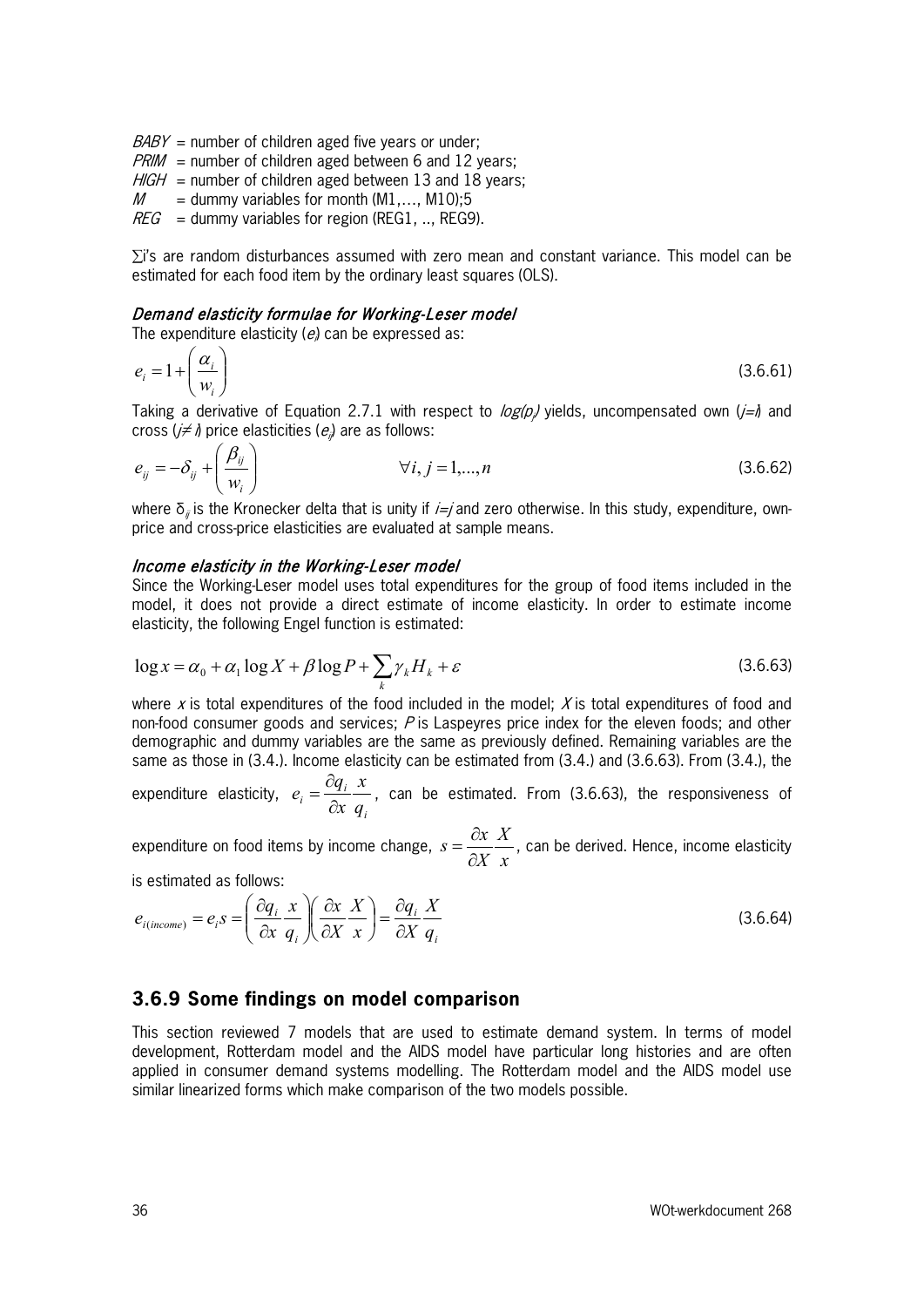*BABY* = number of children aged five years or under;
*PRIM* = number of children aged between 6 and 12 years;
*HIGH* = number of children aged between 13 and 18 years;
*M* = dummy variables for month (M1,…, M10);5
*REG* = dummy variables for region (REG1, .., REG9).

∑i's are random disturbances assumed with zero mean and constant variance. This model can be estimated for each food item by the ordinary least squares (OLS).

#### *Demand elasticity formulae for Working-Leser model*

The expenditure elasticity ($e$) can be expressed as:

$$e_i = 1 + \left( \frac{\alpha_i}{w_i} \right) \tag{3.6.61}$$

Taking a derivative of Equation 2.7.1 with respect to $log(p_j)$ yields, uncompensated own ($j=i$) and cross ($j \neq i$) price elasticities ($e_{ij}$) are as follows:

$$e_{ij} = -\delta_{ij} + \left( \frac{\beta_{ij}}{w_i} \right) \qquad \forall i, j = 1,...,n \tag{3.6.62}$$

where $\delta_{ij}$ is the Kronecker delta that is unity if $i=j$ and zero otherwise. In this study, expenditure, own-price and cross-price elasticities are evaluated at sample means.

#### *Income elasticity in the Working-Leser model*

Since the Working-Leser model uses total expenditures for the group of food items included in the model, it does not provide a direct estimate of income elasticity. In order to estimate income elasticity, the following Engel function is estimated:

$$\log x = \alpha_0 + \alpha_1 \log X + \beta \log P + \sum_k \gamma_k H_k + \varepsilon \tag{3.6.63}$$

where $x$ is total expenditures of the food included in the model; $X$ is total expenditures of food and non-food consumer goods and services; $P$ is Laspeyres price index for the eleven foods; and other demographic and dummy variables are the same as previously defined. Remaining variables are the same as those in (3.4.). Income elasticity can be estimated from (3.4.) and (3.6.63). From (3.4.), the expenditure elasticity, $e_i = \frac{\partial q_i}{\partial x} \frac{x}{q_i}$, can be estimated. From (3.6.63), the responsiveness of expenditure on food items by income change, $s = \frac{\partial x}{\partial X} \frac{X}{x}$, can be derived. Hence, income elasticity is estimated as follows:

$$e_{i(income)} = e_i s = \left( \frac{\partial q_i}{\partial x} \frac{x}{q_i} \right) \left( \frac{\partial x}{\partial X} \frac{X}{x} \right) = \frac{\partial q_i}{\partial X} \frac{X}{q_i} \tag{3.6.64}$$

### 3.6.9 Some findings on model comparison

This section reviewed 7 models that are used to estimate demand system. In terms of model development, Rotterdam model and the AIDS model have particular long histories and are often applied in consumer demand systems modelling. The Rotterdam model and the AIDS model use similar linearized forms which make comparison of the two models possible.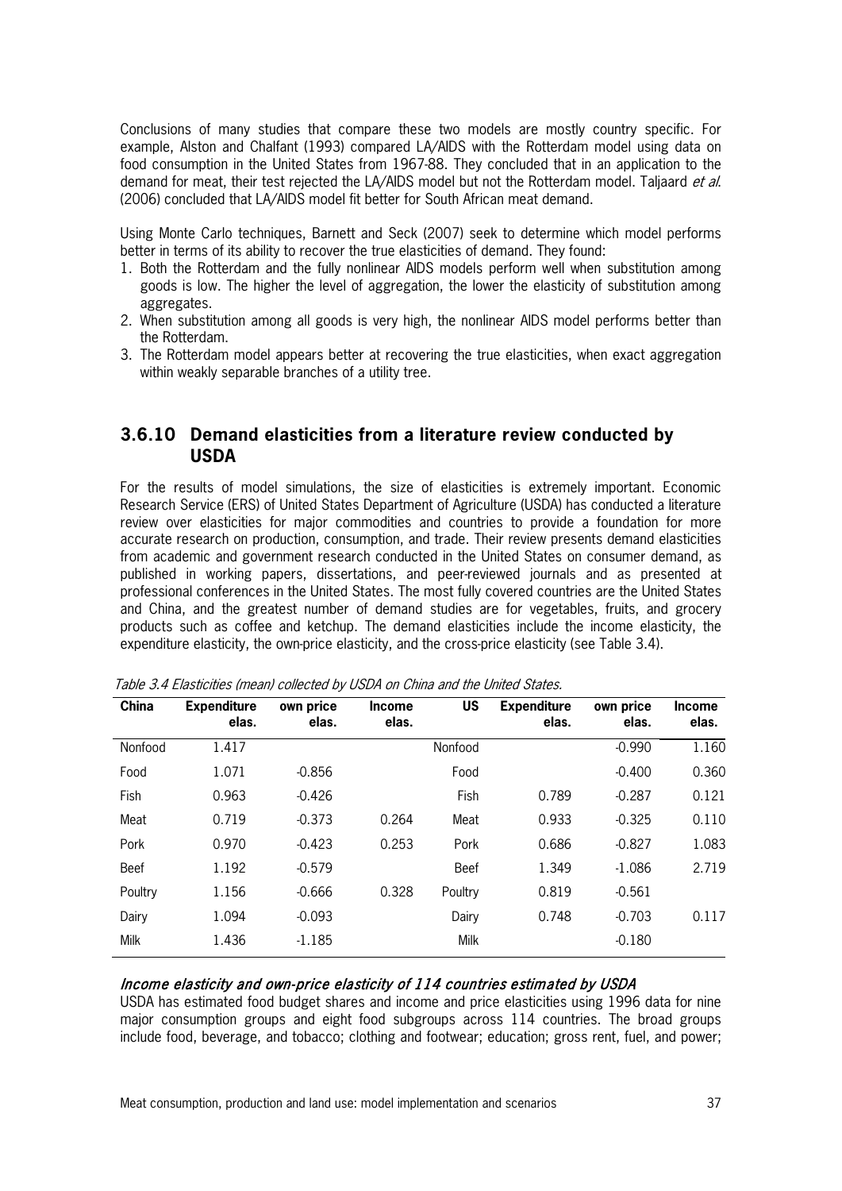Conclusions of many studies that compare these two models are mostly country specific. For example, Alston and Chalfant (1993) compared LA/AIDS with the Rotterdam model using data on food consumption in the United States from 1967-88. They concluded that in an application to the demand for meat, their test rejected the LA/AIDS model but not the Rotterdam model. Taljaard *et al.* (2006) concluded that LA/AIDS model fit better for South African meat demand.

Using Monte Carlo techniques, Barnett and Seck (2007) seek to determine which model performs better in terms of its ability to recover the true elasticities of demand. They found:

1. Both the Rotterdam and the fully nonlinear AIDS models perform well when substitution among goods is low. The higher the level of aggregation, the lower the elasticity of substitution among aggregates.
2. When substitution among all goods is very high, the nonlinear AIDS model performs better than the Rotterdam.
3. The Rotterdam model appears better at recovering the true elasticities, when exact aggregation within weakly separable branches of a utility tree.

### 3.6.10 Demand elasticities from a literature review conducted by USDA

For the results of model simulations, the size of elasticities is extremely important. Economic Research Service (ERS) of United States Department of Agriculture (USDA) has conducted a literature review over elasticities for major commodities and countries to provide a foundation for more accurate research on production, consumption, and trade. Their review presents demand elasticities from academic and government research conducted in the United States on consumer demand, as published in working papers, dissertations, and peer-reviewed journals and as presented at professional conferences in the United States. The most fully covered countries are the United States and China, and the greatest number of demand studies are for vegetables, fruits, and grocery products such as coffee and ketchup. The demand elasticities include the income elasticity, the expenditure elasticity, the own-price elasticity, and the cross-price elasticity (see Table 3.4).

*Table 3.4 Elasticities (mean) collected by USDA on China and the United States.*

| China | Expenditure elas. | own price elas. | Income elas. | US | Expenditure elas. | own price elas. | Income elas. |
|---|---|---|---|---|---|---|---|
| Nonfood | 1.417 | | | Nonfood | | -0.990 | 1.160 |
| Food | 1.071 | -0.856 | | Food | | -0.400 | 0.360 |
| Fish | 0.963 | -0.426 | | Fish | 0.789 | -0.287 | 0.121 |
| Meat | 0.719 | -0.373 | 0.264 | Meat | 0.933 | -0.325 | 0.110 |
| Pork | 0.970 | -0.423 | 0.253 | Pork | 0.686 | -0.827 | 1.083 |
| Beef | 1.192 | -0.579 | | Beef | 1.349 | -1.086 | 2.719 |
| Poultry | 1.156 | -0.666 | 0.328 | Poultry | 0.819 | -0.561 | |
| Dairy | 1.094 | -0.093 | | Dairy | 0.748 | -0.703 | 0.117 |
| Milk | 1.436 | -1.185 | | Milk | | -0.180 | |

***Income elasticity and own-price elasticity of 114 countries estimated by USDA***

USDA has estimated food budget shares and income and price elasticities using 1996 data for nine major consumption groups and eight food subgroups across 114 countries. The broad groups include food, beverage, and tobacco; clothing and footwear; education; gross rent, fuel, and power;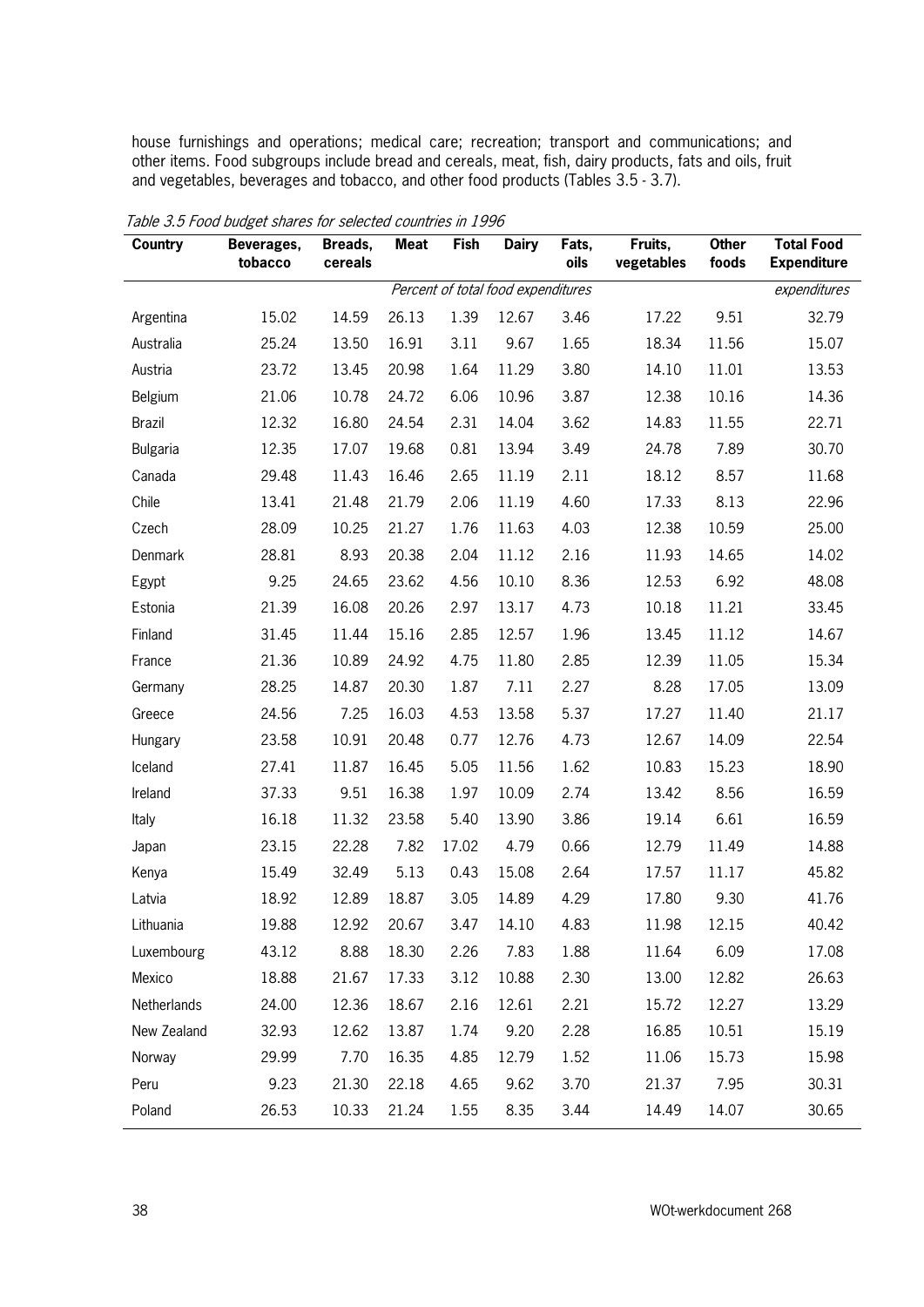house furnishings and operations; medical care; recreation; transport and communications; and other items. Food subgroups include bread and cereals, meat, fish, dairy products, fats and oils, fruit and vegetables, beverages and tobacco, and other food products (Tables 3.5 - 3.7).

*Table 3.5 Food budget shares for selected countries in 1996*

| Country | Beverages, tobacco | Breads, cereals | Meat | Fish | Dairy | Fats, oils | Fruits, vegetables | Other foods | Total Food Expenditure |
|---|---|---|---|---|---|---|---|---|---|
| | *Percent of total food expenditures* | | | | | | | | *expenditures* |
| Argentina | 15.02 | 14.59 | 26.13 | 1.39 | 12.67 | 3.46 | 17.22 | 9.51 | 32.79 |
| Australia | 25.24 | 13.50 | 16.91 | 3.11 | 9.67 | 1.65 | 18.34 | 11.56 | 15.07 |
| Austria | 23.72 | 13.45 | 20.98 | 1.64 | 11.29 | 3.80 | 14.10 | 11.01 | 13.53 |
| Belgium | 21.06 | 10.78 | 24.72 | 6.06 | 10.96 | 3.87 | 12.38 | 10.16 | 14.36 |
| Brazil | 12.32 | 16.80 | 24.54 | 2.31 | 14.04 | 3.62 | 14.83 | 11.55 | 22.71 |
| Bulgaria | 12.35 | 17.07 | 19.68 | 0.81 | 13.94 | 3.49 | 24.78 | 7.89 | 30.70 |
| Canada | 29.48 | 11.43 | 16.46 | 2.65 | 11.19 | 2.11 | 18.12 | 8.57 | 11.68 |
| Chile | 13.41 | 21.48 | 21.79 | 2.06 | 11.19 | 4.60 | 17.33 | 8.13 | 22.96 |
| Czech | 28.09 | 10.25 | 21.27 | 1.76 | 11.63 | 4.03 | 12.38 | 10.59 | 25.00 |
| Denmark | 28.81 | 8.93 | 20.38 | 2.04 | 11.12 | 2.16 | 11.93 | 14.65 | 14.02 |
| Egypt | 9.25 | 24.65 | 23.62 | 4.56 | 10.10 | 8.36 | 12.53 | 6.92 | 48.08 |
| Estonia | 21.39 | 16.08 | 20.26 | 2.97 | 13.17 | 4.73 | 10.18 | 11.21 | 33.45 |
| Finland | 31.45 | 11.44 | 15.16 | 2.85 | 12.57 | 1.96 | 13.45 | 11.12 | 14.67 |
| France | 21.36 | 10.89 | 24.92 | 4.75 | 11.80 | 2.85 | 12.39 | 11.05 | 15.34 |
| Germany | 28.25 | 14.87 | 20.30 | 1.87 | 7.11 | 2.27 | 8.28 | 17.05 | 13.09 |
| Greece | 24.56 | 7.25 | 16.03 | 4.53 | 13.58 | 5.37 | 17.27 | 11.40 | 21.17 |
| Hungary | 23.58 | 10.91 | 20.48 | 0.77 | 12.76 | 4.73 | 12.67 | 14.09 | 22.54 |
| Iceland | 27.41 | 11.87 | 16.45 | 5.05 | 11.56 | 1.62 | 10.83 | 15.23 | 18.90 |
| Ireland | 37.33 | 9.51 | 16.38 | 1.97 | 10.09 | 2.74 | 13.42 | 8.56 | 16.59 |
| Italy | 16.18 | 11.32 | 23.58 | 5.40 | 13.90 | 3.86 | 19.14 | 6.61 | 16.59 |
| Japan | 23.15 | 22.28 | 7.82 | 17.02 | 4.79 | 0.66 | 12.79 | 11.49 | 14.88 |
| Kenya | 15.49 | 32.49 | 5.13 | 0.43 | 15.08 | 2.64 | 17.57 | 11.17 | 45.82 |
| Latvia | 18.92 | 12.89 | 18.87 | 3.05 | 14.89 | 4.29 | 17.80 | 9.30 | 41.76 |
| Lithuania | 19.88 | 12.92 | 20.67 | 3.47 | 14.10 | 4.83 | 11.98 | 12.15 | 40.42 |
| Luxembourg | 43.12 | 8.88 | 18.30 | 2.26 | 7.83 | 1.88 | 11.64 | 6.09 | 17.08 |
| Mexico | 18.88 | 21.67 | 17.33 | 3.12 | 10.88 | 2.30 | 13.00 | 12.82 | 26.63 |
| Netherlands | 24.00 | 12.36 | 18.67 | 2.16 | 12.61 | 2.21 | 15.72 | 12.27 | 13.29 |
| New Zealand | 32.93 | 12.62 | 13.87 | 1.74 | 9.20 | 2.28 | 16.85 | 10.51 | 15.19 |
| Norway | 29.99 | 7.70 | 16.35 | 4.85 | 12.79 | 1.52 | 11.06 | 15.73 | 15.98 |
| Peru | 9.23 | 21.30 | 22.18 | 4.65 | 9.62 | 3.70 | 21.37 | 7.95 | 30.31 |
| Poland | 26.53 | 10.33 | 21.24 | 1.55 | 8.35 | 3.44 | 14.49 | 14.07 | 30.65 |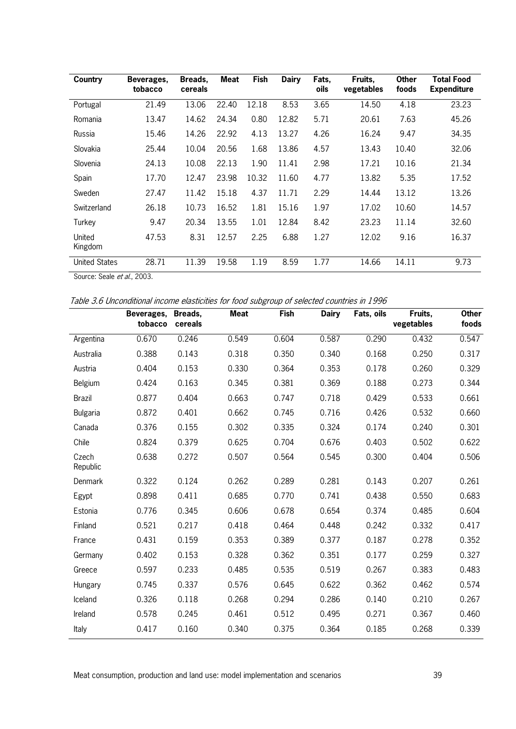| Country | Beverages, tobacco | Breads, cereals | Meat | Fish | Dairy | Fats, oils | Fruits, vegetables | Other foods | Total Food Expenditure |
|---|---|---|---|---|---|---|---|---|---|
| Portugal | 21.49 | 13.06 | 22.40 | 12.18 | 8.53 | 3.65 | 14.50 | 4.18 | 23.23 |
| Romania | 13.47 | 14.62 | 24.34 | 0.80 | 12.82 | 5.71 | 20.61 | 7.63 | 45.26 |
| Russia | 15.46 | 14.26 | 22.92 | 4.13 | 13.27 | 4.26 | 16.24 | 9.47 | 34.35 |
| Slovakia | 25.44 | 10.04 | 20.56 | 1.68 | 13.86 | 4.57 | 13.43 | 10.40 | 32.06 |
| Slovenia | 24.13 | 10.08 | 22.13 | 1.90 | 11.41 | 2.98 | 17.21 | 10.16 | 21.34 |
| Spain | 17.70 | 12.47 | 23.98 | 10.32 | 11.60 | 4.77 | 13.82 | 5.35 | 17.52 |
| Sweden | 27.47 | 11.42 | 15.18 | 4.37 | 11.71 | 2.29 | 14.44 | 13.12 | 13.26 |
| Switzerland | 26.18 | 10.73 | 16.52 | 1.81 | 15.16 | 1.97 | 17.02 | 10.60 | 14.57 |
| Turkey | 9.47 | 20.34 | 13.55 | 1.01 | 12.84 | 8.42 | 23.23 | 11.14 | 32.60 |
| United Kingdom | 47.53 | 8.31 | 12.57 | 2.25 | 6.88 | 1.27 | 12.02 | 9.16 | 16.37 |
| United States | 28.71 | 11.39 | 19.58 | 1.19 | 8.59 | 1.77 | 14.66 | 14.11 | 9.73 |

Source: Seale *et al.*, 2003.

*Table 3.6 Unconditional income elasticities for food subgroup of selected countries in 1996*

| | Beverages, tobacco | Breads, cereals | Meat | Fish | Dairy | Fats, oils | Fruits, vegetables | Other foods |
|---|---|---|---|---|---|---|---|---|
| Argentina | 0.670 | 0.246 | 0.549 | 0.604 | 0.587 | 0.290 | 0.432 | 0.547 |
| Australia | 0.388 | 0.143 | 0.318 | 0.350 | 0.340 | 0.168 | 0.250 | 0.317 |
| Austria | 0.404 | 0.153 | 0.330 | 0.364 | 0.353 | 0.178 | 0.260 | 0.329 |
| Belgium | 0.424 | 0.163 | 0.345 | 0.381 | 0.369 | 0.188 | 0.273 | 0.344 |
| Brazil | 0.877 | 0.404 | 0.663 | 0.747 | 0.718 | 0.429 | 0.533 | 0.661 |
| Bulgaria | 0.872 | 0.401 | 0.662 | 0.745 | 0.716 | 0.426 | 0.532 | 0.660 |
| Canada | 0.376 | 0.155 | 0.302 | 0.335 | 0.324 | 0.174 | 0.240 | 0.301 |
| Chile | 0.824 | 0.379 | 0.625 | 0.704 | 0.676 | 0.403 | 0.502 | 0.622 |
| Czech Republic | 0.638 | 0.272 | 0.507 | 0.564 | 0.545 | 0.300 | 0.404 | 0.506 |
| Denmark | 0.322 | 0.124 | 0.262 | 0.289 | 0.281 | 0.143 | 0.207 | 0.261 |
| Egypt | 0.898 | 0.411 | 0.685 | 0.770 | 0.741 | 0.438 | 0.550 | 0.683 |
| Estonia | 0.776 | 0.345 | 0.606 | 0.678 | 0.654 | 0.374 | 0.485 | 0.604 |
| Finland | 0.521 | 0.217 | 0.418 | 0.464 | 0.448 | 0.242 | 0.332 | 0.417 |
| France | 0.431 | 0.159 | 0.353 | 0.389 | 0.377 | 0.187 | 0.278 | 0.352 |
| Germany | 0.402 | 0.153 | 0.328 | 0.362 | 0.351 | 0.177 | 0.259 | 0.327 |
| Greece | 0.597 | 0.233 | 0.485 | 0.535 | 0.519 | 0.267 | 0.383 | 0.483 |
| Hungary | 0.745 | 0.337 | 0.576 | 0.645 | 0.622 | 0.362 | 0.462 | 0.574 |
| Iceland | 0.326 | 0.118 | 0.268 | 0.294 | 0.286 | 0.140 | 0.210 | 0.267 |
| Ireland | 0.578 | 0.245 | 0.461 | 0.512 | 0.495 | 0.271 | 0.367 | 0.460 |
| Italy | 0.417 | 0.160 | 0.340 | 0.375 | 0.364 | 0.185 | 0.268 | 0.339 |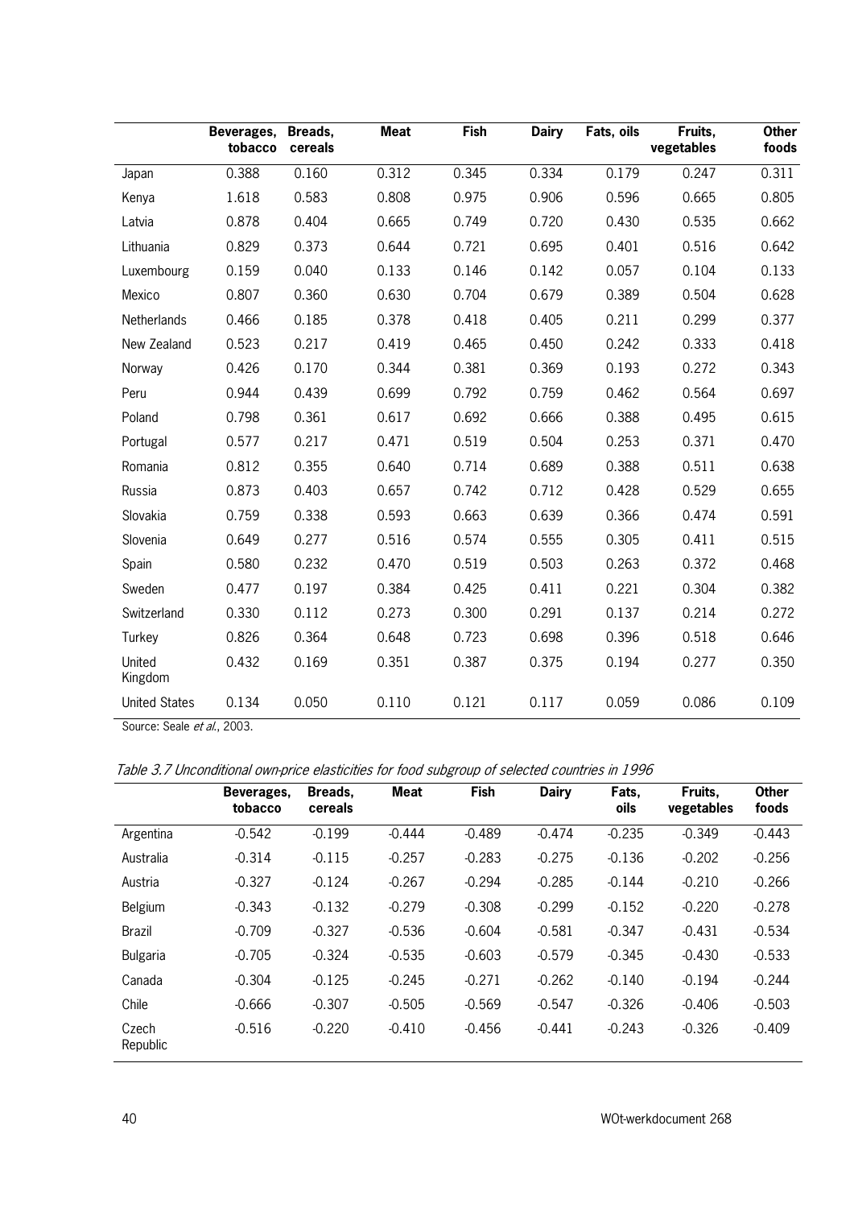| | Beverages, tobacco | Breads, cereals | Meat | Fish | Dairy | Fats, oils | Fruits, vegetables | Other foods |
|---|---|---|---|---|---|---|---|---|
| Japan | 0.388 | 0.160 | 0.312 | 0.345 | 0.334 | 0.179 | 0.247 | 0.311 |
| Kenya | 1.618 | 0.583 | 0.808 | 0.975 | 0.906 | 0.596 | 0.665 | 0.805 |
| Latvia | 0.878 | 0.404 | 0.665 | 0.749 | 0.720 | 0.430 | 0.535 | 0.662 |
| Lithuania | 0.829 | 0.373 | 0.644 | 0.721 | 0.695 | 0.401 | 0.516 | 0.642 |
| Luxembourg | 0.159 | 0.040 | 0.133 | 0.146 | 0.142 | 0.057 | 0.104 | 0.133 |
| Mexico | 0.807 | 0.360 | 0.630 | 0.704 | 0.679 | 0.389 | 0.504 | 0.628 |
| Netherlands | 0.466 | 0.185 | 0.378 | 0.418 | 0.405 | 0.211 | 0.299 | 0.377 |
| New Zealand | 0.523 | 0.217 | 0.419 | 0.465 | 0.450 | 0.242 | 0.333 | 0.418 |
| Norway | 0.426 | 0.170 | 0.344 | 0.381 | 0.369 | 0.193 | 0.272 | 0.343 |
| Peru | 0.944 | 0.439 | 0.699 | 0.792 | 0.759 | 0.462 | 0.564 | 0.697 |
| Poland | 0.798 | 0.361 | 0.617 | 0.692 | 0.666 | 0.388 | 0.495 | 0.615 |
| Portugal | 0.577 | 0.217 | 0.471 | 0.519 | 0.504 | 0.253 | 0.371 | 0.470 |
| Romania | 0.812 | 0.355 | 0.640 | 0.714 | 0.689 | 0.388 | 0.511 | 0.638 |
| Russia | 0.873 | 0.403 | 0.657 | 0.742 | 0.712 | 0.428 | 0.529 | 0.655 |
| Slovakia | 0.759 | 0.338 | 0.593 | 0.663 | 0.639 | 0.366 | 0.474 | 0.591 |
| Slovenia | 0.649 | 0.277 | 0.516 | 0.574 | 0.555 | 0.305 | 0.411 | 0.515 |
| Spain | 0.580 | 0.232 | 0.470 | 0.519 | 0.503 | 0.263 | 0.372 | 0.468 |
| Sweden | 0.477 | 0.197 | 0.384 | 0.425 | 0.411 | 0.221 | 0.304 | 0.382 |
| Switzerland | 0.330 | 0.112 | 0.273 | 0.300 | 0.291 | 0.137 | 0.214 | 0.272 |
| Turkey | 0.826 | 0.364 | 0.648 | 0.723 | 0.698 | 0.396 | 0.518 | 0.646 |
| United Kingdom | 0.432 | 0.169 | 0.351 | 0.387 | 0.375 | 0.194 | 0.277 | 0.350 |
| United States | 0.134 | 0.050 | 0.110 | 0.121 | 0.117 | 0.059 | 0.086 | 0.109 |

Source: Seale *et al.*, 2003.

*Table 3.7 Unconditional own-price elasticities for food subgroup of selected countries in 1996*

| | Beverages, tobacco | Breads, cereals | Meat | Fish | Dairy | Fats, oils | Fruits, vegetables | Other foods |
|---|---|---|---|---|---|---|---|---|
| Argentina | -0.542 | -0.199 | -0.444 | -0.489 | -0.474 | -0.235 | -0.349 | -0.443 |
| Australia | -0.314 | -0.115 | -0.257 | -0.283 | -0.275 | -0.136 | -0.202 | -0.256 |
| Austria | -0.327 | -0.124 | -0.267 | -0.294 | -0.285 | -0.144 | -0.210 | -0.266 |
| Belgium | -0.343 | -0.132 | -0.279 | -0.308 | -0.299 | -0.152 | -0.220 | -0.278 |
| Brazil | -0.709 | -0.327 | -0.536 | -0.604 | -0.581 | -0.347 | -0.431 | -0.534 |
| Bulgaria | -0.705 | -0.324 | -0.535 | -0.603 | -0.579 | -0.345 | -0.430 | -0.533 |
| Canada | -0.304 | -0.125 | -0.245 | -0.271 | -0.262 | -0.140 | -0.194 | -0.244 |
| Chile | -0.666 | -0.307 | -0.505 | -0.569 | -0.547 | -0.326 | -0.406 | -0.503 |
| Czech Republic | -0.516 | -0.220 | -0.410 | -0.456 | -0.441 | -0.243 | -0.326 | -0.409 |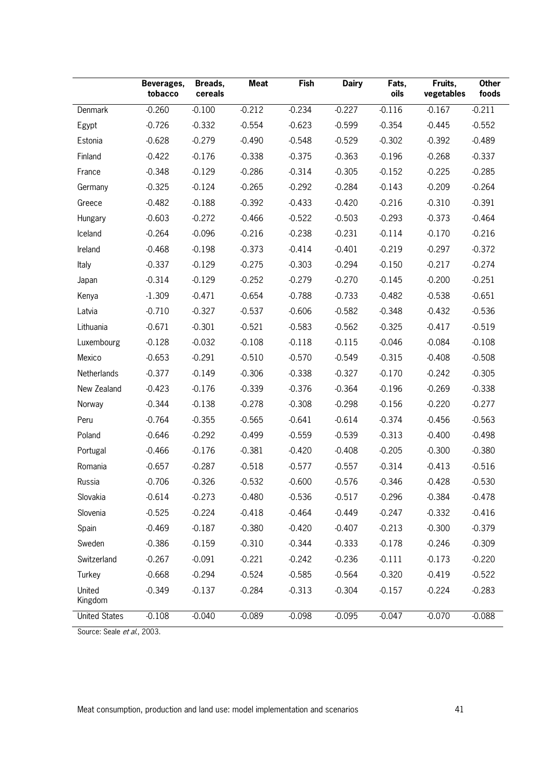| | Beverages, tobacco | Breads, cereals | Meat | Fish | Dairy | Fats, oils | Fruits, vegetables | Other foods |
|---|---|---|---|---|---|---|---|---|
| Denmark | -0.260 | -0.100 | -0.212 | -0.234 | -0.227 | -0.116 | -0.167 | -0.211 |
| Egypt | -0.726 | -0.332 | -0.554 | -0.623 | -0.599 | -0.354 | -0.445 | -0.552 |
| Estonia | -0.628 | -0.279 | -0.490 | -0.548 | -0.529 | -0.302 | -0.392 | -0.489 |
| Finland | -0.422 | -0.176 | -0.338 | -0.375 | -0.363 | -0.196 | -0.268 | -0.337 |
| France | -0.348 | -0.129 | -0.286 | -0.314 | -0.305 | -0.152 | -0.225 | -0.285 |
| Germany | -0.325 | -0.124 | -0.265 | -0.292 | -0.284 | -0.143 | -0.209 | -0.264 |
| Greece | -0.482 | -0.188 | -0.392 | -0.433 | -0.420 | -0.216 | -0.310 | -0.391 |
| Hungary | -0.603 | -0.272 | -0.466 | -0.522 | -0.503 | -0.293 | -0.373 | -0.464 |
| Iceland | -0.264 | -0.096 | -0.216 | -0.238 | -0.231 | -0.114 | -0.170 | -0.216 |
| Ireland | -0.468 | -0.198 | -0.373 | -0.414 | -0.401 | -0.219 | -0.297 | -0.372 |
| Italy | -0.337 | -0.129 | -0.275 | -0.303 | -0.294 | -0.150 | -0.217 | -0.274 |
| Japan | -0.314 | -0.129 | -0.252 | -0.279 | -0.270 | -0.145 | -0.200 | -0.251 |
| Kenya | -1.309 | -0.471 | -0.654 | -0.788 | -0.733 | -0.482 | -0.538 | -0.651 |
| Latvia | -0.710 | -0.327 | -0.537 | -0.606 | -0.582 | -0.348 | -0.432 | -0.536 |
| Lithuania | -0.671 | -0.301 | -0.521 | -0.583 | -0.562 | -0.325 | -0.417 | -0.519 |
| Luxembourg | -0.128 | -0.032 | -0.108 | -0.118 | -0.115 | -0.046 | -0.084 | -0.108 |
| Mexico | -0.653 | -0.291 | -0.510 | -0.570 | -0.549 | -0.315 | -0.408 | -0.508 |
| Netherlands | -0.377 | -0.149 | -0.306 | -0.338 | -0.327 | -0.170 | -0.242 | -0.305 |
| New Zealand | -0.423 | -0.176 | -0.339 | -0.376 | -0.364 | -0.196 | -0.269 | -0.338 |
| Norway | -0.344 | -0.138 | -0.278 | -0.308 | -0.298 | -0.156 | -0.220 | -0.277 |
| Peru | -0.764 | -0.355 | -0.565 | -0.641 | -0.614 | -0.374 | -0.456 | -0.563 |
| Poland | -0.646 | -0.292 | -0.499 | -0.559 | -0.539 | -0.313 | -0.400 | -0.498 |
| Portugal | -0.466 | -0.176 | -0.381 | -0.420 | -0.408 | -0.205 | -0.300 | -0.380 |
| Romania | -0.657 | -0.287 | -0.518 | -0.577 | -0.557 | -0.314 | -0.413 | -0.516 |
| Russia | -0.706 | -0.326 | -0.532 | -0.600 | -0.576 | -0.346 | -0.428 | -0.530 |
| Slovakia | -0.614 | -0.273 | -0.480 | -0.536 | -0.517 | -0.296 | -0.384 | -0.478 |
| Slovenia | -0.525 | -0.224 | -0.418 | -0.464 | -0.449 | -0.247 | -0.332 | -0.416 |
| Spain | -0.469 | -0.187 | -0.380 | -0.420 | -0.407 | -0.213 | -0.300 | -0.379 |
| Sweden | -0.386 | -0.159 | -0.310 | -0.344 | -0.333 | -0.178 | -0.246 | -0.309 |
| Switzerland | -0.267 | -0.091 | -0.221 | -0.242 | -0.236 | -0.111 | -0.173 | -0.220 |
| Turkey | -0.668 | -0.294 | -0.524 | -0.585 | -0.564 | -0.320 | -0.419 | -0.522 |
| United Kingdom | -0.349 | -0.137 | -0.284 | -0.313 | -0.304 | -0.157 | -0.224 | -0.283 |
| United States | -0.108 | -0.040 | -0.089 | -0.098 | -0.095 | -0.047 | -0.070 | -0.088 |

Source: Seale *et al.*, 2003.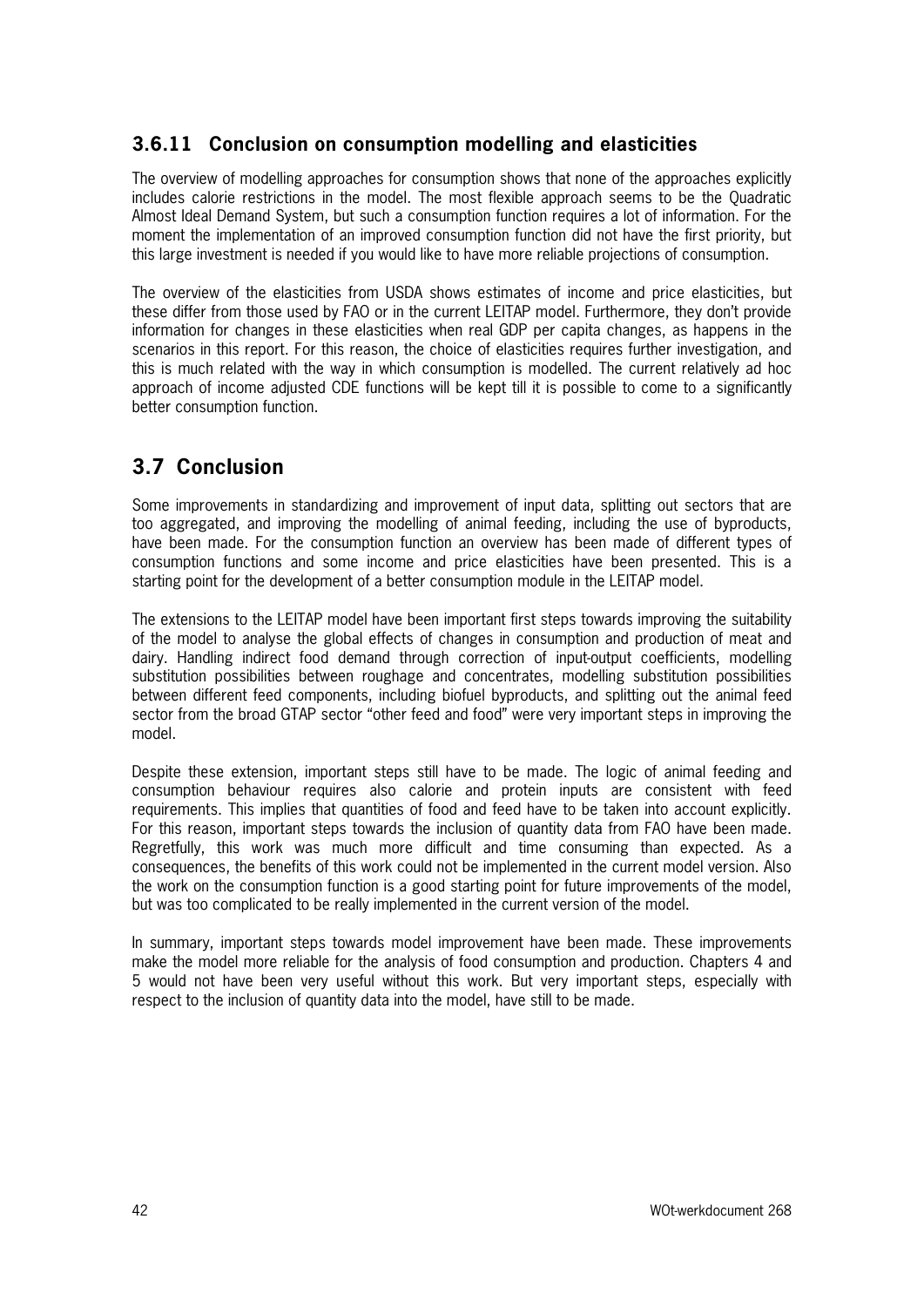### 3.6.11 Conclusion on consumption modelling and elasticities

The overview of modelling approaches for consumption shows that none of the approaches explicitly includes calorie restrictions in the model. The most flexible approach seems to be the Quadratic Almost Ideal Demand System, but such a consumption function requires a lot of information. For the moment the implementation of an improved consumption function did not have the first priority, but this large investment is needed if you would like to have more reliable projections of consumption.

The overview of the elasticities from USDA shows estimates of income and price elasticities, but these differ from those used by FAO or in the current LEITAP model. Furthermore, they don't provide information for changes in these elasticities when real GDP per capita changes, as happens in the scenarios in this report. For this reason, the choice of elasticities requires further investigation, and this is much related with the way in which consumption is modelled. The current relatively ad hoc approach of income adjusted CDE functions will be kept till it is possible to come to a significantly better consumption function.

## 3.7 Conclusion

Some improvements in standardizing and improvement of input data, splitting out sectors that are too aggregated, and improving the modelling of animal feeding, including the use of byproducts, have been made. For the consumption function an overview has been made of different types of consumption functions and some income and price elasticities have been presented. This is a starting point for the development of a better consumption module in the LEITAP model.

The extensions to the LEITAP model have been important first steps towards improving the suitability of the model to analyse the global effects of changes in consumption and production of meat and dairy. Handling indirect food demand through correction of input-output coefficients, modelling substitution possibilities between roughage and concentrates, modelling substitution possibilities between different feed components, including biofuel byproducts, and splitting out the animal feed sector from the broad GTAP sector "other feed and food" were very important steps in improving the model.

Despite these extension, important steps still have to be made. The logic of animal feeding and consumption behaviour requires also calorie and protein inputs are consistent with feed requirements. This implies that quantities of food and feed have to be taken into account explicitly. For this reason, important steps towards the inclusion of quantity data from FAO have been made. Regretfully, this work was much more difficult and time consuming than expected. As a consequences, the benefits of this work could not be implemented in the current model version. Also the work on the consumption function is a good starting point for future improvements of the model, but was too complicated to be really implemented in the current version of the model.

In summary, important steps towards model improvement have been made. These improvements make the model more reliable for the analysis of food consumption and production. Chapters 4 and 5 would not have been very useful without this work. But very important steps, especially with respect to the inclusion of quantity data into the model, have still to be made.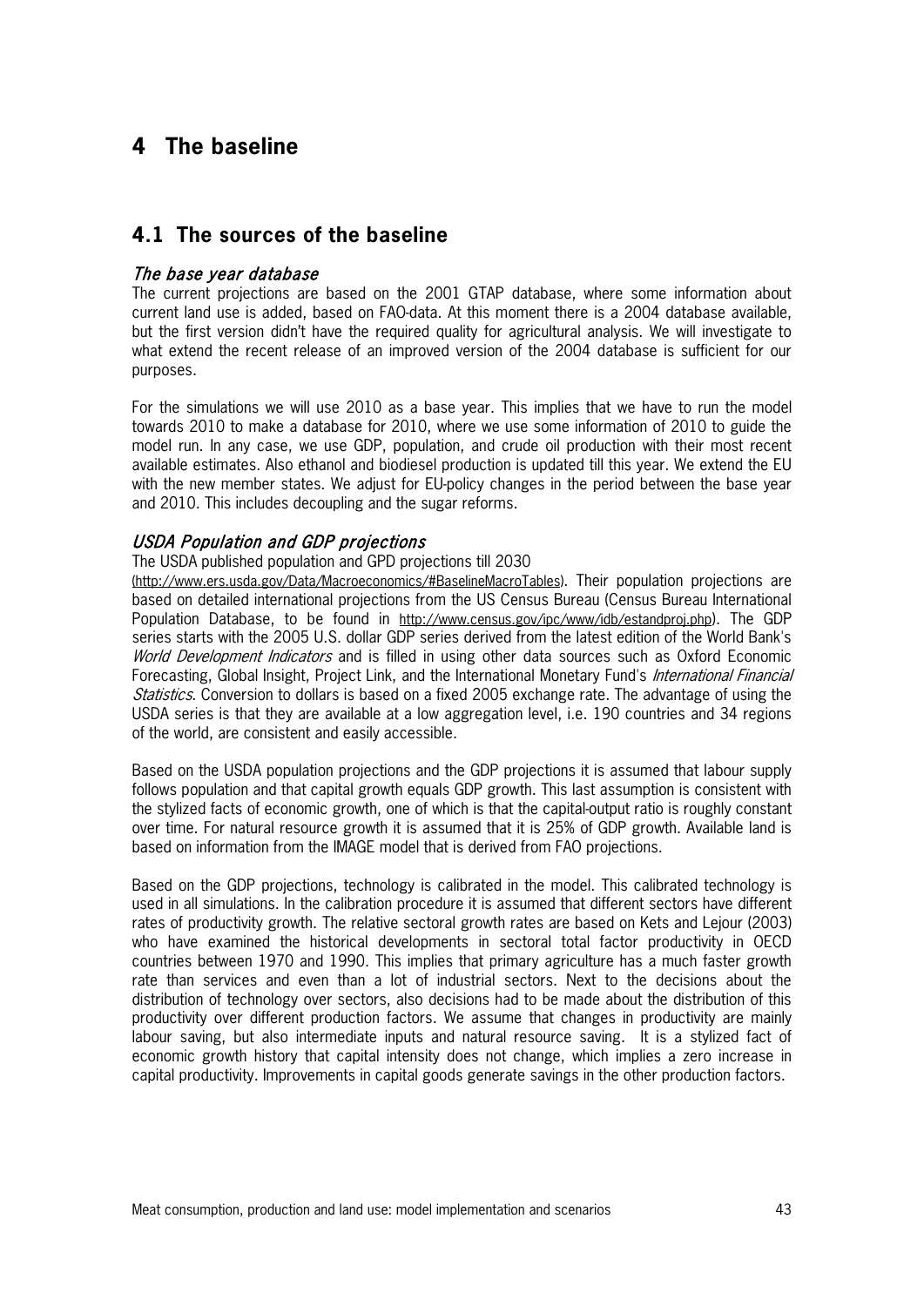# 4 The baseline

## 4.1 The sources of the baseline

### *The base year database*

The current projections are based on the 2001 GTAP database, where some information about current land use is added, based on FAO-data. At this moment there is a 2004 database available, but the first version didn't have the required quality for agricultural analysis. We will investigate to what extend the recent release of an improved version of the 2004 database is sufficient for our purposes.

For the simulations we will use 2010 as a base year. This implies that we have to run the model towards 2010 to make a database for 2010, where we use some information of 2010 to guide the model run. In any case, we use GDP, population, and crude oil production with their most recent available estimates. Also ethanol and biodiesel production is updated till this year. We extend the EU with the new member states. We adjust for EU-policy changes in the period between the base year and 2010. This includes decoupling and the sugar reforms.

### *USDA Population and GDP projections*

The USDA published population and GPD projections till 2030 (http://www.ers.usda.gov/Data/Macroeconomics/#BaselineMacroTables). Their population projections are based on detailed international projections from the US Census Bureau (Census Bureau International Population Database, to be found in http://www.census.gov/ipc/www/idb/estandproj.php). The GDP series starts with the 2005 U.S. dollar GDP series derived from the latest edition of the World Bank's *World Development Indicators* and is filled in using other data sources such as Oxford Economic Forecasting, Global Insight, Project Link, and the International Monetary Fund's *International Financial Statistics*. Conversion to dollars is based on a fixed 2005 exchange rate. The advantage of using the USDA series is that they are available at a low aggregation level, i.e. 190 countries and 34 regions of the world, are consistent and easily accessible.

Based on the USDA population projections and the GDP projections it is assumed that labour supply follows population and that capital growth equals GDP growth. This last assumption is consistent with the stylized facts of economic growth, one of which is that the capital-output ratio is roughly constant over time. For natural resource growth it is assumed that it is 25% of GDP growth. Available land is based on information from the IMAGE model that is derived from FAO projections.

Based on the GDP projections, technology is calibrated in the model. This calibrated technology is used in all simulations. In the calibration procedure it is assumed that different sectors have different rates of productivity growth. The relative sectoral growth rates are based on Kets and Lejour (2003) who have examined the historical developments in sectoral total factor productivity in OECD countries between 1970 and 1990. This implies that primary agriculture has a much faster growth rate than services and even than a lot of industrial sectors. Next to the decisions about the distribution of technology over sectors, also decisions had to be made about the distribution of this productivity over different production factors. We assume that changes in productivity are mainly labour saving, but also intermediate inputs and natural resource saving. It is a stylized fact of economic growth history that capital intensity does not change, which implies a zero increase in capital productivity. Improvements in capital goods generate savings in the other production factors.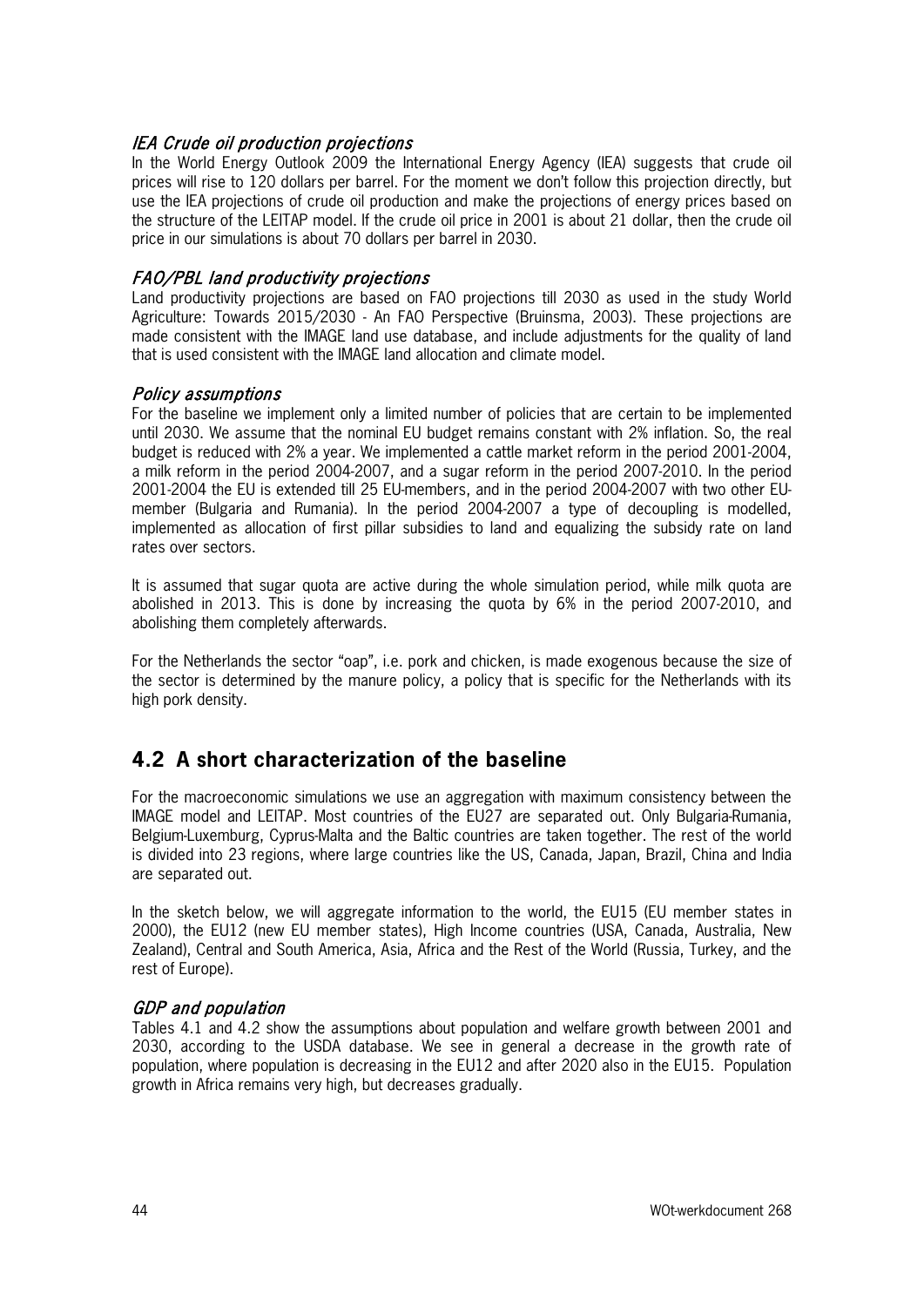*IEA Crude oil production projections*

In the World Energy Outlook 2009 the International Energy Agency (IEA) suggests that crude oil prices will rise to 120 dollars per barrel. For the moment we don't follow this projection directly, but use the IEA projections of crude oil production and make the projections of energy prices based on the structure of the LEITAP model. If the crude oil price in 2001 is about 21 dollar, then the crude oil price in our simulations is about 70 dollars per barrel in 2030.

*FAO/PBL land productivity projections*

Land productivity projections are based on FAO projections till 2030 as used in the study World Agriculture: Towards 2015/2030 - An FAO Perspective (Bruinsma, 2003). These projections are made consistent with the IMAGE land use database, and include adjustments for the quality of land that is used consistent with the IMAGE land allocation and climate model.

*Policy assumptions*

For the baseline we implement only a limited number of policies that are certain to be implemented until 2030. We assume that the nominal EU budget remains constant with 2% inflation. So, the real budget is reduced with 2% a year. We implemented a cattle market reform in the period 2001-2004, a milk reform in the period 2004-2007, and a sugar reform in the period 2007-2010. In the period 2001-2004 the EU is extended till 25 EU-members, and in the period 2004-2007 with two other EU-member (Bulgaria and Rumania). In the period 2004-2007 a type of decoupling is modelled, implemented as allocation of first pillar subsidies to land and equalizing the subsidy rate on land rates over sectors.

It is assumed that sugar quota are active during the whole simulation period, while milk quota are abolished in 2013. This is done by increasing the quota by 6% in the period 2007-2010, and abolishing them completely afterwards.

For the Netherlands the sector "oap", i.e. pork and chicken, is made exogenous because the size of the sector is determined by the manure policy, a policy that is specific for the Netherlands with its high pork density.

## 4.2 A short characterization of the baseline

For the macroeconomic simulations we use an aggregation with maximum consistency between the IMAGE model and LEITAP. Most countries of the EU27 are separated out. Only Bulgaria-Rumania, Belgium-Luxemburg, Cyprus-Malta and the Baltic countries are taken together. The rest of the world is divided into 23 regions, where large countries like the US, Canada, Japan, Brazil, China and India are separated out.

In the sketch below, we will aggregate information to the world, the EU15 (EU member states in 2000), the EU12 (new EU member states), High Income countries (USA, Canada, Australia, New Zealand), Central and South America, Asia, Africa and the Rest of the World (Russia, Turkey, and the rest of Europe).

*GDP and population*

Tables 4.1 and 4.2 show the assumptions about population and welfare growth between 2001 and 2030, according to the USDA database. We see in general a decrease in the growth rate of population, where population is decreasing in the EU12 and after 2020 also in the EU15. Population growth in Africa remains very high, but decreases gradually.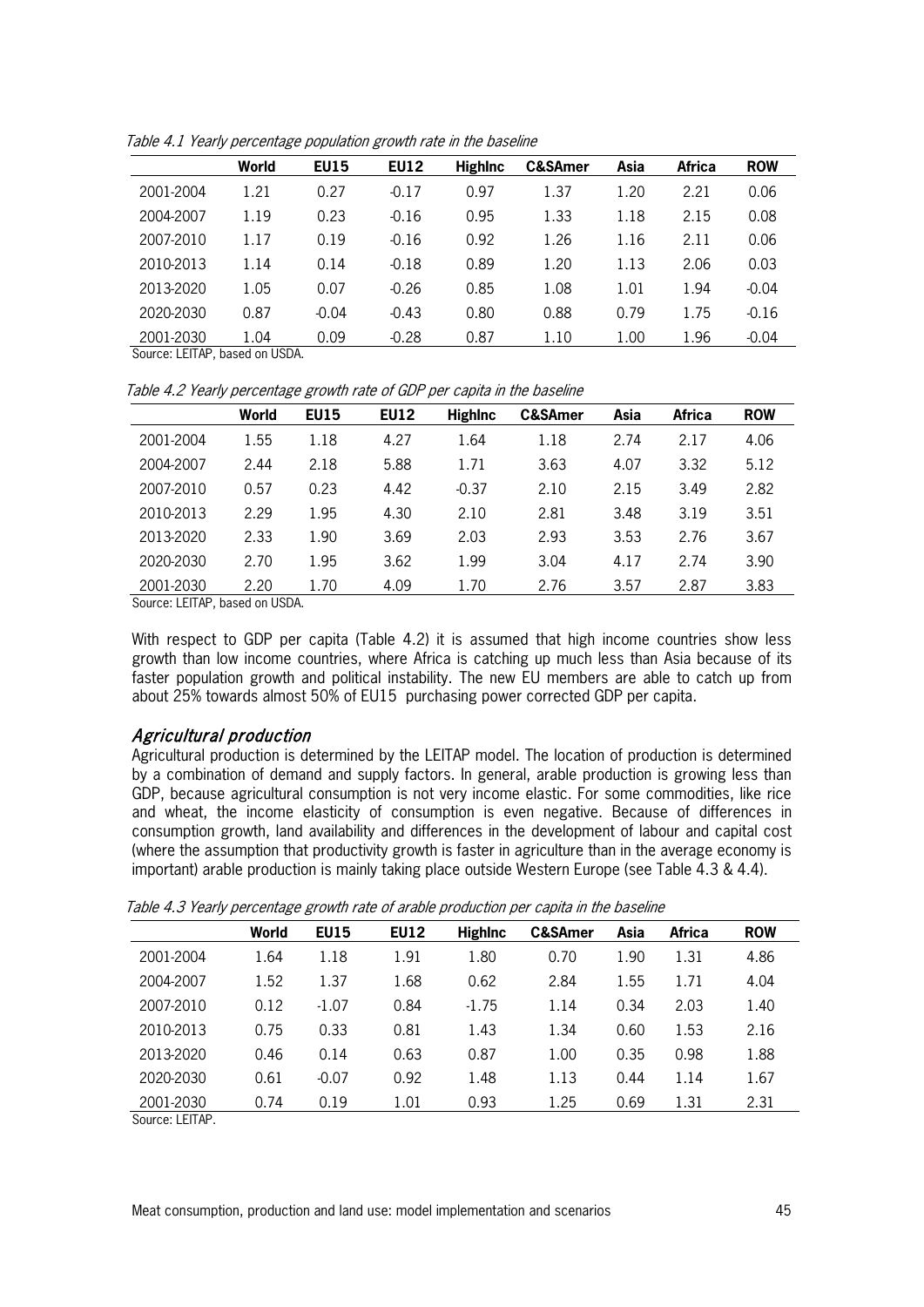*Table 4.1 Yearly percentage population growth rate in the baseline*

| | World | EU15 | EU12 | HighInc | C&SAmer | Asia | Africa | ROW |
|---|---|---|---|---|---|---|---|---|
| 2001-2004 | 1.21 | 0.27 | -0.17 | 0.97 | 1.37 | 1.20 | 2.21 | 0.06 |
| 2004-2007 | 1.19 | 0.23 | -0.16 | 0.95 | 1.33 | 1.18 | 2.15 | 0.08 |
| 2007-2010 | 1.17 | 0.19 | -0.16 | 0.92 | 1.26 | 1.16 | 2.11 | 0.06 |
| 2010-2013 | 1.14 | 0.14 | -0.18 | 0.89 | 1.20 | 1.13 | 2.06 | 0.03 |
| 2013-2020 | 1.05 | 0.07 | -0.26 | 0.85 | 1.08 | 1.01 | 1.94 | -0.04 |
| 2020-2030 | 0.87 | -0.04 | -0.43 | 0.80 | 0.88 | 0.79 | 1.75 | -0.16 |
| 2001-2030 | 1.04 | 0.09 | -0.28 | 0.87 | 1.10 | 1.00 | 1.96 | -0.04 |

Source: LEITAP, based on USDA.

*Table 4.2 Yearly percentage growth rate of GDP per capita in the baseline*

| | World | EU15 | EU12 | HighInc | C&SAmer | Asia | Africa | ROW |
|---|---|---|---|---|---|---|---|---|
| 2001-2004 | 1.55 | 1.18 | 4.27 | 1.64 | 1.18 | 2.74 | 2.17 | 4.06 |
| 2004-2007 | 2.44 | 2.18 | 5.88 | 1.71 | 3.63 | 4.07 | 3.32 | 5.12 |
| 2007-2010 | 0.57 | 0.23 | 4.42 | -0.37 | 2.10 | 2.15 | 3.49 | 2.82 |
| 2010-2013 | 2.29 | 1.95 | 4.30 | 2.10 | 2.81 | 3.48 | 3.19 | 3.51 |
| 2013-2020 | 2.33 | 1.90 | 3.69 | 2.03 | 2.93 | 3.53 | 2.76 | 3.67 |
| 2020-2030 | 2.70 | 1.95 | 3.62 | 1.99 | 3.04 | 4.17 | 2.74 | 3.90 |
| 2001-2030 | 2.20 | 1.70 | 4.09 | 1.70 | 2.76 | 3.57 | 2.87 | 3.83 |

Source: LEITAP, based on USDA.

With respect to GDP per capita (Table 4.2) it is assumed that high income countries show less growth than low income countries, where Africa is catching up much less than Asia because of its faster population growth and political instability. The new EU members are able to catch up from about 25% towards almost 50% of EU15 purchasing power corrected GDP per capita.

### *Agricultural production*

Agricultural production is determined by the LEITAP model. The location of production is determined by a combination of demand and supply factors. In general, arable production is growing less than GDP, because agricultural consumption is not very income elastic. For some commodities, like rice and wheat, the income elasticity of consumption is even negative. Because of differences in consumption growth, land availability and differences in the development of labour and capital cost (where the assumption that productivity growth is faster in agriculture than in the average economy is important) arable production is mainly taking place outside Western Europe (see Table 4.3 & 4.4).

*Table 4.3 Yearly percentage growth rate of arable production per capita in the baseline*

| | World | EU15 | EU12 | HighInc | C&SAmer | Asia | Africa | ROW |
|---|---|---|---|---|---|---|---|---|
| 2001-2004 | 1.64 | 1.18 | 1.91 | 1.80 | 0.70 | 1.90 | 1.31 | 4.86 |
| 2004-2007 | 1.52 | 1.37 | 1.68 | 0.62 | 2.84 | 1.55 | 1.71 | 4.04 |
| 2007-2010 | 0.12 | -1.07 | 0.84 | -1.75 | 1.14 | 0.34 | 2.03 | 1.40 |
| 2010-2013 | 0.75 | 0.33 | 0.81 | 1.43 | 1.34 | 0.60 | 1.53 | 2.16 |
| 2013-2020 | 0.46 | 0.14 | 0.63 | 0.87 | 1.00 | 0.35 | 0.98 | 1.88 |
| 2020-2030 | 0.61 | -0.07 | 0.92 | 1.48 | 1.13 | 0.44 | 1.14 | 1.67 |
| 2001-2030 | 0.74 | 0.19 | 1.01 | 0.93 | 1.25 | 0.69 | 1.31 | 2.31 |

Source: LEITAP.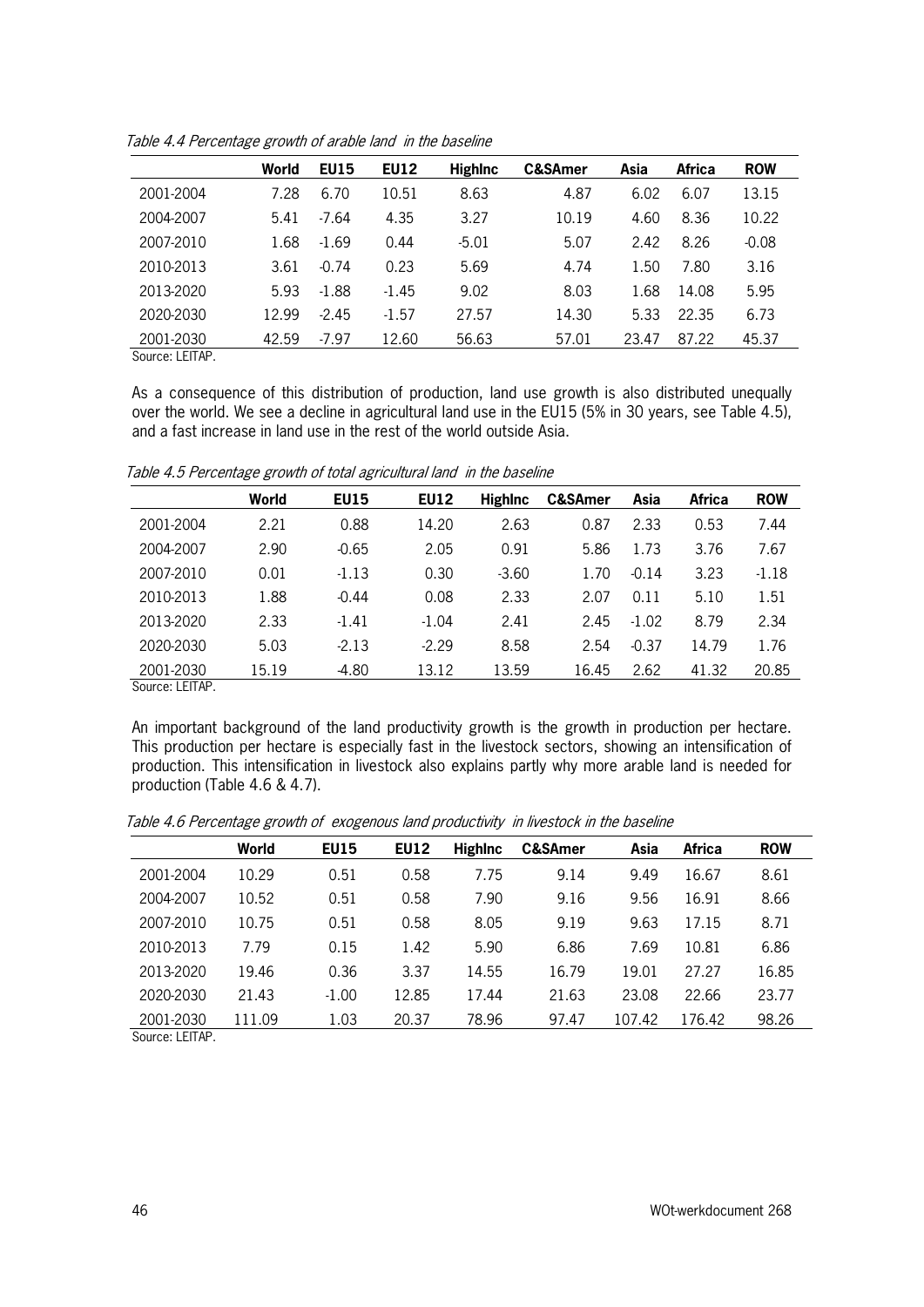*Table 4.4 Percentage growth of arable land in the baseline*

| | World | EU15 | EU12 | HighInc | C&SAmer | Asia | Africa | ROW |
|---|---|---|---|---|---|---|---|---|
| 2001-2004 | 7.28 | 6.70 | 10.51 | 8.63 | 4.87 | 6.02 | 6.07 | 13.15 |
| 2004-2007 | 5.41 | -7.64 | 4.35 | 3.27 | 10.19 | 4.60 | 8.36 | 10.22 |
| 2007-2010 | 1.68 | -1.69 | 0.44 | -5.01 | 5.07 | 2.42 | 8.26 | -0.08 |
| 2010-2013 | 3.61 | -0.74 | 0.23 | 5.69 | 4.74 | 1.50 | 7.80 | 3.16 |
| 2013-2020 | 5.93 | -1.88 | -1.45 | 9.02 | 8.03 | 1.68 | 14.08 | 5.95 |
| 2020-2030 | 12.99 | -2.45 | -1.57 | 27.57 | 14.30 | 5.33 | 22.35 | 6.73 |
| 2001-2030 | 42.59 | -7.97 | 12.60 | 56.63 | 57.01 | 23.47 | 87.22 | 45.37 |

Source: LEITAP.

As a consequence of this distribution of production, land use growth is also distributed unequally over the world. We see a decline in agricultural land use in the EU15 (5% in 30 years, see Table 4.5), and a fast increase in land use in the rest of the world outside Asia.

*Table 4.5 Percentage growth of total agricultural land in the baseline*

| | World | EU15 | EU12 | HighInc | C&SAmer | Asia | Africa | ROW |
|---|---|---|---|---|---|---|---|---|
| 2001-2004 | 2.21 | 0.88 | 14.20 | 2.63 | 0.87 | 2.33 | 0.53 | 7.44 |
| 2004-2007 | 2.90 | -0.65 | 2.05 | 0.91 | 5.86 | 1.73 | 3.76 | 7.67 |
| 2007-2010 | 0.01 | -1.13 | 0.30 | -3.60 | 1.70 | -0.14 | 3.23 | -1.18 |
| 2010-2013 | 1.88 | -0.44 | 0.08 | 2.33 | 2.07 | 0.11 | 5.10 | 1.51 |
| 2013-2020 | 2.33 | -1.41 | -1.04 | 2.41 | 2.45 | -1.02 | 8.79 | 2.34 |
| 2020-2030 | 5.03 | -2.13 | -2.29 | 8.58 | 2.54 | -0.37 | 14.79 | 1.76 |
| 2001-2030 | 15.19 | -4.80 | 13.12 | 13.59 | 16.45 | 2.62 | 41.32 | 20.85 |

Source: LEITAP.

An important background of the land productivity growth is the growth in production per hectare. This production per hectare is especially fast in the livestock sectors, showing an intensification of production. This intensification in livestock also explains partly why more arable land is needed for production (Table 4.6 & 4.7).

*Table 4.6 Percentage growth of exogenous land productivity in livestock in the baseline*

| | World | EU15 | EU12 | HighInc | C&SAmer | Asia | Africa | ROW |
|---|---|---|---|---|---|---|---|---|
| 2001-2004 | 10.29 | 0.51 | 0.58 | 7.75 | 9.14 | 9.49 | 16.67 | 8.61 |
| 2004-2007 | 10.52 | 0.51 | 0.58 | 7.90 | 9.16 | 9.56 | 16.91 | 8.66 |
| 2007-2010 | 10.75 | 0.51 | 0.58 | 8.05 | 9.19 | 9.63 | 17.15 | 8.71 |
| 2010-2013 | 7.79 | 0.15 | 1.42 | 5.90 | 6.86 | 7.69 | 10.81 | 6.86 |
| 2013-2020 | 19.46 | 0.36 | 3.37 | 14.55 | 16.79 | 19.01 | 27.27 | 16.85 |
| 2020-2030 | 21.43 | -1.00 | 12.85 | 17.44 | 21.63 | 23.08 | 22.66 | 23.77 |
| 2001-2030 | 111.09 | 1.03 | 20.37 | 78.96 | 97.47 | 107.42 | 176.42 | 98.26 |

Source: LEITAP.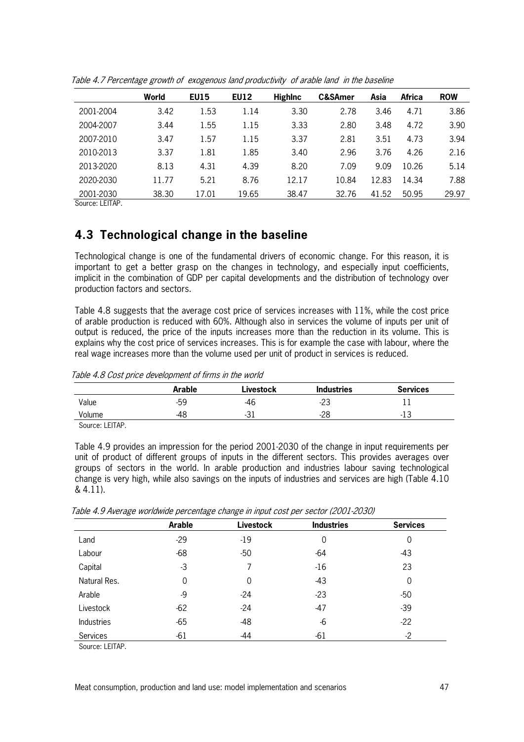*Table 4.7 Percentage growth of exogenous land productivity of arable land in the baseline*

| | World | EU15 | EU12 | HighInc | C&SAmer | Asia | Africa | ROW |
|---|---|---|---|---|---|---|---|---|
| 2001-2004 | 3.42 | 1.53 | 1.14 | 3.30 | 2.78 | 3.46 | 4.71 | 3.86 |
| 2004-2007 | 3.44 | 1.55 | 1.15 | 3.33 | 2.80 | 3.48 | 4.72 | 3.90 |
| 2007-2010 | 3.47 | 1.57 | 1.15 | 3.37 | 2.81 | 3.51 | 4.73 | 3.94 |
| 2010-2013 | 3.37 | 1.81 | 1.85 | 3.40 | 2.96 | 3.76 | 4.26 | 2.16 |
| 2013-2020 | 8.13 | 4.31 | 4.39 | 8.20 | 7.09 | 9.09 | 10.26 | 5.14 |
| 2020-2030 | 11.77 | 5.21 | 8.76 | 12.17 | 10.84 | 12.83 | 14.34 | 7.88 |
| 2001-2030 | 38.30 | 17.01 | 19.65 | 38.47 | 32.76 | 41.52 | 50.95 | 29.97 |

Source: LEITAP.

## 4.3 Technological change in the baseline

Technological change is one of the fundamental drivers of economic change. For this reason, it is important to get a better grasp on the changes in technology, and especially input coefficients, implicit in the combination of GDP per capital developments and the distribution of technology over production factors and sectors.

Table 4.8 suggests that the average cost price of services increases with 11%, while the cost price of arable production is reduced with 60%. Although also in services the volume of inputs per unit of output is reduced, the price of the inputs increases more than the reduction in its volume. This is explains why the cost price of services increases. This is for example the case with labour, where the real wage increases more than the volume used per unit of product in services is reduced.

*Table 4.8 Cost price development of firms in the world*

| | Arable | Livestock | Industries | Services |
|---|---|---|---|---|
| Value | -59 | -46 | -23 | 11 |
| Volume | -48 | -31 | -28 | -13 |

Source: LEITAP.

Table 4.9 provides an impression for the period 2001-2030 of the change in input requirements per unit of product of different groups of inputs in the different sectors. This provides averages over groups of sectors in the world. In arable production and industries labour saving technological change is very high, while also savings on the inputs of industries and services are high (Table 4.10 & 4.11).

*Table 4.9 Average worldwide percentage change in input cost per sector (2001-2030)*

| | Arable | Livestock | Industries | Services |
|---|---|---|---|---|
| Land | -29 | -19 | 0 | 0 |
| Labour | -68 | -50 | -64 | -43 |
| Capital | -3 | 7 | -16 | 23 |
| Natural Res. | 0 | 0 | -43 | 0 |
| Arable | -9 | -24 | -23 | -50 |
| Livestock | -62 | -24 | -47 | -39 |
| Industries | -65 | -48 | -6 | -22 |
| Services | -61 | -44 | -61 | -2 |

Source: LEITAP.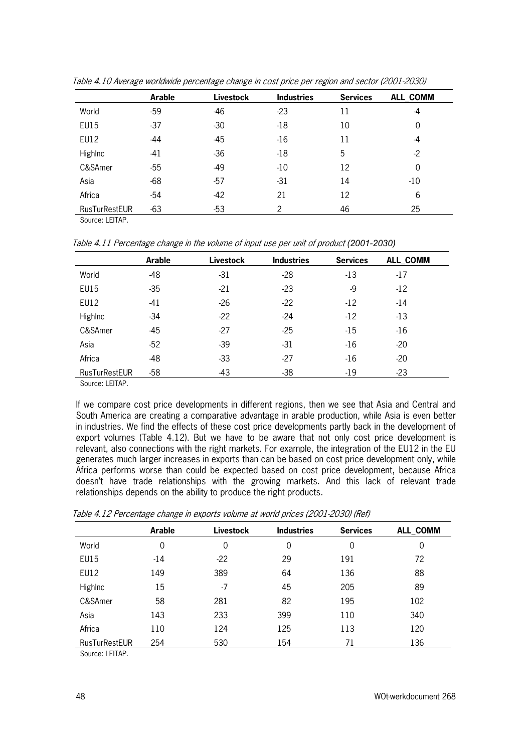*Table 4.10 Average worldwide percentage change in cost price per region and sector (2001-2030)*

| | Arable | Livestock | Industries | Services | ALL_COMM |
|---|---|---|---|---|---|
| World | -59 | -46 | -23 | 11 | -4 |
| EU15 | -37 | -30 | -18 | 10 | 0 |
| EU12 | -44 | -45 | -16 | 11 | -4 |
| HighInc | -41 | -36 | -18 | 5 | -2 |
| C&SAmer | -55 | -49 | -10 | 12 | 0 |
| Asia | -68 | -57 | -31 | 14 | -10 |
| Africa | -54 | -42 | 21 | 12 | 6 |
| RusTurRestEUR | -63 | -53 | 2 | 46 | 25 |

Source: LEITAP.

*Table 4.11 Percentage change in the volume of input use per unit of product (2001-2030)*

| | Arable | Livestock | Industries | Services | ALL_COMM |
|---|---|---|---|---|---|
| World | -48 | -31 | -28 | -13 | -17 |
| EU15 | -35 | -21 | -23 | -9 | -12 |
| EU12 | -41 | -26 | -22 | -12 | -14 |
| HighInc | -34 | -22 | -24 | -12 | -13 |
| C&SAmer | -45 | -27 | -25 | -15 | -16 |
| Asia | -52 | -39 | -31 | -16 | -20 |
| Africa | -48 | -33 | -27 | -16 | -20 |
| RusTurRestEUR | -58 | -43 | -38 | -19 | -23 |

Source: LEITAP.

If we compare cost price developments in different regions, then we see that Asia and Central and South America are creating a comparative advantage in arable production, while Asia is even better in industries. We find the effects of these cost price developments partly back in the development of export volumes (Table 4.12). But we have to be aware that not only cost price development is relevant, also connections with the right markets. For example, the integration of the EU12 in the EU generates much larger increases in exports than can be based on cost price development only, while Africa performs worse than could be expected based on cost price development, because Africa doesn't have trade relationships with the growing markets. And this lack of relevant trade relationships depends on the ability to produce the right products.

*Table 4.12 Percentage change in exports volume at world prices (2001-2030) (Ref)*

| | Arable | Livestock | Industries | Services | ALL_COMM |
|---|---|---|---|---|---|
| World | 0 | 0 | 0 | 0 | 0 |
| EU15 | -14 | -22 | 29 | 191 | 72 |
| EU12 | 149 | 389 | 64 | 136 | 88 |
| HighInc | 15 | -7 | 45 | 205 | 89 |
| C&SAmer | 58 | 281 | 82 | 195 | 102 |
| Asia | 143 | 233 | 399 | 110 | 340 |
| Africa | 110 | 124 | 125 | 113 | 120 |
| RusTurRestEUR | 254 | 530 | 154 | 71 | 136 |

Source: LEITAP.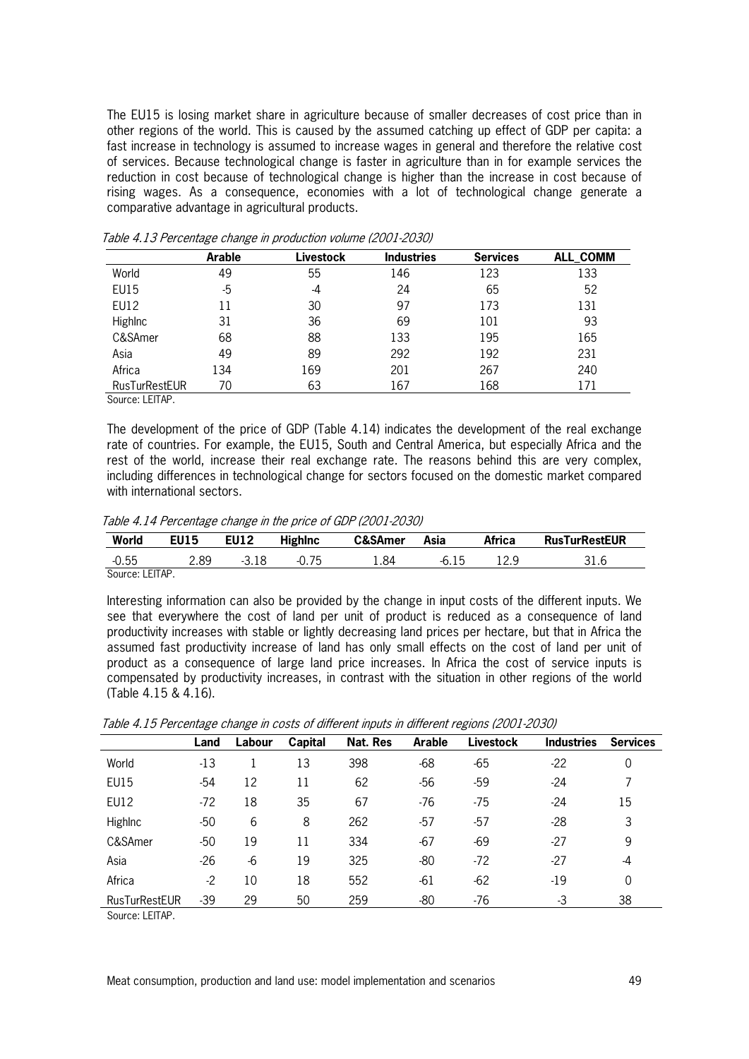The EU15 is losing market share in agriculture because of smaller decreases of cost price than in other regions of the world. This is caused by the assumed catching up effect of GDP per capita: a fast increase in technology is assumed to increase wages in general and therefore the relative cost of services. Because technological change is faster in agriculture than in for example services the reduction in cost because of technological change is higher than the increase in cost because of rising wages. As a consequence, economies with a lot of technological change generate a comparative advantage in agricultural products.

*Table 4.13 Percentage change in production volume (2001-2030)*

| | Arable | Livestock | Industries | Services | ALL_COMM |
|---|---|---|---|---|---|
| World | 49 | 55 | 146 | 123 | 133 |
| EU15 | -5 | -4 | 24 | 65 | 52 |
| EU12 | 11 | 30 | 97 | 173 | 131 |
| HighInc | 31 | 36 | 69 | 101 | 93 |
| C&SAmer | 68 | 88 | 133 | 195 | 165 |
| Asia | 49 | 89 | 292 | 192 | 231 |
| Africa | 134 | 169 | 201 | 267 | 240 |
| RusTurRestEUR | 70 | 63 | 167 | 168 | 171 |

Source: LEITAP.

The development of the price of GDP (Table 4.14) indicates the development of the real exchange rate of countries. For example, the EU15, South and Central America, but especially Africa and the rest of the world, increase their real exchange rate. The reasons behind this are very complex, including differences in technological change for sectors focused on the domestic market compared with international sectors.

*Table 4.14 Percentage change in the price of GDP (2001-2030)*

| World | EU15 | EU12 | HighInc | C&SAmer | Asia | Africa | RusTurRestEUR |
|---|---|---|---|---|---|---|---|
| -0.55 | 2.89 | -3.18 | -0.75 | 1.84 | -6.15 | 12.9 | 31.6 |

Source: LEITAP.

Interesting information can also be provided by the change in input costs of the different inputs. We see that everywhere the cost of land per unit of product is reduced as a consequence of land productivity increases with stable or lightly decreasing land prices per hectare, but that in Africa the assumed fast productivity increase of land has only small effects on the cost of land per unit of product as a consequence of large land price increases. In Africa the cost of service inputs is compensated by productivity increases, in contrast with the situation in other regions of the world (Table 4.15 & 4.16).

*Table 4.15 Percentage change in costs of different inputs in different regions (2001-2030)*

| | Land | Labour | Capital | Nat. Res | Arable | Livestock | Industries | Services |
|---|---|---|---|---|---|---|---|---|
| World | -13 | 1 | 13 | 398 | -68 | -65 | -22 | 0 |
| EU15 | -54 | 12 | 11 | 62 | -56 | -59 | -24 | 7 |
| EU12 | -72 | 18 | 35 | 67 | -76 | -75 | -24 | 15 |
| HighInc | -50 | 6 | 8 | 262 | -57 | -57 | -28 | 3 |
| C&SAmer | -50 | 19 | 11 | 334 | -67 | -69 | -27 | 9 |
| Asia | -26 | -6 | 19 | 325 | -80 | -72 | -27 | -4 |
| Africa | -2 | 10 | 18 | 552 | -61 | -62 | -19 | 0 |
| RusTurRestEUR | -39 | 29 | 50 | 259 | -80 | -76 | -3 | 38 |

Source: LEITAP.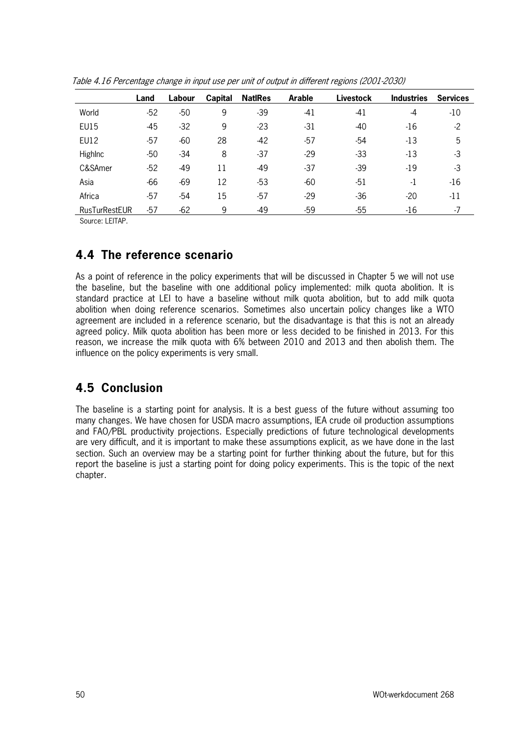*Table 4.16 Percentage change in input use per unit of output in different regions (2001-2030)*

| | Land | Labour | Capital | NatlRes | Arable | Livestock | Industries | Services |
|---|---|---|---|---|---|---|---|---|
| World | -52 | -50 | 9 | -39 | -41 | -41 | -4 | -10 |
| EU15 | -45 | -32 | 9 | -23 | -31 | -40 | -16 | -2 |
| EU12 | -57 | -60 | 28 | -42 | -57 | -54 | -13 | 5 |
| HighInc | -50 | -34 | 8 | -37 | -29 | -33 | -13 | -3 |
| C&SAmer | -52 | -49 | 11 | -49 | -37 | -39 | -19 | -3 |
| Asia | -66 | -69 | 12 | -53 | -60 | -51 | -1 | -16 |
| Africa | -57 | -54 | 15 | -57 | -29 | -36 | -20 | -11 |
| RusTurRestEUR | -57 | -62 | 9 | -49 | -59 | -55 | -16 | -7 |

Source: LEITAP.

## 4.4 The reference scenario

As a point of reference in the policy experiments that will be discussed in Chapter 5 we will not use the baseline, but the baseline with one additional policy implemented: milk quota abolition. It is standard practice at LEI to have a baseline without milk quota abolition, but to add milk quota abolition when doing reference scenarios. Sometimes also uncertain policy changes like a WTO agreement are included in a reference scenario, but the disadvantage is that this is not an already agreed policy. Milk quota abolition has been more or less decided to be finished in 2013. For this reason, we increase the milk quota with 6% between 2010 and 2013 and then abolish them. The influence on the policy experiments is very small.

## 4.5 Conclusion

The baseline is a starting point for analysis. It is a best guess of the future without assuming too many changes. We have chosen for USDA macro assumptions, IEA crude oil production assumptions and FAO/PBL productivity projections. Especially predictions of future technological developments are very difficult, and it is important to make these assumptions explicit, as we have done in the last section. Such an overview may be a starting point for further thinking about the future, but for this report the baseline is just a starting point for doing policy experiments. This is the topic of the next chapter.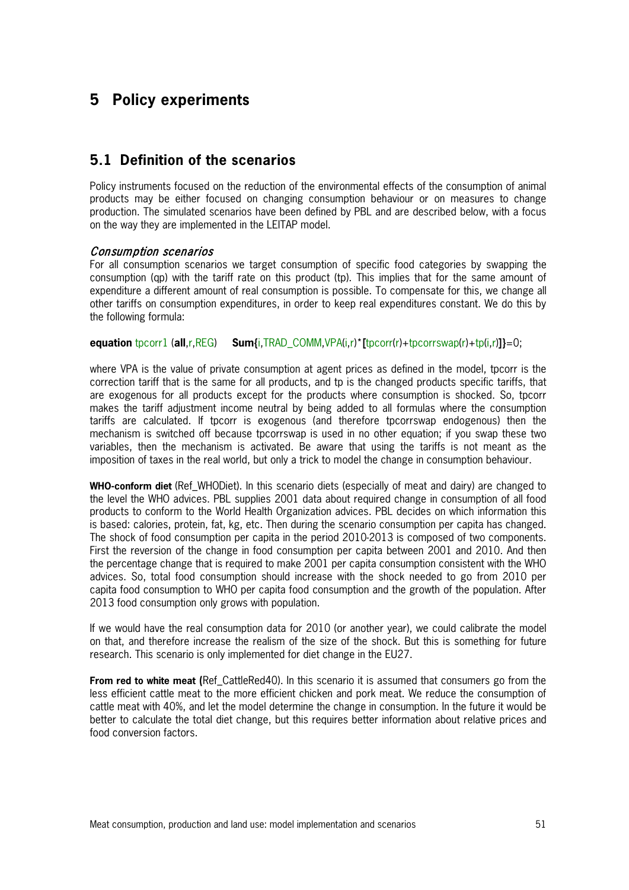# 5 Policy experiments

## 5.1 Definition of the scenarios

Policy instruments focused on the reduction of the environmental effects of the consumption of animal products may be either focused on changing consumption behaviour or on measures to change production. The simulated scenarios have been defined by PBL and are described below, with a focus on the way they are implemented in the LEITAP model.

### *Consumption scenarios*

For all consumption scenarios we target consumption of specific food categories by swapping the consumption (qp) with the tariff rate on this product (tp). This implies that for the same amount of expenditure a different amount of real consumption is possible. To compensate for this, we change all other tariffs on consumption expenditures, in order to keep real expenditures constant. We do this by the following formula:

```
equation tpcorr1 (all,r,REG)     Sum{i,TRAD_COMM,VPA(i,r)*[tpcorr(r)+tpcorrswap(r)+tp(i,r)]}=0;
```

where VPA is the value of private consumption at agent prices as defined in the model, tpcorr is the correction tariff that is the same for all products, and tp is the changed products specific tariffs, that are exogenous for all products except for the products where consumption is shocked. So, tpcorr makes the tariff adjustment income neutral by being added to all formulas where the consumption tariffs are calculated. If tpcorr is exogenous (and therefore tpcorrswap endogenous) then the mechanism is switched off because tpcorrswap is used in no other equation; if you swap these two variables, then the mechanism is activated. Be aware that using the tariffs is not meant as the imposition of taxes in the real world, but only a trick to model the change in consumption behaviour.

**WHO-conform diet** (Ref_WHODiet). In this scenario diets (especially of meat and dairy) are changed to the level the WHO advices. PBL supplies 2001 data about required change in consumption of all food products to conform to the World Health Organization advices. PBL decides on which information this is based: calories, protein, fat, kg, etc. Then during the scenario consumption per capita has changed. The shock of food consumption per capita in the period 2010-2013 is composed of two components. First the reversion of the change in food consumption per capita between 2001 and 2010. And then the percentage change that is required to make 2001 per capita consumption consistent with the WHO advices. So, total food consumption should increase with the shock needed to go from 2010 per capita food consumption to WHO per capita food consumption and the growth of the population. After 2013 food consumption only grows with population.

If we would have the real consumption data for 2010 (or another year), we could calibrate the model on that, and therefore increase the realism of the size of the shock. But this is something for future research. This scenario is only implemented for diet change in the EU27.

**From red to white meat (**Ref_CattleRed40). In this scenario it is assumed that consumers go from the less efficient cattle meat to the more efficient chicken and pork meat. We reduce the consumption of cattle meat with 40%, and let the model determine the change in consumption. In the future it would be better to calculate the total diet change, but this requires better information about relative prices and food conversion factors.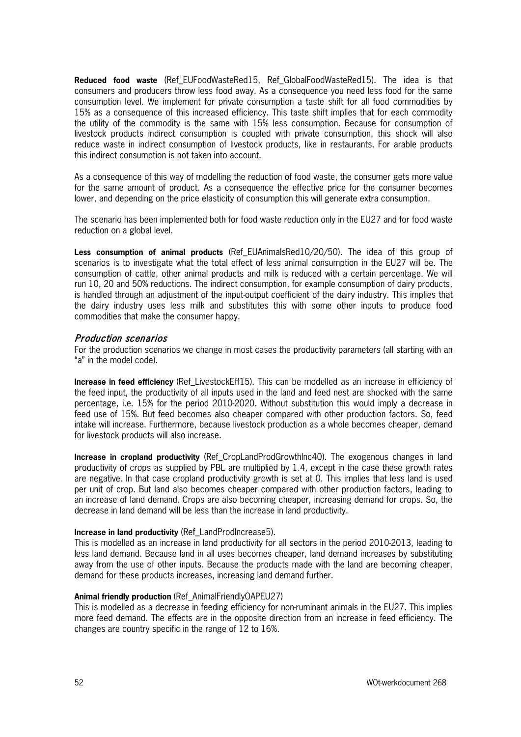**Reduced food waste** (Ref_EUFoodWasteRed15, Ref_GlobalFoodWasteRed15). The idea is that consumers and producers throw less food away. As a consequence you need less food for the same consumption level. We implement for private consumption a taste shift for all food commodities by 15% as a consequence of this increased efficiency. This taste shift implies that for each commodity the utility of the commodity is the same with 15% less consumption. Because for consumption of livestock products indirect consumption is coupled with private consumption, this shock will also reduce waste in indirect consumption of livestock products, like in restaurants. For arable products this indirect consumption is not taken into account.

As a consequence of this way of modelling the reduction of food waste, the consumer gets more value for the same amount of product. As a consequence the effective price for the consumer becomes lower, and depending on the price elasticity of consumption this will generate extra consumption.

The scenario has been implemented both for food waste reduction only in the EU27 and for food waste reduction on a global level.

**Less consumption of animal products** (Ref_EUAnimalsRed10/20/50). The idea of this group of scenarios is to investigate what the total effect of less animal consumption in the EU27 will be. The consumption of cattle, other animal products and milk is reduced with a certain percentage. We will run 10, 20 and 50% reductions. The indirect consumption, for example consumption of dairy products, is handled through an adjustment of the input-output coefficient of the dairy industry. This implies that the dairy industry uses less milk and substitutes this with some other inputs to produce food commodities that make the consumer happy.

### *Production scenarios*

For the production scenarios we change in most cases the productivity parameters (all starting with an "a" in the model code).

**Increase in feed efficiency** (Ref_LivestockEff15). This can be modelled as an increase in efficiency of the feed input, the productivity of all inputs used in the land and feed nest are shocked with the same percentage, i.e. 15% for the period 2010-2020. Without substitution this would imply a decrease in feed use of 15%. But feed becomes also cheaper compared with other production factors. So, feed intake will increase. Furthermore, because livestock production as a whole becomes cheaper, demand for livestock products will also increase.

**Increase in cropland productivity** (Ref_CropLandProdGrowthInc40). The exogenous changes in land productivity of crops as supplied by PBL are multiplied by 1.4, except in the case these growth rates are negative. In that case cropland productivity growth is set at 0. This implies that less land is used per unit of crop. But land also becomes cheaper compared with other production factors, leading to an increase of land demand. Crops are also becoming cheaper, increasing demand for crops. So, the decrease in land demand will be less than the increase in land productivity.

**Increase in land productivity** (Ref_LandProdIncrease5).
This is modelled as an increase in land productivity for all sectors in the period 2010-2013, leading to less land demand. Because land in all uses becomes cheaper, land demand increases by substituting away from the use of other inputs. Because the products made with the land are becoming cheaper, demand for these products increases, increasing land demand further.

**Animal friendly production** (Ref_AnimalFriendlyOAPEU27)
This is modelled as a decrease in feeding efficiency for non-ruminant animals in the EU27. This implies more feed demand. The effects are in the opposite direction from an increase in feed efficiency. The changes are country specific in the range of 12 to 16%.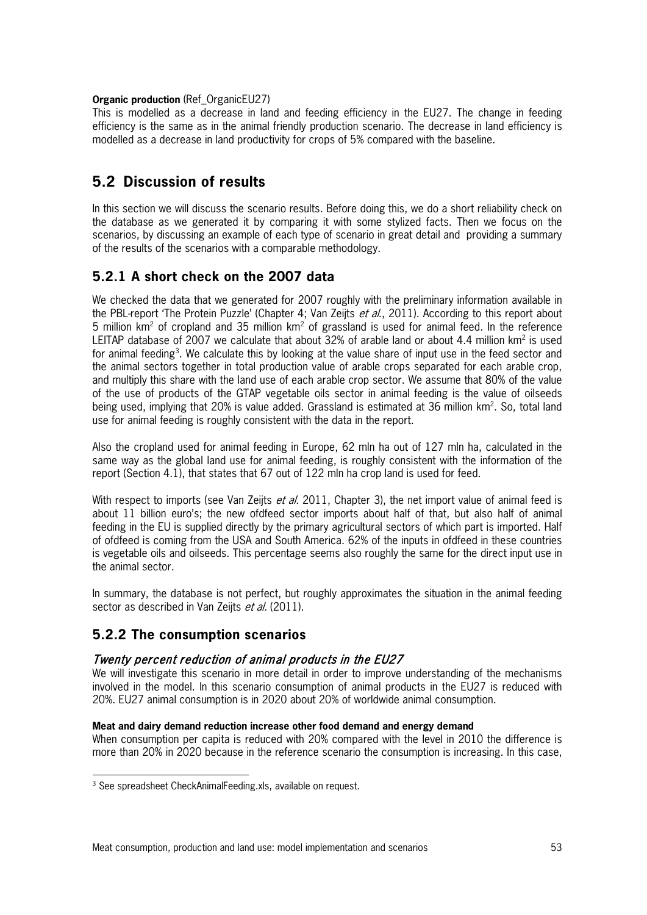**Organic production** (Ref_OrganicEU27)
This is modelled as a decrease in land and feeding efficiency in the EU27. The change in feeding efficiency is the same as in the animal friendly production scenario. The decrease in land efficiency is modelled as a decrease in land productivity for crops of 5% compared with the baseline.

## 5.2 Discussion of results

In this section we will discuss the scenario results. Before doing this, we do a short reliability check on the database as we generated it by comparing it with some stylized facts. Then we focus on the scenarios, by discussing an example of each type of scenario in great detail and providing a summary of the results of the scenarios with a comparable methodology.

### 5.2.1 A short check on the 2007 data

We checked the data that we generated for 2007 roughly with the preliminary information available in the PBL-report 'The Protein Puzzle' (Chapter 4; Van Zeijts *et al.*, 2011). According to this report about 5 million km$^2$ of cropland and 35 million km$^2$ of grassland is used for animal feed. In the reference LEITAP database of 2007 we calculate that about 32% of arable land or about 4.4 million km$^2$ is used for animal feeding[3]. We calculate this by looking at the value share of input use in the feed sector and the animal sectors together in total production value of arable crops separated for each arable crop, and multiply this share with the land use of each arable crop sector. We assume that 80% of the value of the use of products of the GTAP vegetable oils sector in animal feeding is the value of oilseeds being used, implying that 20% is value added. Grassland is estimated at 36 million km$^2$. So, total land use for animal feeding is roughly consistent with the data in the report.

Also the cropland used for animal feeding in Europe, 62 mln ha out of 127 mln ha, calculated in the same way as the global land use for animal feeding, is roughly consistent with the information of the report (Section 4.1), that states that 67 out of 122 mln ha crop land is used for feed.

With respect to imports (see Van Zeijts *et al.* 2011, Chapter 3), the net import value of animal feed is about 11 billion euro's; the new ofdfeed sector imports about half of that, but also half of animal feeding in the EU is supplied directly by the primary agricultural sectors of which part is imported. Half of ofdfeed is coming from the USA and South America. 62% of the inputs in ofdfeed in these countries is vegetable oils and oilseeds. This percentage seems also roughly the same for the direct input use in the animal sector.

In summary, the database is not perfect, but roughly approximates the situation in the animal feeding sector as described in Van Zeijts *et al.* (2011).

### 5.2.2 The consumption scenarios

#### *Twenty percent reduction of animal products in the EU27*

We will investigate this scenario in more detail in order to improve understanding of the mechanisms involved in the model. In this scenario consumption of animal products in the EU27 is reduced with 20%. EU27 animal consumption is in 2020 about 20% of worldwide animal consumption.

**Meat and dairy demand reduction increase other food demand and energy demand**
When consumption per capita is reduced with 20% compared with the level in 2010 the difference is more than 20% in 2020 because in the reference scenario the consumption is increasing. In this case,

[3] See spreadsheet CheckAnimalFeeding.xls, available on request.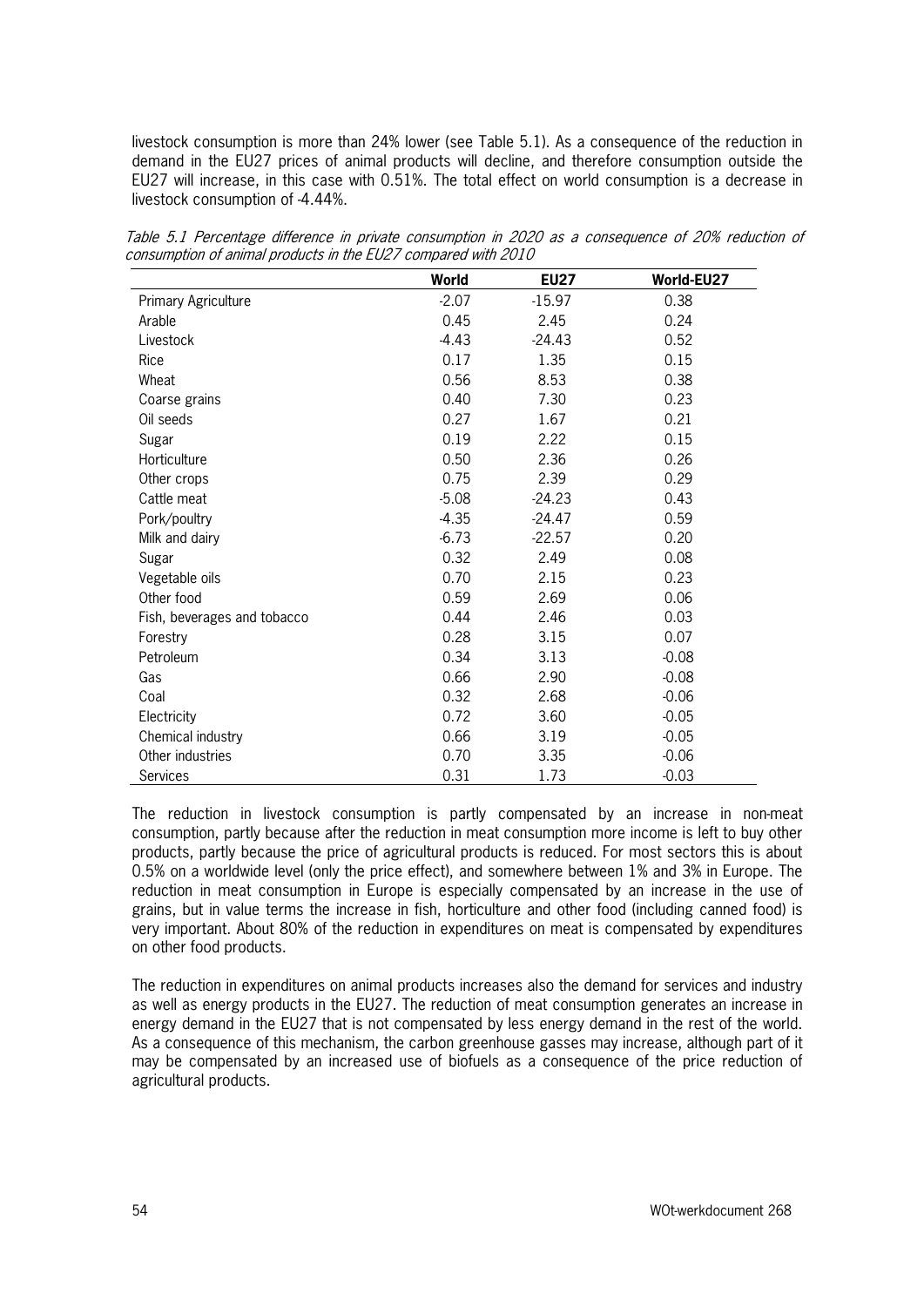livestock consumption is more than 24% lower (see Table 5.1). As a consequence of the reduction in demand in the EU27 prices of animal products will decline, and therefore consumption outside the EU27 will increase, in this case with 0.51%. The total effect on world consumption is a decrease in livestock consumption of -4.44%.

*Table 5.1 Percentage difference in private consumption in 2020 as a consequence of 20% reduction of consumption of animal products in the EU27 compared with 2010*

| | **World** | **EU27** | **World-EU27** |
|---|---|---|---|
| Primary Agriculture | -2.07 | -15.97 | 0.38 |
| Arable | 0.45 | 2.45 | 0.24 |
| Livestock | -4.43 | -24.43 | 0.52 |
| Rice | 0.17 | 1.35 | 0.15 |
| Wheat | 0.56 | 8.53 | 0.38 |
| Coarse grains | 0.40 | 7.30 | 0.23 |
| Oil seeds | 0.27 | 1.67 | 0.21 |
| Sugar | 0.19 | 2.22 | 0.15 |
| Horticulture | 0.50 | 2.36 | 0.26 |
| Other crops | 0.75 | 2.39 | 0.29 |
| Cattle meat | -5.08 | -24.23 | 0.43 |
| Pork/poultry | -4.35 | -24.47 | 0.59 |
| Milk and dairy | -6.73 | -22.57 | 0.20 |
| Sugar | 0.32 | 2.49 | 0.08 |
| Vegetable oils | 0.70 | 2.15 | 0.23 |
| Other food | 0.59 | 2.69 | 0.06 |
| Fish, beverages and tobacco | 0.44 | 2.46 | 0.03 |
| Forestry | 0.28 | 3.15 | 0.07 |
| Petroleum | 0.34 | 3.13 | -0.08 |
| Gas | 0.66 | 2.90 | -0.08 |
| Coal | 0.32 | 2.68 | -0.06 |
| Electricity | 0.72 | 3.60 | -0.05 |
| Chemical industry | 0.66 | 3.19 | -0.05 |
| Other industries | 0.70 | 3.35 | -0.06 |
| Services | 0.31 | 1.73 | -0.03 |

The reduction in livestock consumption is partly compensated by an increase in non-meat consumption, partly because after the reduction in meat consumption more income is left to buy other products, partly because the price of agricultural products is reduced. For most sectors this is about 0.5% on a worldwide level (only the price effect), and somewhere between 1% and 3% in Europe. The reduction in meat consumption in Europe is especially compensated by an increase in the use of grains, but in value terms the increase in fish, horticulture and other food (including canned food) is very important. About 80% of the reduction in expenditures on meat is compensated by expenditures on other food products.

The reduction in expenditures on animal products increases also the demand for services and industry as well as energy products in the EU27. The reduction of meat consumption generates an increase in energy demand in the EU27 that is not compensated by less energy demand in the rest of the world. As a consequence of this mechanism, the carbon greenhouse gasses may increase, although part of it may be compensated by an increased use of biofuels as a consequence of the price reduction of agricultural products.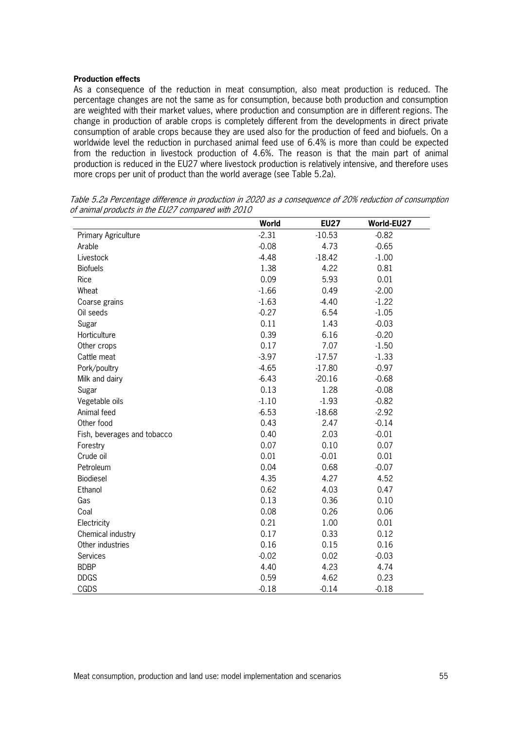**Production effects**

As a consequence of the reduction in meat consumption, also meat production is reduced. The percentage changes are not the same as for consumption, because both production and consumption are weighted with their market values, where production and consumption are in different regions. The change in production of arable crops is completely different from the developments in direct private consumption of arable crops because they are used also for the production of feed and biofuels. On a worldwide level the reduction in purchased animal feed use of 6.4% is more than could be expected from the reduction in livestock production of 4.6%. The reason is that the main part of animal production is reduced in the EU27 where livestock production is relatively intensive, and therefore uses more crops per unit of product than the world average (see Table 5.2a).

*Table 5.2a Percentage difference in production in 2020 as a consequence of 20% reduction of consumption of animal products in the EU27 compared with 2010*

| | World | EU27 | World-EU27 |
|---|---|---|---|
| Primary Agriculture | -2.31 | -10.53 | -0.82 |
| Arable | -0.08 | 4.73 | -0.65 |
| Livestock | -4.48 | -18.42 | -1.00 |
| Biofuels | 1.38 | 4.22 | 0.81 |
| Rice | 0.09 | 5.93 | 0.01 |
| Wheat | -1.66 | 0.49 | -2.00 |
| Coarse grains | -1.63 | -4.40 | -1.22 |
| Oil seeds | -0.27 | 6.54 | -1.05 |
| Sugar | 0.11 | 1.43 | -0.03 |
| Horticulture | 0.39 | 6.16 | -0.20 |
| Other crops | 0.17 | 7.07 | -1.50 |
| Cattle meat | -3.97 | -17.57 | -1.33 |
| Pork/poultry | -4.65 | -17.80 | -0.97 |
| Milk and dairy | -6.43 | -20.16 | -0.68 |
| Sugar | 0.13 | 1.28 | -0.08 |
| Vegetable oils | -1.10 | -1.93 | -0.82 |
| Animal feed | -6.53 | -18.68 | -2.92 |
| Other food | 0.43 | 2.47 | -0.14 |
| Fish, beverages and tobacco | 0.40 | 2.03 | -0.01 |
| Forestry | 0.07 | 0.10 | 0.07 |
| Crude oil | 0.01 | -0.01 | 0.01 |
| Petroleum | 0.04 | 0.68 | -0.07 |
| Biodiesel | 4.35 | 4.27 | 4.52 |
| Ethanol | 0.62 | 4.03 | 0.47 |
| Gas | 0.13 | 0.36 | 0.10 |
| Coal | 0.08 | 0.26 | 0.06 |
| Electricity | 0.21 | 1.00 | 0.01 |
| Chemical industry | 0.17 | 0.33 | 0.12 |
| Other industries | 0.16 | 0.15 | 0.16 |
| Services | -0.02 | 0.02 | -0.03 |
| BDBP | 4.40 | 4.23 | 4.74 |
| DDGS | 0.59 | 4.62 | 0.23 |
| CGDS | -0.18 | -0.14 | -0.18 |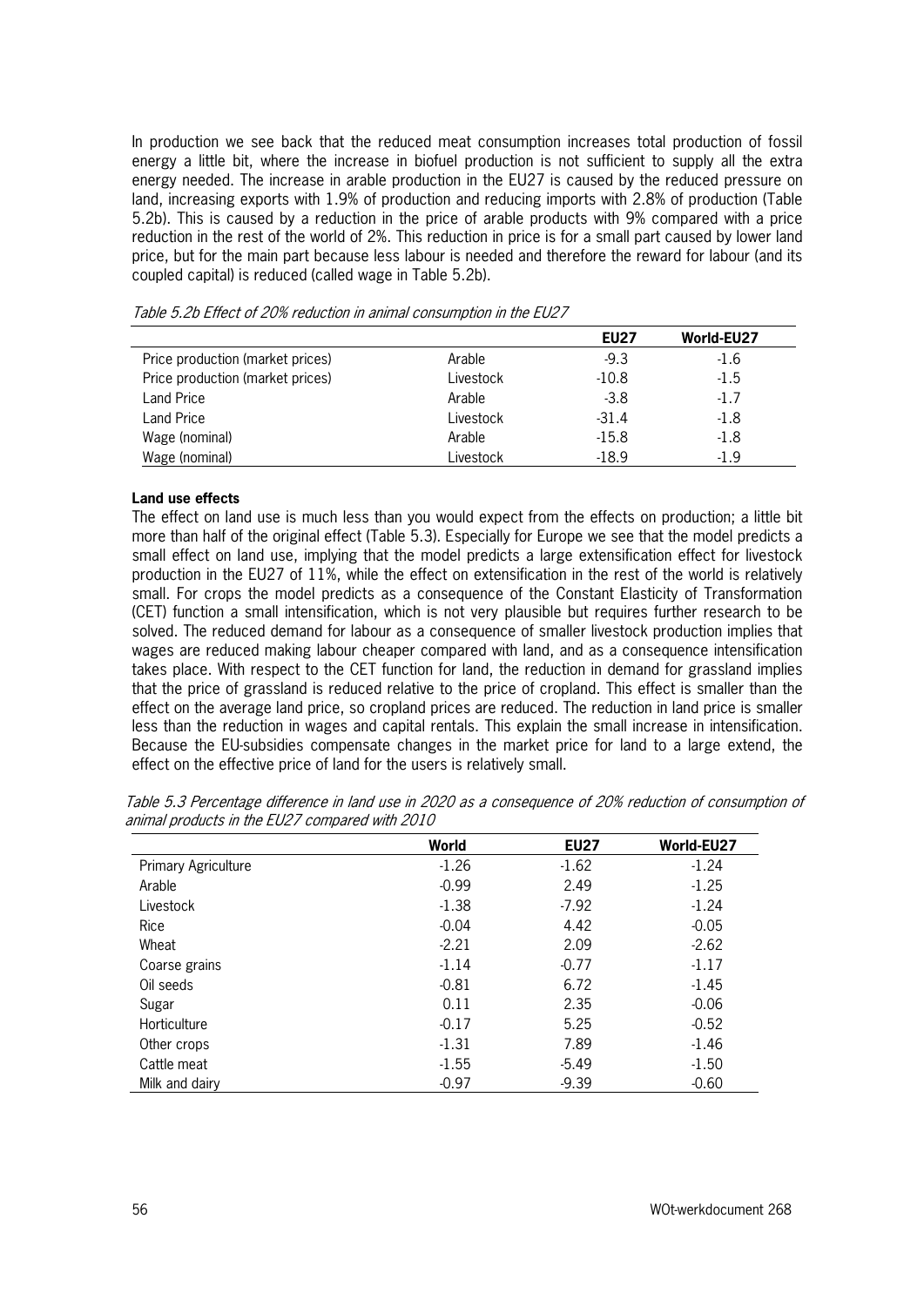In production we see back that the reduced meat consumption increases total production of fossil energy a little bit, where the increase in biofuel production is not sufficient to supply all the extra energy needed. The increase in arable production in the EU27 is caused by the reduced pressure on land, increasing exports with 1.9% of production and reducing imports with 2.8% of production (Table 5.2b). This is caused by a reduction in the price of arable products with 9% compared with a price reduction in the rest of the world of 2%. This reduction in price is for a small part caused by lower land price, but for the main part because less labour is needed and therefore the reward for labour (and its coupled capital) is reduced (called wage in Table 5.2b).

*Table 5.2b Effect of 20% reduction in animal consumption in the EU27*

| | | **EU27** | **World-EU27** |
|---|---|---|---|
| Price production (market prices) | Arable | -9.3 | -1.6 |
| Price production (market prices) | Livestock | -10.8 | -1.5 |
| Land Price | Arable | -3.8 | -1.7 |
| Land Price | Livestock | -31.4 | -1.8 |
| Wage (nominal) | Arable | -15.8 | -1.8 |
| Wage (nominal) | Livestock | -18.9 | -1.9 |

**Land use effects**

The effect on land use is much less than you would expect from the effects on production; a little bit more than half of the original effect (Table 5.3). Especially for Europe we see that the model predicts a small effect on land use, implying that the model predicts a large extensification effect for livestock production in the EU27 of 11%, while the effect on extensification in the rest of the world is relatively small. For crops the model predicts as a consequence of the Constant Elasticity of Transformation (CET) function a small intensification, which is not very plausible but requires further research to be solved. The reduced demand for labour as a consequence of smaller livestock production implies that wages are reduced making labour cheaper compared with land, and as a consequence intensification takes place. With respect to the CET function for land, the reduction in demand for grassland implies that the price of grassland is reduced relative to the price of cropland. This effect is smaller than the effect on the average land price, so cropland prices are reduced. The reduction in land price is smaller less than the reduction in wages and capital rentals. This explain the small increase in intensification. Because the EU-subsidies compensate changes in the market price for land to a large extend, the effect on the effective price of land for the users is relatively small.

*Table 5.3 Percentage difference in land use in 2020 as a consequence of 20% reduction of consumption of animal products in the EU27 compared with 2010*

| | **World** | **EU27** | **World-EU27** |
|---|---|---|---|
| Primary Agriculture | -1.26 | -1.62 | -1.24 |
| Arable | -0.99 | 2.49 | -1.25 |
| Livestock | -1.38 | -7.92 | -1.24 |
| Rice | -0.04 | 4.42 | -0.05 |
| Wheat | -2.21 | 2.09 | -2.62 |
| Coarse grains | -1.14 | -0.77 | -1.17 |
| Oil seeds | -0.81 | 6.72 | -1.45 |
| Sugar | 0.11 | 2.35 | -0.06 |
| Horticulture | -0.17 | 5.25 | -0.52 |
| Other crops | -1.31 | 7.89 | -1.46 |
| Cattle meat | -1.55 | -5.49 | -1.50 |
| Milk and dairy | -0.97 | -9.39 | -0.60 |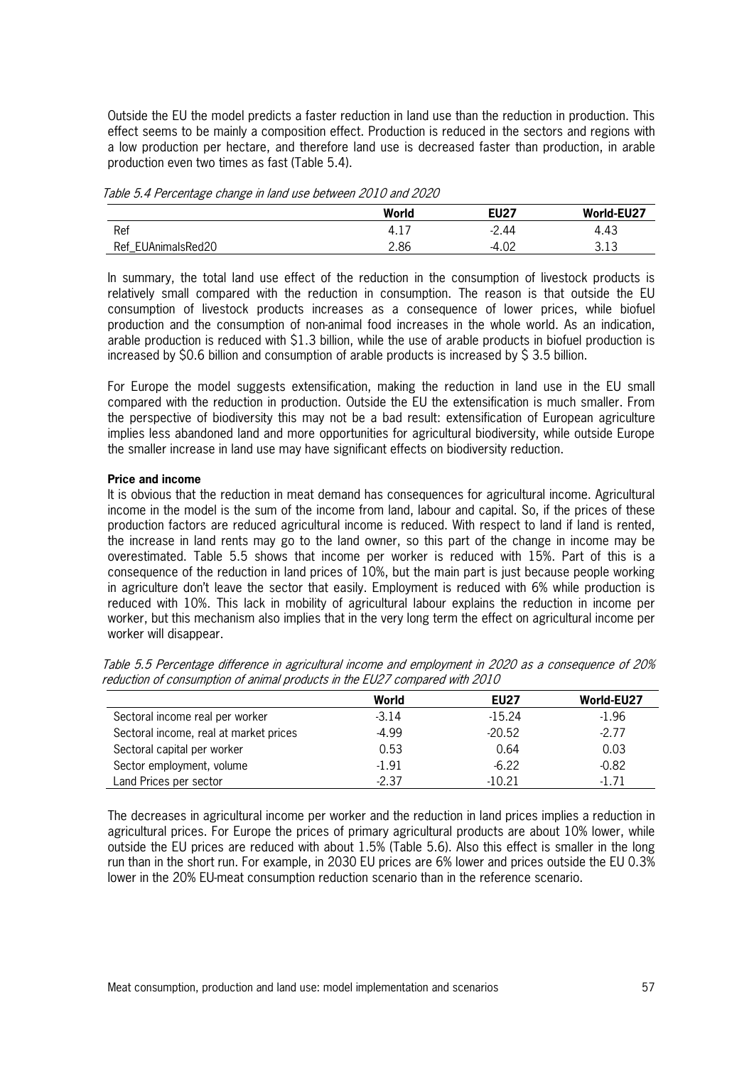Outside the EU the model predicts a faster reduction in land use than the reduction in production. This effect seems to be mainly a composition effect. Production is reduced in the sectors and regions with a low production per hectare, and therefore land use is decreased faster than production, in arable production even two times as fast (Table 5.4).

*Table 5.4 Percentage change in land use between 2010 and 2020*

| | World | EU27 | World-EU27 |
|---|---|---|---|
| Ref | 4.17 | -2.44 | 4.43 |
| Ref_EUAnimalsRed20 | 2.86 | -4.02 | 3.13 |

In summary, the total land use effect of the reduction in the consumption of livestock products is relatively small compared with the reduction in consumption. The reason is that outside the EU consumption of livestock products increases as a consequence of lower prices, while biofuel production and the consumption of non-animal food increases in the whole world. As an indication, arable production is reduced with $1.3 billion, while the use of arable products in biofuel production is increased by $0.6 billion and consumption of arable products is increased by $ 3.5 billion.

For Europe the model suggests extensification, making the reduction in land use in the EU small compared with the reduction in production. Outside the EU the extensification is much smaller. From the perspective of biodiversity this may not be a bad result: extensification of European agriculture implies less abandoned land and more opportunities for agricultural biodiversity, while outside Europe the smaller increase in land use may have significant effects on biodiversity reduction.

**Price and income**

It is obvious that the reduction in meat demand has consequences for agricultural income. Agricultural income in the model is the sum of the income from land, labour and capital. So, if the prices of these production factors are reduced agricultural income is reduced. With respect to land if land is rented, the increase in land rents may go to the land owner, so this part of the change in income may be overestimated. Table 5.5 shows that income per worker is reduced with 15%. Part of this is a consequence of the reduction in land prices of 10%, but the main part is just because people working in agriculture don't leave the sector that easily. Employment is reduced with 6% while production is reduced with 10%. This lack in mobility of agricultural labour explains the reduction in income per worker, but this mechanism also implies that in the very long term the effect on agricultural income per worker will disappear.

*Table 5.5 Percentage difference in agricultural income and employment in 2020 as a consequence of 20% reduction of consumption of animal products in the EU27 compared with 2010*

| | World | EU27 | World-EU27 |
|---|---|---|---|
| Sectoral income real per worker | -3.14 | -15.24 | -1.96 |
| Sectoral income, real at market prices | -4.99 | -20.52 | -2.77 |
| Sectoral capital per worker | 0.53 | 0.64 | 0.03 |
| Sector employment, volume | -1.91 | -6.22 | -0.82 |
| Land Prices per sector | -2.37 | -10.21 | -1.71 |

The decreases in agricultural income per worker and the reduction in land prices implies a reduction in agricultural prices. For Europe the prices of primary agricultural products are about 10% lower, while outside the EU prices are reduced with about 1.5% (Table 5.6). Also this effect is smaller in the long run than in the short run. For example, in 2030 EU prices are 6% lower and prices outside the EU 0.3% lower in the 20% EU-meat consumption reduction scenario than in the reference scenario.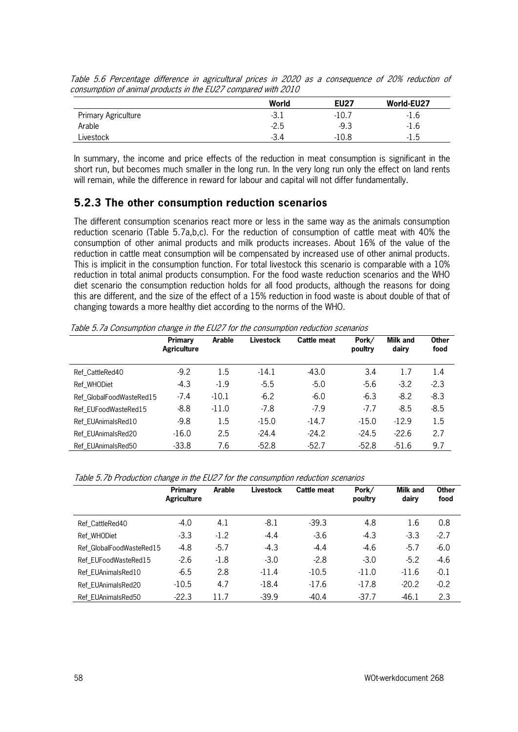*Table 5.6 Percentage difference in agricultural prices in 2020 as a consequence of 20% reduction of consumption of animal products in the EU27 compared with 2010*

| | World | EU27 | World-EU27 |
|---|---|---|---|
| Primary Agriculture | -3.1 | -10.7 | -1.6 |
| Arable | -2.5 | -9.3 | -1.6 |
| Livestock | -3.4 | -10.8 | -1.5 |

In summary, the income and price effects of the reduction in meat consumption is significant in the short run, but becomes much smaller in the long run. In the very long run only the effect on land rents will remain, while the difference in reward for labour and capital will not differ fundamentally.

## 5.2.3 The other consumption reduction scenarios

The different consumption scenarios react more or less in the same way as the animals consumption reduction scenario (Table 5.7a,b,c). For the reduction of consumption of cattle meat with 40% the consumption of other animal products and milk products increases. About 16% of the value of the reduction in cattle meat consumption will be compensated by increased use of other animal products. This is implicit in the consumption function. For total livestock this scenario is comparable with a 10% reduction in total animal products consumption. For the food waste reduction scenarios and the WHO diet scenario the consumption reduction holds for all food products, although the reasons for doing this are different, and the size of the effect of a 15% reduction in food waste is about double of that of changing towards a more healthy diet according to the norms of the WHO.

*Table 5.7a Consumption change in the EU27 for the consumption reduction scenarios*

| | Primary Agriculture | Arable | Livestock | Cattle meat | Pork/ poultry | Milk and dairy | Other food |
|---|---|---|---|---|---|---|---|
| Ref_CattleRed40 | -9.2 | 1.5 | -14.1 | -43.0 | 3.4 | 1.7 | 1.4 |
| Ref_WHODiet | -4.3 | -1.9 | -5.5 | -5.0 | -5.6 | -3.2 | -2.3 |
| Ref_GlobalFoodWasteRed15 | -7.4 | -10.1 | -6.2 | -6.0 | -6.3 | -8.2 | -8.3 |
| Ref_EUFoodWasteRed15 | -8.8 | -11.0 | -7.8 | -7.9 | -7.7 | -8.5 | -8.5 |
| Ref_EUAnimalsRed10 | -9.8 | 1.5 | -15.0 | -14.7 | -15.0 | -12.9 | 1.5 |
| Ref_EUAnimalsRed20 | -16.0 | 2.5 | -24.4 | -24.2 | -24.5 | -22.6 | 2.7 |
| Ref_EUAnimalsRed50 | -33.8 | 7.6 | -52.8 | -52.7 | -52.8 | -51.6 | 9.7 |

*Table 5.7b Production change in the EU27 for the consumption reduction scenarios*

| | Primary Agriculture | Arable | Livestock | Cattle meat | Pork/ poultry | Milk and dairy | Other food |
|---|---|---|---|---|---|---|---|
| Ref_CattleRed40 | -4.0 | 4.1 | -8.1 | -39.3 | 4.8 | 1.6 | 0.8 |
| Ref_WHODiet | -3.3 | -1.2 | -4.4 | -3.6 | -4.3 | -3.3 | -2.7 |
| Ref_GlobalFoodWasteRed15 | -4.8 | -5.7 | -4.3 | -4.4 | -4.6 | -5.7 | -6.0 |
| Ref_EUFoodWasteRed15 | -2.6 | -1.8 | -3.0 | -2.8 | -3.0 | -5.2 | -4.6 |
| Ref_EUAnimalsRed10 | -6.5 | 2.8 | -11.4 | -10.5 | -11.0 | -11.6 | -0.1 |
| Ref_EUAnimalsRed20 | -10.5 | 4.7 | -18.4 | -17.6 | -17.8 | -20.2 | -0.2 |
| Ref_EUAnimalsRed50 | -22.3 | 11.7 | -39.9 | -40.4 | -37.7 | -46.1 | 2.3 |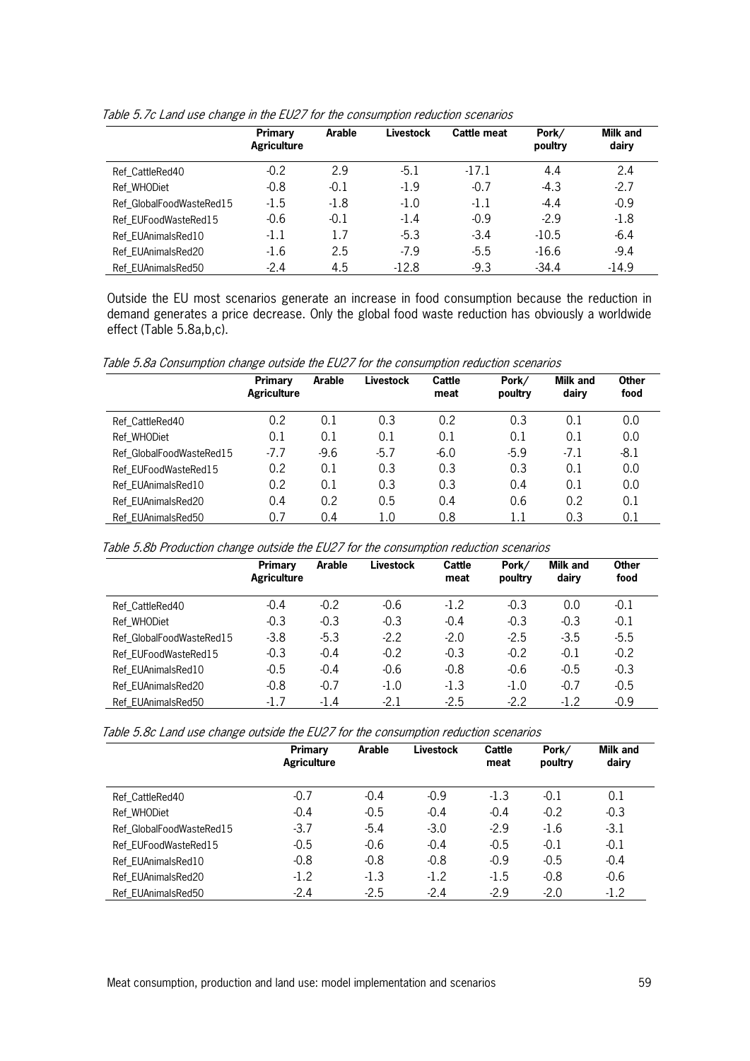*Table 5.7c Land use change in the EU27 for the consumption reduction scenarios*

| | Primary Agriculture | Arable | Livestock | Cattle meat | Pork/ poultry | Milk and dairy |
|---|---|---|---|---|---|---|
| Ref_CattleRed40 | -0.2 | 2.9 | -5.1 | -17.1 | 4.4 | 2.4 |
| Ref_WHODiet | -0.8 | -0.1 | -1.9 | -0.7 | -4.3 | -2.7 |
| Ref_GlobalFoodWasteRed15 | -1.5 | -1.8 | -1.0 | -1.1 | -4.4 | -0.9 |
| Ref_EUFoodWasteRed15 | -0.6 | -0.1 | -1.4 | -0.9 | -2.9 | -1.8 |
| Ref_EUAnimalsRed10 | -1.1 | 1.7 | -5.3 | -3.4 | -10.5 | -6.4 |
| Ref_EUAnimalsRed20 | -1.6 | 2.5 | -7.9 | -5.5 | -16.6 | -9.4 |
| Ref_EUAnimalsRed50 | -2.4 | 4.5 | -12.8 | -9.3 | -34.4 | -14.9 |

Outside the EU most scenarios generate an increase in food consumption because the reduction in demand generates a price decrease. Only the global food waste reduction has obviously a worldwide effect (Table 5.8a,b,c).

*Table 5.8a Consumption change outside the EU27 for the consumption reduction scenarios*

| | Primary Agriculture | Arable | Livestock | Cattle meat | Pork/ poultry | Milk and dairy | Other food |
|---|---|---|---|---|---|---|---|
| Ref_CattleRed40 | 0.2 | 0.1 | 0.3 | 0.2 | 0.3 | 0.1 | 0.0 |
| Ref_WHODiet | 0.1 | 0.1 | 0.1 | 0.1 | 0.1 | 0.1 | 0.0 |
| Ref_GlobalFoodWasteRed15 | -7.7 | -9.6 | -5.7 | -6.0 | -5.9 | -7.1 | -8.1 |
| Ref_EUFoodWasteRed15 | 0.2 | 0.1 | 0.3 | 0.3 | 0.3 | 0.1 | 0.0 |
| Ref_EUAnimalsRed10 | 0.2 | 0.1 | 0.3 | 0.3 | 0.4 | 0.1 | 0.0 |
| Ref_EUAnimalsRed20 | 0.4 | 0.2 | 0.5 | 0.4 | 0.6 | 0.2 | 0.1 |
| Ref_EUAnimalsRed50 | 0.7 | 0.4 | 1.0 | 0.8 | 1.1 | 0.3 | 0.1 |

*Table 5.8b Production change outside the EU27 for the consumption reduction scenarios*

| | Primary Agriculture | Arable | Livestock | Cattle meat | Pork/ poultry | Milk and dairy | Other food |
|---|---|---|---|---|---|---|---|
| Ref_CattleRed40 | -0.4 | -0.2 | -0.6 | -1.2 | -0.3 | 0.0 | -0.1 |
| Ref_WHODiet | -0.3 | -0.3 | -0.3 | -0.4 | -0.3 | -0.3 | -0.1 |
| Ref_GlobalFoodWasteRed15 | -3.8 | -5.3 | -2.2 | -2.0 | -2.5 | -3.5 | -5.5 |
| Ref_EUFoodWasteRed15 | -0.3 | -0.4 | -0.2 | -0.3 | -0.2 | -0.1 | -0.2 |
| Ref_EUAnimalsRed10 | -0.5 | -0.4 | -0.6 | -0.8 | -0.6 | -0.5 | -0.3 |
| Ref_EUAnimalsRed20 | -0.8 | -0.7 | -1.0 | -1.3 | -1.0 | -0.7 | -0.5 |
| Ref_EUAnimalsRed50 | -1.7 | -1.4 | -2.1 | -2.5 | -2.2 | -1.2 | -0.9 |

*Table 5.8c Land use change outside the EU27 for the consumption reduction scenarios*

| | Primary Agriculture | Arable | Livestock | Cattle meat | Pork/ poultry | Milk and dairy |
|---|---|---|---|---|---|---|
| Ref_CattleRed40 | -0.7 | -0.4 | -0.9 | -1.3 | -0.1 | 0.1 |
| Ref_WHODiet | -0.4 | -0.5 | -0.4 | -0.4 | -0.2 | -0.3 |
| Ref_GlobalFoodWasteRed15 | -3.7 | -5.4 | -3.0 | -2.9 | -1.6 | -3.1 |
| Ref_EUFoodWasteRed15 | -0.5 | -0.6 | -0.4 | -0.5 | -0.1 | -0.1 |
| Ref_EUAnimalsRed10 | -0.8 | -0.8 | -0.8 | -0.9 | -0.5 | -0.4 |
| Ref_EUAnimalsRed20 | -1.2 | -1.3 | -1.2 | -1.5 | -0.8 | -0.6 |
| Ref_EUAnimalsRed50 | -2.4 | -2.5 | -2.4 | -2.9 | -2.0 | -1.2 |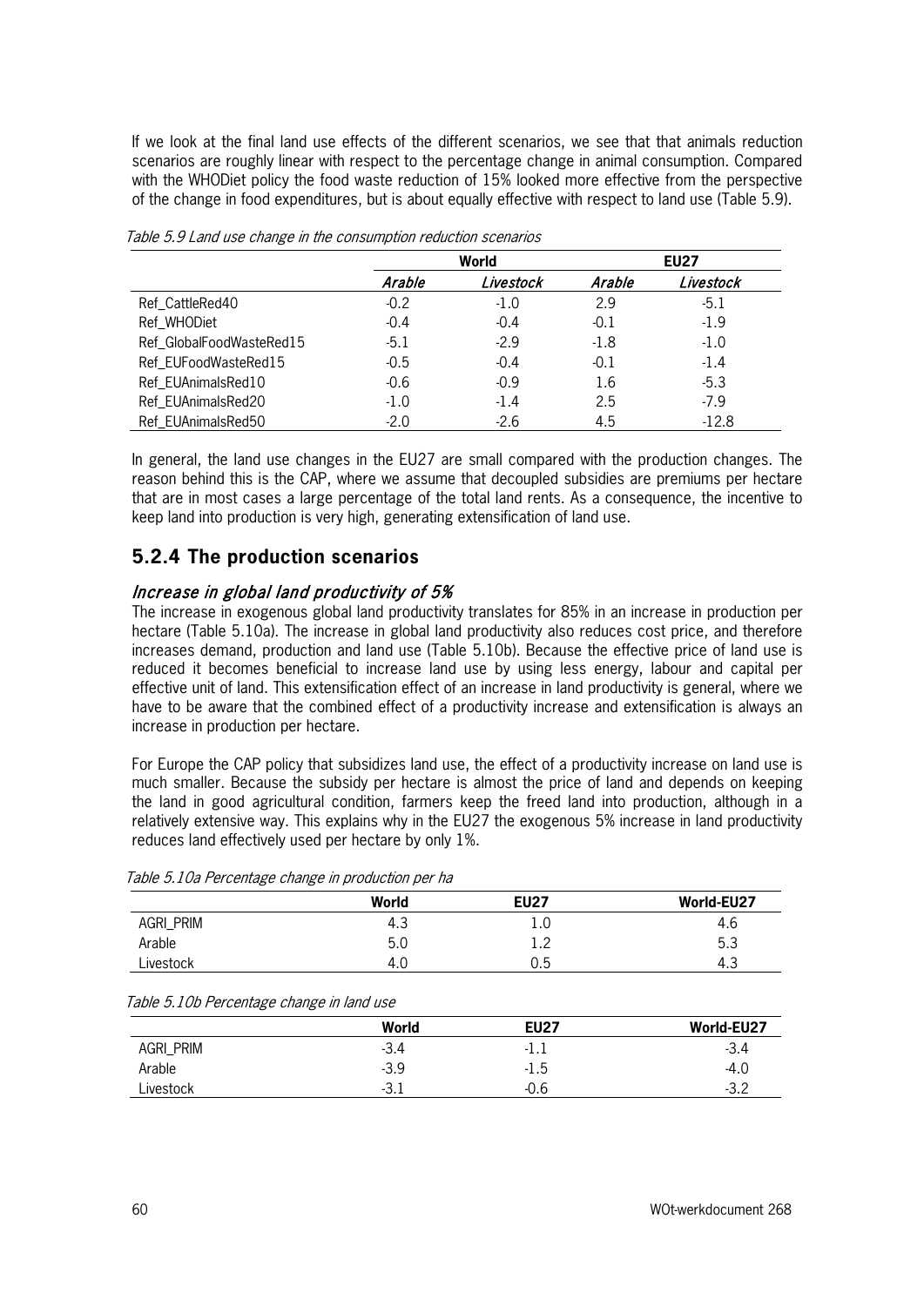If we look at the final land use effects of the different scenarios, we see that that animals reduction scenarios are roughly linear with respect to the percentage change in animal consumption. Compared with the WHODiet policy the food waste reduction of 15% looked more effective from the perspective of the change in food expenditures, but is about equally effective with respect to land use (Table 5.9).

*Table 5.9 Land use change in the consumption reduction scenarios*

| | World | | EU27 | |
|---|---|---|---|---|
| | *Arable* | *Livestock* | *Arable* | *Livestock* |
| Ref_CattleRed40 | -0.2 | -1.0 | 2.9 | -5.1 |
| Ref_WHODiet | -0.4 | -0.4 | -0.1 | -1.9 |
| Ref_GlobalFoodWasteRed15 | -5.1 | -2.9 | -1.8 | -1.0 |
| Ref_EUFoodWasteRed15 | -0.5 | -0.4 | -0.1 | -1.4 |
| Ref_EUAnimalsRed10 | -0.6 | -0.9 | 1.6 | -5.3 |
| Ref_EUAnimalsRed20 | -1.0 | -1.4 | 2.5 | -7.9 |
| Ref_EUAnimalsRed50 | -2.0 | -2.6 | 4.5 | -12.8 |

In general, the land use changes in the EU27 are small compared with the production changes. The reason behind this is the CAP, where we assume that decoupled subsidies are premiums per hectare that are in most cases a large percentage of the total land rents. As a consequence, the incentive to keep land into production is very high, generating extensification of land use.

## 5.2.4 The production scenarios

### *Increase in global land productivity of 5%*

The increase in exogenous global land productivity translates for 85% in an increase in production per hectare (Table 5.10a). The increase in global land productivity also reduces cost price, and therefore increases demand, production and land use (Table 5.10b). Because the effective price of land use is reduced it becomes beneficial to increase land use by using less energy, labour and capital per effective unit of land. This extensification effect of an increase in land productivity is general, where we have to be aware that the combined effect of a productivity increase and extensification is always an increase in production per hectare.

For Europe the CAP policy that subsidizes land use, the effect of a productivity increase on land use is much smaller. Because the subsidy per hectare is almost the price of land and depends on keeping the land in good agricultural condition, farmers keep the freed land into production, although in a relatively extensive way. This explains why in the EU27 the exogenous 5% increase in land productivity reduces land effectively used per hectare by only 1%.

*Table 5.10a Percentage change in production per ha*

| | World | EU27 | World-EU27 |
|---|---|---|---|
| AGRI_PRIM | 4.3 | 1.0 | 4.6 |
| Arable | 5.0 | 1.2 | 5.3 |
| Livestock | 4.0 | 0.5 | 4.3 |

*Table 5.10b Percentage change in land use*

| | World | EU27 | World-EU27 |
|---|---|---|---|
| AGRI_PRIM | -3.4 | -1.1 | -3.4 |
| Arable | -3.9 | -1.5 | -4.0 |
| Livestock | -3.1 | -0.6 | -3.2 |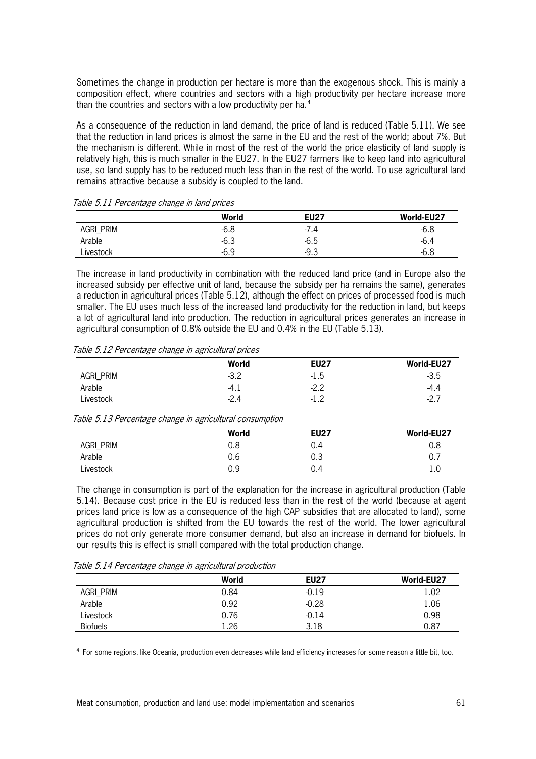Sometimes the change in production per hectare is more than the exogenous shock. This is mainly a composition effect, where countries and sectors with a high productivity per hectare increase more than the countries and sectors with a low productivity per ha.[4]

As a consequence of the reduction in land demand, the price of land is reduced (Table 5.11). We see that the reduction in land prices is almost the same in the EU and the rest of the world; about 7%. But the mechanism is different. While in most of the rest of the world the price elasticity of land supply is relatively high, this is much smaller in the EU27. In the EU27 farmers like to keep land into agricultural use, so land supply has to be reduced much less than in the rest of the world. To use agricultural land remains attractive because a subsidy is coupled to the land.

*Table 5.11 Percentage change in land prices*

| | **World** | **EU27** | **World-EU27** |
|---|---|---|---|
| AGRI_PRIM | -6.8 | -7.4 | -6.8 |
| Arable | -6.3 | -6.5 | -6.4 |
| Livestock | -6.9 | -9.3 | -6.8 |

The increase in land productivity in combination with the reduced land price (and in Europe also the increased subsidy per effective unit of land, because the subsidy per ha remains the same), generates a reduction in agricultural prices (Table 5.12), although the effect on prices of processed food is much smaller. The EU uses much less of the increased land productivity for the reduction in land, but keeps a lot of agricultural land into production. The reduction in agricultural prices generates an increase in agricultural consumption of 0.8% outside the EU and 0.4% in the EU (Table 5.13).

*Table 5.12 Percentage change in agricultural prices*

| | **World** | **EU27** | **World-EU27** |
|---|---|---|---|
| AGRI_PRIM | -3.2 | -1.5 | -3.5 |
| Arable | -4.1 | -2.2 | -4.4 |
| Livestock | -2.4 | -1.2 | -2.7 |

*Table 5.13 Percentage change in agricultural consumption*

| | **World** | **EU27** | **World-EU27** |
|---|---|---|---|
| AGRI_PRIM | 0.8 | 0.4 | 0.8 |
| Arable | 0.6 | 0.3 | 0.7 |
| Livestock | 0.9 | 0.4 | 1.0 |

The change in consumption is part of the explanation for the increase in agricultural production (Table 5.14). Because cost price in the EU is reduced less than in the rest of the world (because at agent prices land price is low as a consequence of the high CAP subsidies that are allocated to land), some agricultural production is shifted from the EU towards the rest of the world. The lower agricultural prices do not only generate more consumer demand, but also an increase in demand for biofuels. In our results this is effect is small compared with the total production change.

*Table 5.14 Percentage change in agricultural production*

| | **World** | **EU27** | **World-EU27** |
|---|---|---|---|
| AGRI_PRIM | 0.84 | -0.19 | 1.02 |
| Arable | 0.92 | -0.28 | 1.06 |
| Livestock | 0.76 | -0.14 | 0.98 |
| Biofuels | 1.26 | 3.18 | 0.87 |

[4] For some regions, like Oceania, production even decreases while land efficiency increases for some reason a little bit, too.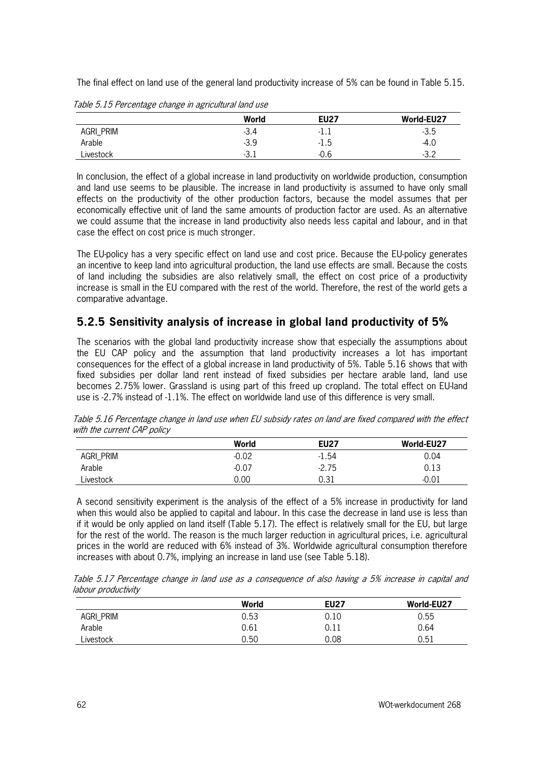The final effect on land use of the general land productivity increase of 5% can be found in Table 5.15.

*Table 5.15 Percentage change in agricultural land use*

| | World | EU27 | World-EU27 |
|---|---|---|---|
| AGRI_PRIM | -3.4 | -1.1 | -3.5 |
| Arable | -3.9 | -1.5 | -4.0 |
| Livestock | -3.1 | -0.6 | -3.2 |

In conclusion, the effect of a global increase in land productivity on worldwide production, consumption and land use seems to be plausible. The increase in land productivity is assumed to have only small effects on the productivity of the other production factors, because the model assumes that per economically effective unit of land the same amounts of production factor are used. As an alternative we could assume that the increase in land productivity also needs less capital and labour, and in that case the effect on cost price is much stronger.

The EU-policy has a very specific effect on land use and cost price. Because the EU-policy generates an incentive to keep land into agricultural production, the land use effects are small. Because the costs of land including the subsidies are also relatively small, the effect on cost price of a productivity increase is small in the EU compared with the rest of the world. Therefore, the rest of the world gets a comparative advantage.

### 5.2.5 Sensitivity analysis of increase in global land productivity of 5%

The scenarios with the global land productivity increase show that especially the assumptions about the EU CAP policy and the assumption that land productivity increases a lot has important consequences for the effect of a global increase in land productivity of 5%. Table 5.16 shows that with fixed subsidies per dollar land rent instead of fixed subsidies per hectare arable land, land use becomes 2.75% lower. Grassland is using part of this freed up cropland. The total effect on EU-land use is -2.7% instead of -1.1%. The effect on worldwide land use of this difference is very small.

*Table 5.16 Percentage change in land use when EU subsidy rates on land are fixed compared with the effect with the current CAP policy*

| | World | EU27 | World-EU27 |
|---|---|---|---|
| AGRI_PRIM | -0.02 | -1.54 | 0.04 |
| Arable | -0.07 | -2.75 | 0.13 |
| Livestock | 0.00 | 0.31 | -0.01 |

A second sensitivity experiment is the analysis of the effect of a 5% increase in productivity for land when this would also be applied to capital and labour. In this case the decrease in land use is less than if it would be only applied on land itself (Table 5.17). The effect is relatively small for the EU, but large for the rest of the world. The reason is the much larger reduction in agricultural prices, i.e. agricultural prices in the world are reduced with 6% instead of 3%. Worldwide agricultural consumption therefore increases with about 0.7%, implying an increase in land use (see Table 5.18).

*Table 5.17 Percentage change in land use as a consequence of also having a 5% increase in capital and labour productivity*

| | World | EU27 | World-EU27 |
|---|---|---|---|
| AGRI_PRIM | 0.53 | 0.10 | 0.55 |
| Arable | 0.61 | 0.11 | 0.64 |
| Livestock | 0.50 | 0.08 | 0.51 |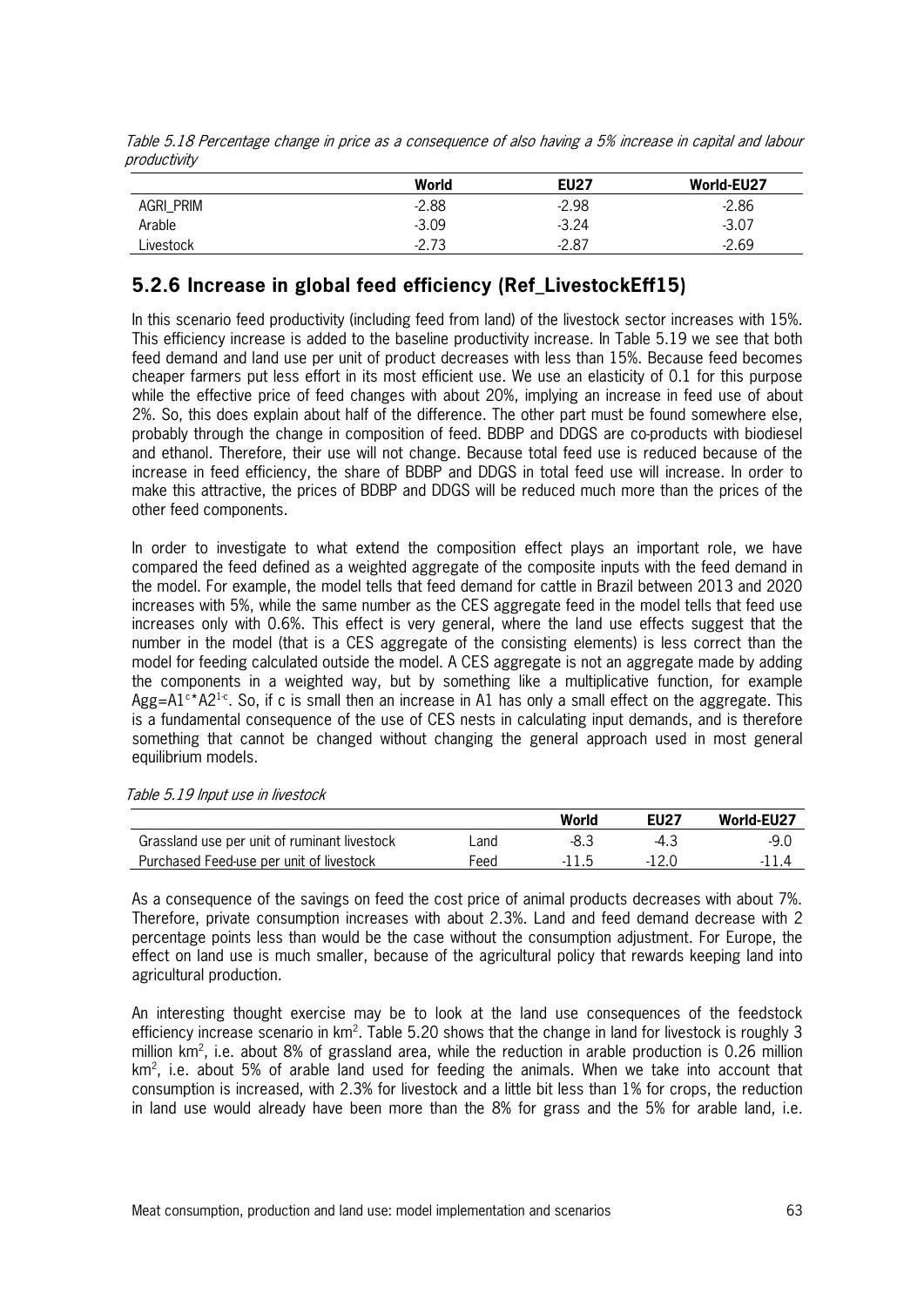*Table 5.18 Percentage change in price as a consequence of also having a 5% increase in capital and labour productivity*

| | World | EU27 | World-EU27 |
|---|---|---|---|
| AGRI_PRIM | -2.88 | -2.98 | -2.86 |
| Arable | -3.09 | -3.24 | -3.07 |
| Livestock | -2.73 | -2.87 | -2.69 |

## 5.2.6 Increase in global feed efficiency (Ref_LivestockEff15)

In this scenario feed productivity (including feed from land) of the livestock sector increases with 15%. This efficiency increase is added to the baseline productivity increase. In Table 5.19 we see that both feed demand and land use per unit of product decreases with less than 15%. Because feed becomes cheaper farmers put less effort in its most efficient use. We use an elasticity of 0.1 for this purpose while the effective price of feed changes with about 20%, implying an increase in feed use of about 2%. So, this does explain about half of the difference. The other part must be found somewhere else, probably through the change in composition of feed. BDBP and DDGS are co-products with biodiesel and ethanol. Therefore, their use will not change. Because total feed use is reduced because of the increase in feed efficiency, the share of BDBP and DDGS in total feed use will increase. In order to make this attractive, the prices of BDBP and DDGS will be reduced much more than the prices of the other feed components.

In order to investigate to what extend the composition effect plays an important role, we have compared the feed defined as a weighted aggregate of the composite inputs with the feed demand in the model. For example, the model tells that feed demand for cattle in Brazil between 2013 and 2020 increases with 5%, while the same number as the CES aggregate feed in the model tells that feed use increases only with 0.6%. This effect is very general, where the land use effects suggest that the number in the model (that is a CES aggregate of the consisting elements) is less correct than the model for feeding calculated outside the model. A CES aggregate is not an aggregate made by adding the components in a weighted way, but by something like a multiplicative function, for example $Agg = A1^{c} * A2^{1-c}$. So, if c is small then an increase in A1 has only a small effect on the aggregate. This is a fundamental consequence of the use of CES nests in calculating input demands, and is therefore something that cannot be changed without changing the general approach used in most general equilibrium models.

*Table 5.19 Input use in livestock*

| | | World | EU27 | World-EU27 |
|---|---|---|---|---|
| Grassland use per unit of ruminant livestock | Land | -8.3 | -4.3 | -9.0 |
| Purchased Feed-use per unit of livestock | Feed | -11.5 | -12.0 | -11.4 |

As a consequence of the savings on feed the cost price of animal products decreases with about 7%. Therefore, private consumption increases with about 2.3%. Land and feed demand decrease with 2 percentage points less than would be the case without the consumption adjustment. For Europe, the effect on land use is much smaller, because of the agricultural policy that rewards keeping land into agricultural production.

An interesting thought exercise may be to look at the land use consequences of the feedstock efficiency increase scenario in km$^2$. Table 5.20 shows that the change in land for livestock is roughly 3 million km$^2$, i.e. about 8% of grassland area, while the reduction in arable production is 0.26 million km$^2$, i.e. about 5% of arable land used for feeding the animals. When we take into account that consumption is increased, with 2.3% for livestock and a little bit less than 1% for crops, the reduction in land use would already have been more than the 8% for grass and the 5% for arable land, i.e.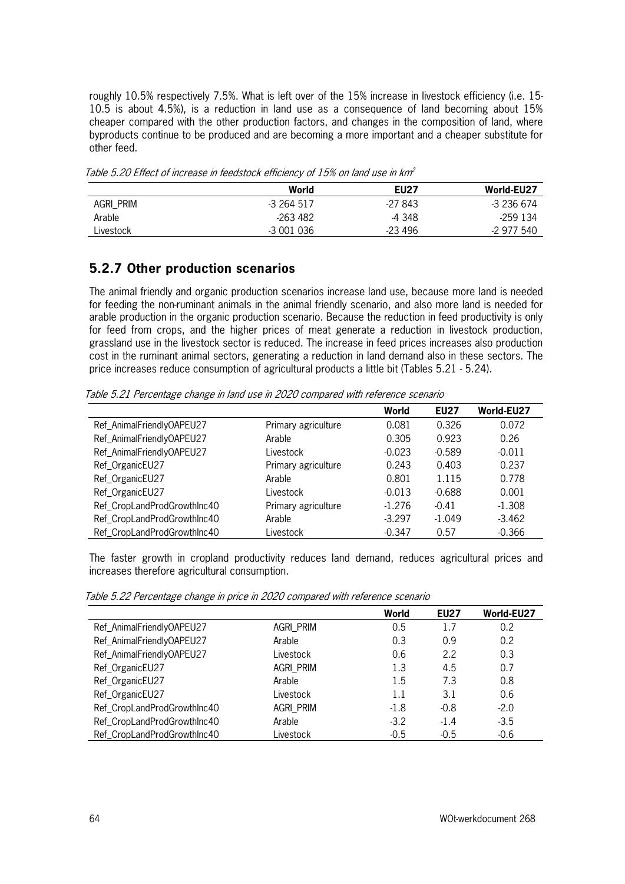roughly 10.5% respectively 7.5%. What is left over of the 15% increase in livestock efficiency (i.e. 15-10.5 is about 4.5%), is a reduction in land use as a consequence of land becoming about 15% cheaper compared with the other production factors, and changes in the composition of land, where byproducts continue to be produced and are becoming a more important and a cheaper substitute for other feed.

*Table 5.20 Effect of increase in feedstock efficiency of 15% on land use in km$^2$*

| | World | EU27 | World-EU27 |
|---|---|---|---|
| AGRI_PRIM | -3 264 517 | -27 843 | -3 236 674 |
| Arable | -263 482 | -4 348 | -259 134 |
| Livestock | -3 001 036 | -23 496 | -2 977 540 |

### 5.2.7 Other production scenarios

The animal friendly and organic production scenarios increase land use, because more land is needed for feeding the non-ruminant animals in the animal friendly scenario, and also more land is needed for arable production in the organic production scenario. Because the reduction in feed productivity is only for feed from crops, and the higher prices of meat generate a reduction in livestock production, grassland use in the livestock sector is reduced. The increase in feed prices increases also production cost in the ruminant animal sectors, generating a reduction in land demand also in these sectors. The price increases reduce consumption of agricultural products a little bit (Tables 5.21 - 5.24).

*Table 5.21 Percentage change in land use in 2020 compared with reference scenario*

| | | World | EU27 | World-EU27 |
|---|---|---|---|---|
| Ref_AnimalFriendlyOAPEU27 | Primary agriculture | 0.081 | 0.326 | 0.072 |
| Ref_AnimalFriendlyOAPEU27 | Arable | 0.305 | 0.923 | 0.26 |
| Ref_AnimalFriendlyOAPEU27 | Livestock | -0.023 | -0.589 | -0.011 |
| Ref_OrganicEU27 | Primary agriculture | 0.243 | 0.403 | 0.237 |
| Ref_OrganicEU27 | Arable | 0.801 | 1.115 | 0.778 |
| Ref_OrganicEU27 | Livestock | -0.013 | -0.688 | 0.001 |
| Ref_CropLandProdGrowthInc40 | Primary agriculture | -1.276 | -0.41 | -1.308 |
| Ref_CropLandProdGrowthInc40 | Arable | -3.297 | -1.049 | -3.462 |
| Ref_CropLandProdGrowthInc40 | Livestock | -0.347 | 0.57 | -0.366 |

The faster growth in cropland productivity reduces land demand, reduces agricultural prices and increases therefore agricultural consumption.

*Table 5.22 Percentage change in price in 2020 compared with reference scenario*

| | | World | EU27 | World-EU27 |
|---|---|---|---|---|
| Ref_AnimalFriendlyOAPEU27 | AGRI_PRIM | 0.5 | 1.7 | 0.2 |
| Ref_AnimalFriendlyOAPEU27 | Arable | 0.3 | 0.9 | 0.2 |
| Ref_AnimalFriendlyOAPEU27 | Livestock | 0.6 | 2.2 | 0.3 |
| Ref_OrganicEU27 | AGRI_PRIM | 1.3 | 4.5 | 0.7 |
| Ref_OrganicEU27 | Arable | 1.5 | 7.3 | 0.8 |
| Ref_OrganicEU27 | Livestock | 1.1 | 3.1 | 0.6 |
| Ref_CropLandProdGrowthInc40 | AGRI_PRIM | -1.8 | -0.8 | -2.0 |
| Ref_CropLandProdGrowthInc40 | Arable | -3.2 | -1.4 | -3.5 |
| Ref_CropLandProdGrowthInc40 | Livestock | -0.5 | -0.5 | -0.6 |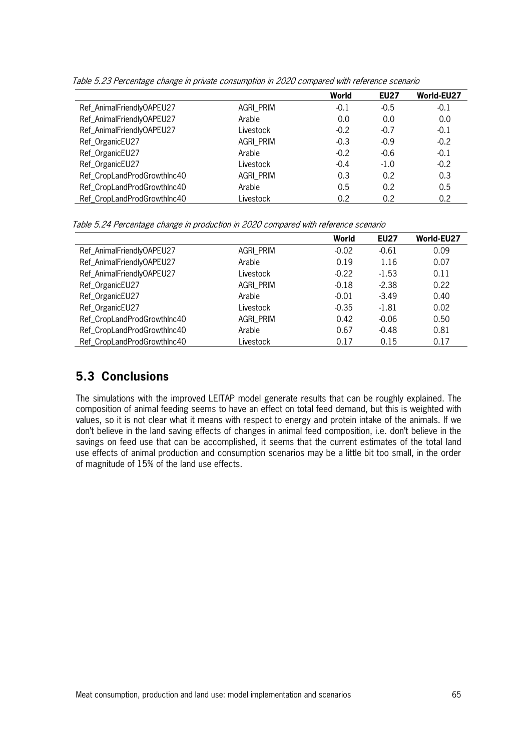*Table 5.23 Percentage change in private consumption in 2020 compared with reference scenario*

| | | World | EU27 | World-EU27 |
|---|---|---|---|---|
| Ref_AnimalFriendlyOAPEU27 | AGRI_PRIM | -0.1 | -0.5 | -0.1 |
| Ref_AnimalFriendlyOAPEU27 | Arable | 0.0 | 0.0 | 0.0 |
| Ref_AnimalFriendlyOAPEU27 | Livestock | -0.2 | -0.7 | -0.1 |
| Ref_OrganicEU27 | AGRI_PRIM | -0.3 | -0.9 | -0.2 |
| Ref_OrganicEU27 | Arable | -0.2 | -0.6 | -0.1 |
| Ref_OrganicEU27 | Livestock | -0.4 | -1.0 | -0.2 |
| Ref_CropLandProdGrowthInc40 | AGRI_PRIM | 0.3 | 0.2 | 0.3 |
| Ref_CropLandProdGrowthInc40 | Arable | 0.5 | 0.2 | 0.5 |
| Ref_CropLandProdGrowthInc40 | Livestock | 0.2 | 0.2 | 0.2 |

*Table 5.24 Percentage change in production in 2020 compared with reference scenario*

| | | World | EU27 | World-EU27 |
|---|---|---|---|---|
| Ref_AnimalFriendlyOAPEU27 | AGRI_PRIM | -0.02 | -0.61 | 0.09 |
| Ref_AnimalFriendlyOAPEU27 | Arable | 0.19 | 1.16 | 0.07 |
| Ref_AnimalFriendlyOAPEU27 | Livestock | -0.22 | -1.53 | 0.11 |
| Ref_OrganicEU27 | AGRI_PRIM | -0.18 | -2.38 | 0.22 |
| Ref_OrganicEU27 | Arable | -0.01 | -3.49 | 0.40 |
| Ref_OrganicEU27 | Livestock | -0.35 | -1.81 | 0.02 |
| Ref_CropLandProdGrowthInc40 | AGRI_PRIM | 0.42 | -0.06 | 0.50 |
| Ref_CropLandProdGrowthInc40 | Arable | 0.67 | -0.48 | 0.81 |
| Ref_CropLandProdGrowthInc40 | Livestock | 0.17 | 0.15 | 0.17 |

## 5.3 Conclusions

The simulations with the improved LEITAP model generate results that can be roughly explained. The composition of animal feeding seems to have an effect on total feed demand, but this is weighted with values, so it is not clear what it means with respect to energy and protein intake of the animals. If we don't believe in the land saving effects of changes in animal feed composition, i.e. don't believe in the savings on feed use that can be accomplished, it seems that the current estimates of the total land use effects of animal production and consumption scenarios may be a little bit too small, in the order of magnitude of 15% of the land use effects.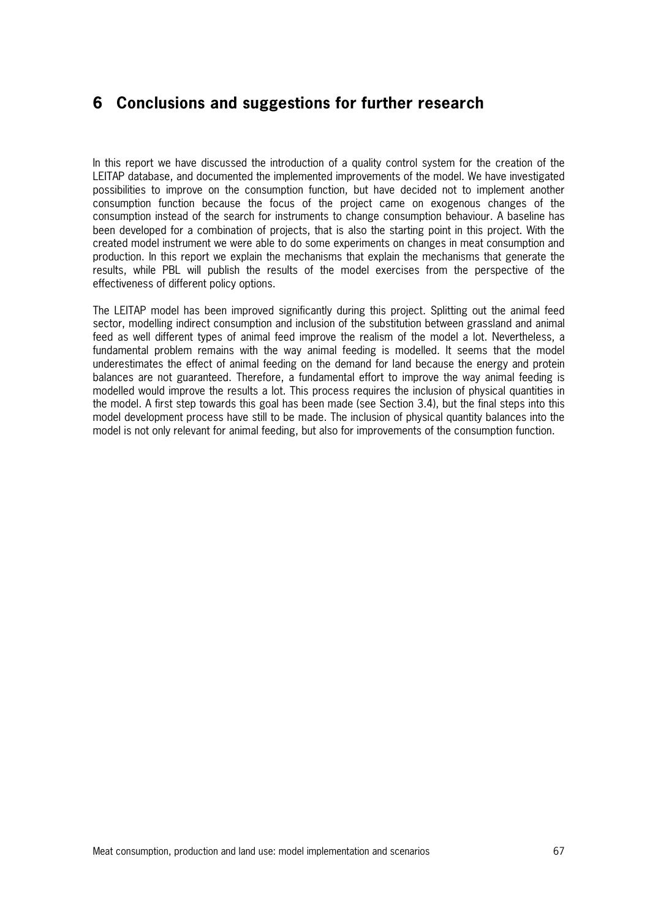# 6 Conclusions and suggestions for further research

In this report we have discussed the introduction of a quality control system for the creation of the LEITAP database, and documented the implemented improvements of the model. We have investigated possibilities to improve on the consumption function, but have decided not to implement another consumption function because the focus of the project came on exogenous changes of the consumption instead of the search for instruments to change consumption behaviour. A baseline has been developed for a combination of projects, that is also the starting point in this project. With the created model instrument we were able to do some experiments on changes in meat consumption and production. In this report we explain the mechanisms that explain the mechanisms that generate the results, while PBL will publish the results of the model exercises from the perspective of the effectiveness of different policy options.

The LEITAP model has been improved significantly during this project. Splitting out the animal feed sector, modelling indirect consumption and inclusion of the substitution between grassland and animal feed as well different types of animal feed improve the realism of the model a lot. Nevertheless, a fundamental problem remains with the way animal feeding is modelled. It seems that the model underestimates the effect of animal feeding on the demand for land because the energy and protein balances are not guaranteed. Therefore, a fundamental effort to improve the way animal feeding is modelled would improve the results a lot. This process requires the inclusion of physical quantities in the model. A first step towards this goal has been made (see Section 3.4), but the final steps into this model development process have still to be made. The inclusion of physical quantity balances into the model is not only relevant for animal feeding, but also for improvements of the consumption function.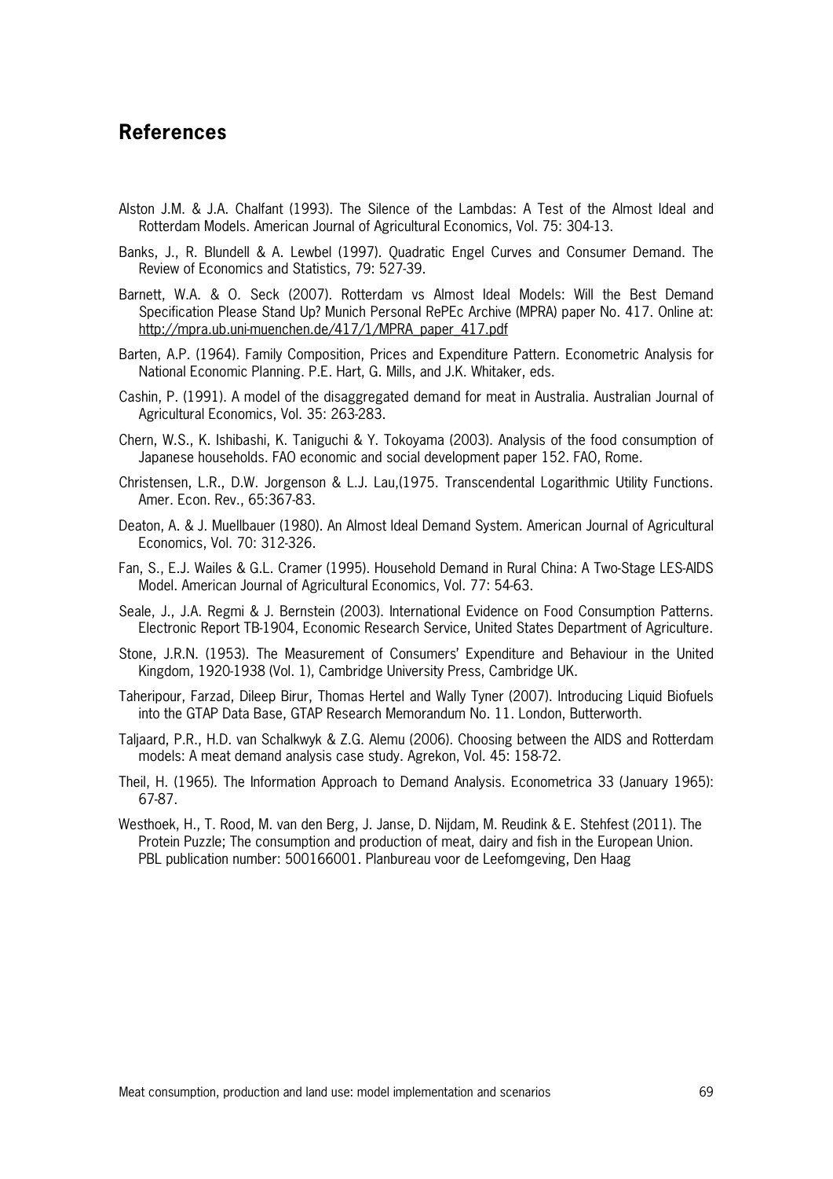## References

Alston J.M. & J.A. Chalfant (1993). The Silence of the Lambdas: A Test of the Almost Ideal and Rotterdam Models. American Journal of Agricultural Economics, Vol. 75: 304-13.

Banks, J., R. Blundell & A. Lewbel (1997). Quadratic Engel Curves and Consumer Demand. The Review of Economics and Statistics, 79: 527-39.

Barnett, W.A. & O. Seck (2007). Rotterdam vs Almost Ideal Models: Will the Best Demand Specification Please Stand Up? Munich Personal RePEc Archive (MPRA) paper No. 417. Online at: http://mpra.ub.uni-muenchen.de/417/1/MPRA_paper_417.pdf

Barten, A.P. (1964). Family Composition, Prices and Expenditure Pattern. Econometric Analysis for National Economic Planning. P.E. Hart, G. Mills, and J.K. Whitaker, eds.

Cashin, P. (1991). A model of the disaggregated demand for meat in Australia. Australian Journal of Agricultural Economics, Vol. 35: 263-283.

Chern, W.S., K. Ishibashi, K. Taniguchi & Y. Tokoyama (2003). Analysis of the food consumption of Japanese households. FAO economic and social development paper 152. FAO, Rome.

Christensen, L.R., D.W. Jorgenson & L.J. Lau,(1975. Transcendental Logarithmic Utility Functions. Amer. Econ. Rev., 65:367-83.

Deaton, A. & J. Muellbauer (1980). An Almost Ideal Demand System. American Journal of Agricultural Economics, Vol. 70: 312-326.

Fan, S., E.J. Wailes & G.L. Cramer (1995). Household Demand in Rural China: A Two-Stage LES-AIDS Model. American Journal of Agricultural Economics, Vol. 77: 54-63.

Seale, J., J.A. Regmi & J. Bernstein (2003). International Evidence on Food Consumption Patterns. Electronic Report TB-1904, Economic Research Service, United States Department of Agriculture.

Stone, J.R.N. (1953). The Measurement of Consumers' Expenditure and Behaviour in the United Kingdom, 1920-1938 (Vol. 1), Cambridge University Press, Cambridge UK.

Taheripour, Farzad, Dileep Birur, Thomas Hertel and Wally Tyner (2007). Introducing Liquid Biofuels into the GTAP Data Base, GTAP Research Memorandum No. 11. London, Butterworth.

Taljaard, P.R., H.D. van Schalkwyk & Z.G. Alemu (2006). Choosing between the AIDS and Rotterdam models: A meat demand analysis case study. Agrekon, Vol. 45: 158-72.

Theil, H. (1965). The Information Approach to Demand Analysis. Econometrica 33 (January 1965): 67-87.

Westhoek, H., T. Rood, M. van den Berg, J. Janse, D. Nijdam, M. Reudink & E. Stehfest (2011). The Protein Puzzle; The consumption and production of meat, dairy and fish in the European Union. PBL publication number: 500166001. Planbureau voor de Leefomgeving, Den Haag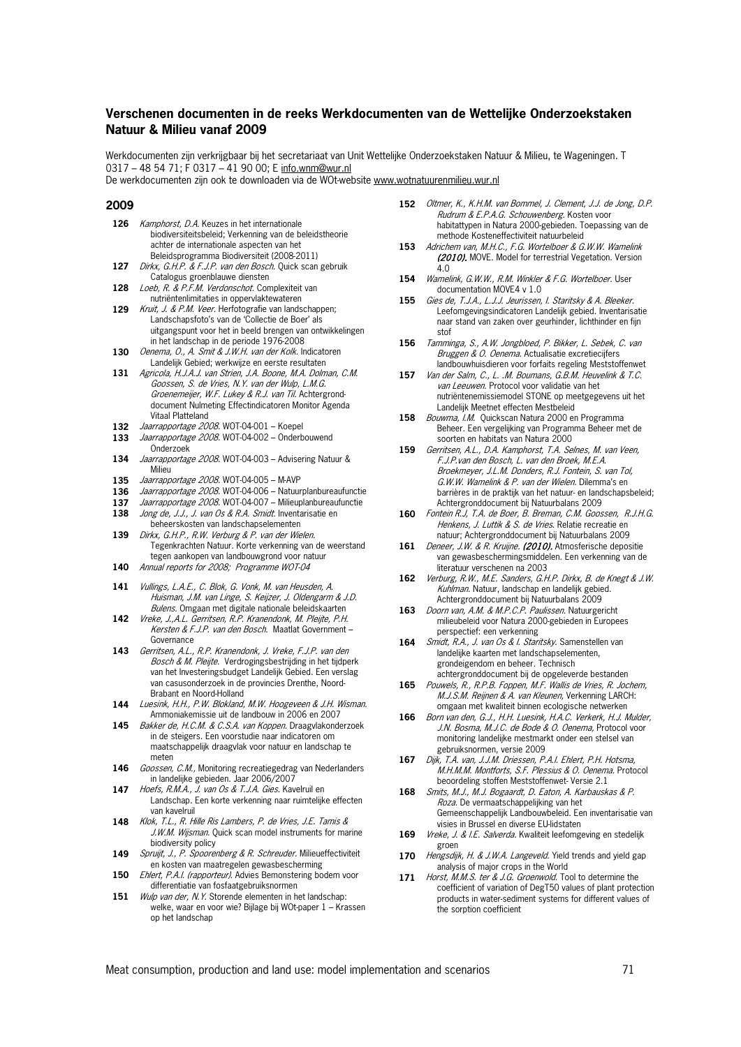## Verschenen documenten in de reeks Werkdocumenten van de Wettelijke Onderzoekstaken Natuur & Milieu vanaf 2009

Werkdocumenten zijn verkrijgbaar bij het secretariaat van Unit Wettelijke Onderzoekstaken Natuur & Milieu, te Wageningen. T 0317 – 48 54 71; F 0317 – 41 90 00; E info.wnm@wur.nl
De werkdocumenten zijn ook te downloaden via de WOt-website www.wotnatuurenmilieu.wur.nl

### 2009

**126** *Kamphorst, D.A.* Keuzes in het internationale biodiversiteitsbeleid; Verkenning van de beleidstheorie achter de internationale aspecten van het Beleidsprogramma Biodiversiteit (2008-2011)
**127** *Dirkx, G.H.P. & F.J.P. van den Bosch.* Quick scan gebruik Catalogus groenblauwe diensten
**128** *Loeb, R. & P.F.M. Verdonschot.* Complexiteit van nutriëntenlimitaties in oppervlaktewateren
**129** *Kruit, J. & P.M. Veer.* Herfotografie van landschappen; Landschapsfoto's van de 'Collectie de Boer' als uitgangspunt voor het in beeld brengen van ontwikkelingen in het landschap in de periode 1976-2008
**130** *Oenema, O., A. Smit & J.W.H. van der Kolk.* Indicatoren Landelijk Gebied; werkwijze en eerste resultaten
**131** *Agricola, H.J.A.J. van Strien, J.A. Boone, M.A. Dolman, C.M. Goossen, S. de Vries, N.Y. van der Wulp, L.M.G. Groenemeijer, W.F. Lukey & R.J. van Til.* Achtergronddocument Nulmeting Effectindicatoren Monitor Agenda Vitaal Platteland
**132** *Jaarrapportage 2008.* WOT-04-001 – Koepel
**133** *Jaarrapportage 2008.* WOT-04-002 – Onderbouwend Onderzoek
**134** *Jaarrapportage 2008.* WOT-04-003 – Advisering Natuur & Milieu
**135** *Jaarrapportage 2008.* WOT-04-005 – M-AVP
**136** *Jaarrapportage 2008.* WOT-04-006 – Natuurplanbureaufunctie
**137** *Jaarrapportage 2008.* WOT-04-007 – Milieuplanbureaufunctie
**138** *Jong de, J.J., J. van Os & R.A. Smidt.* Inventarisatie en beheerskosten van landschapselementen
**139** *Dirkx, G.H.P., R.W. Verburg & P. van der Wielen.* Tegenkrachten Natuur. Korte verkenning van de weerstand tegen aankopen van landbouwgrond voor natuur
**140** *Annual reports for 2008; Programme WOT-04*
**141** *Vullings, L.A.E., C. Blok, G. Vonk, M. van Heusden, A. Huisman, J.M. van Linge, S. Keijzer, J. Oldengarm & J.D. Bulens.* Omgaan met digitale nationale beleidskaarten
**142** *Vreke, J.,A.L. Gerritsen, R.P. Kranendonk, M. Pleijte, P.H. Kersten & F.J.P. van den Bosch.* Maatlat Government – Governance
**143** *Gerritsen, A.L., R.P. Kranendonk, J. Vreke, F.J.P. van den Bosch & M. Pleijte.* Verdrogingsbestrijding in het tijdperk van het Investeringsbudget Landelijk Gebied. Een verslag van casusonderzoek in de provincies Drenthe, Noord-Brabant en Noord-Holland
**144** *Luesink, H.H., P.W. Blokland, M.W. Hoogeveen & J.H. Wisman.* Ammoniakemissie uit de landbouw in 2006 en 2007
**145** *Bakker de, H.C.M. & C.S.A. van Koppen.* Draagvlakonderzoek in de steigers. Een voorstudie naar indicatoren om maatschappelijk draagvlak voor natuur en landschap te meten
**146** *Goossen, C.M.*, Monitoring recreatiegedrag van Nederlanders in landelijke gebieden. Jaar 2006/2007
**147** *Hoefs, R.M.A., J. van Os & T.J.A. Gies.* Kavelruil en Landschap. Een korte verkenning naar ruimtelijke effecten van kavelruil
**148** *Klok, T.L., R. Hille Ris Lambers, P. de Vries, J.E. Tamis & J.W.M. Wijsman.* Quick scan model instruments for marine biodiversity policy
**149** *Spruijt, J., P. Spoorenberg & R. Schreuder.* Milieueffectiviteit en kosten van maatregelen gewasbescherming
**150** *Ehlert, P.A.I. (rapporteur).* Advies Bemonstering bodem voor differentiatie van fosfaatgebruiksnormen
**151** *Wulp van der, N.Y.* Storende elementen in het landschap: welke, waar en voor wie? Bijlage bij WOt-paper 1 – Krassen op het landschap
**152** *Oltmer, K., K.H.M. van Bommel, J. Clement, J.J. de Jong, D.P. Rudrum & E.P.A.G. Schouwenberg.* Kosten voor habitattypen in Natura 2000-gebieden. Toepassing van de methode Kosteneffectiviteit natuurbeleid
**153** *Adrichem van, M.H.C., F.G. Wortelboer & G.W.W. Wamelink **(2010).*** MOVE. Model for terrestrial Vegetation. Version 4.0
**154** *Wamelink, G.W.W., R.M. Winkler & F.G. Wortelboer.* User documentation MOVE4 v 1.0
**155** *Gies de, T.J.A., L.J.J. Jeurissen, I. Staritsky & A. Bleeker.* Leefomgevingsindicatoren Landelijk gebied. Inventarisatie naar stand van zaken over geurhinder, lichthinder en fijn stof
**156** *Tamminga, S., A.W. Jongbloed, P. Bikker, L. Sebek, C. van Bruggen & O. Oenema.* Actualisatie excretiecijfers landbouwhuisdieren voor forfaits regeling Meststoffenwet
**157** *Van der Salm, C., L. .M. Boumans, G.B.M. Heuvelink & T.C. van Leeuwen.* Protocol voor validatie van het nutriëntenemissiemodel STONE op meetgegevens uit het Landelijk Meetnet effecten Mestbeleid
**158** *Bouwma, I.M.* Quickscan Natura 2000 en Programma Beheer. Een vergelijking van Programma Beheer met de soorten en habitats van Natura 2000
**159** *Gerritsen, A.L., D.A. Kamphorst, T.A. Selnes, M. van Veen, F.J.P.van den Bosch, L. van den Broek, M.E.A. Broekmeyer, J.L.M. Donders, R.J. Fontein, S. van Tol, G.W.W. Wamelink & P. van der Wielen.* Dilemma's en barrières in de praktijk van het natuur- en landschapsbeleid; Achtergronddocument bij Natuurbalans 2009
**160** *Fontein R.J, T.A. de Boer, B. Breman, C.M. Goossen, R.J.H.G. Henkens, J. Luttik & S. de Vries.* Relatie recreatie en natuur; Achtergronddocument bij Natuurbalans 2009
**161** *Deneer, J.W. & R. Kruijne. **(2010).*** Atmosferische depositie van gewasbeschermingsmiddelen. Een verkenning van de literatuur verschenen na 2003
**162** *Verburg, R.W., M.E. Sanders, G.H.P. Dirkx, B. de Knegt & J.W. Kuhlman.* Natuur, landschap en landelijk gebied. Achtergronddocument bij Natuurbalans 2009
**163** *Doorn van, A.M. & M.P.C.P. Paulissen.* Natuurgericht milieubeleid voor Natura 2000-gebieden in Europees perspectief: een verkenning
**164** *Smidt, R.A., J. van Os & I. Staritsky.* Samenstellen van landelijke kaarten met landschapselementen, grondeigendom en beheer. Technisch achtergronddocument bij de opgeleverde bestanden
**165** *Pouwels, R., R.P.B. Foppen, M.F. Wallis de Vries, R. Jochem, M.J.S.M. Reijnen & A. van Kleunen,* Verkenning LARCH: omgaan met kwaliteit binnen ecologische netwerken
**166** *Born van den, G.J., H.H. Luesink, H.A.C. Verkerk, H.J. Mulder, J.N. Bosma, M.J.C. de Bode & O. Oenema,* Protocol voor monitoring landelijke mestmarkt onder een stelsel van gebruiksnormen, versie 2009
**167** *Dijk, T.A. van, J.J.M. Driessen, P.A.I. Ehlert, P.H. Hotsma, M.H.M.M. Montforts, S.F. Plessius & O. Oenema.* Protocol beoordeling stoffen Meststoffenwet- Versie 2.1
**168** *Smits, M.J., M.J. Bogaardt, D. Eaton, A. Karbauskas & P. Roza.* De vermaatschappelijking van het Gemeenschappelijk Landbouwbeleid. Een inventarisatie van visies in Brussel en diverse EU-lidstaten
**169** *Vreke, J. & I.E. Salverda.* Kwaliteit leefomgeving en stedelijk groen
**170** *Hengsdijk, H. & J.W.A. Langeveld.* Yield trends and yield gap analysis of major crops in the World
**171** *Horst, M.M.S. ter & J.G. Groenwold.* Tool to determine the coefficient of variation of DegT50 values of plant protection products in water-sediment systems for different values of the sorption coefficient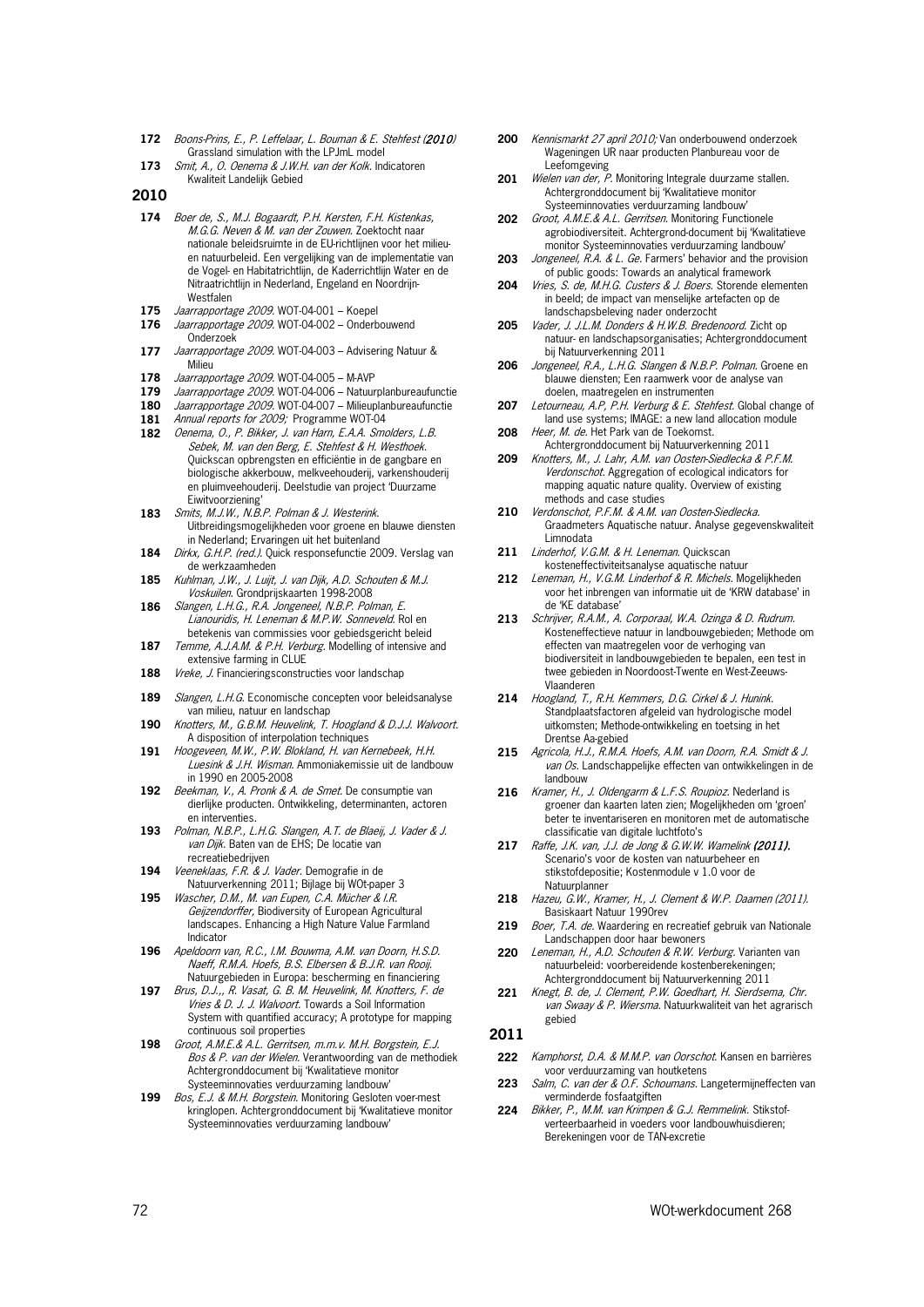**172** *Boons-Prins, E., P. Leffelaar, L. Bouman & E. Stehfest (**2010**)* Grassland simulation with the LPJmL model

**173** *Smit, A., O. Oenema & J.W.H. van der Kolk.* Indicatoren Kwaliteit Landelijk Gebied

## 2010

**174** *Boer de, S., M.J. Bogaardt, P.H. Kersten, F.H. Kistenkas, M.G.G. Neven & M. van der Zouwen.* Zoektocht naar nationale beleidsruimte in de EU-richtlijnen voor het milieu- en natuurbeleid. Een vergelijking van de implementatie van de Vogel- en Habitatrichtlijn, de Kaderrichtlijn Water en de Nitraatrichtlijn in Nederland, Engeland en Noordrijn-Westfalen

**175** *Jaarrapportage 2009.* WOT-04-001 – Koepel

**176** *Jaarrapportage 2009.* WOT-04-002 – Onderbouwend Onderzoek

**177** *Jaarrapportage 2009.* WOT-04-003 – Advisering Natuur & Milieu

**178** *Jaarrapportage 2009.* WOT-04-005 – M-AVP

**179** *Jaarrapportage 2009.* WOT-04-006 – Natuurplanbureaufunctie

**180** *Jaarrapportage 2009.* WOT-04-007 – Milieuplanbureaufunctie

**181** *Annual reports for 2009;* Programme WOT-04

**182** *Oenema, O., P. Bikker, J. van Harn, E.A.A. Smolders, L.B. Sebek, M. van den Berg, E. Stehfest & H. Westhoek.* Quickscan opbrengsten en efficiëntie in de gangbare en biologische akkerbouw, melkveehouderij, varkenshouderij en pluimveehouderij. Deelstudie van project 'Duurzame Eiwitvoorziening'

**183** *Smits, M.J.W., N.B.P. Polman & J. Westerink.* Uitbreidingsmogelijkheden voor groene en blauwe diensten in Nederland; Ervaringen uit het buitenland

**184** *Dirkx, G.H.P. (red.).* Quick responsefunctie 2009. Verslag van de werkzaamheden

**185** *Kuhlman, J.W., J. Luijt, J. van Dijk, A.D. Schouten & M.J. Voskuilen.* Grondprijskaarten 1998-2008

**186** *Slangen, L.H.G., R.A. Jongeneel, N.B.P. Polman, E. Lianouridis, H. Leneman & M.P.W. Sonneveld.* Rol en betekenis van commissies voor gebiedsgericht beleid

**187** *Temme, A.J.A.M. & P.H. Verburg.* Modelling of intensive and extensive farming in CLUE

**188** *Vreke, J.* Financieringsconstructies voor landschap

**189** *Slangen, L.H.G.* Economische concepten voor beleidsanalyse van milieu, natuur en landschap

**190** *Knotters, M., G.B.M. Heuvelink, T. Hoogland & D.J.J. Walvoort.* A disposition of interpolation techniques

**191** *Hoogeveen, M.W., P.W. Blokland, H. van Kernebeek, H.H. Luesink & J.H. Wisman.* Ammoniakemissie uit de landbouw in 1990 en 2005-2008

**192** *Beekman, V., A. Pronk & A. de Smet.* De consumptie van dierlijke producten. Ontwikkeling, determinanten, actoren en interventies.

**193** *Polman, N.B.P., L.H.G. Slangen, A.T. de Blaeij, J. Vader & J. van Dijk.* Baten van de EHS; De locatie van recreatiebedrijven

**194** *Veeneklaas, F.R. & J. Vader.* Demografie in de Natuurverkenning 2011; Bijlage bij WOt-paper 3

**195** *Wascher, D.M., M. van Eupen, C.A. Mücher & I.R. Geijzendorffer,* Biodiversity of European Agricultural landscapes. Enhancing a High Nature Value Farmland Indicator

**196** *Apeldoorn van, R.C., I.M. Bouwma, A.M. van Doorn, H.S.D. Naeff, R.M.A. Hoefs, B.S. Elbersen & B.J.R. van Rooij.* Natuurgebieden in Europa: bescherming en financiering

**197** *Brus, D.J.,, R. Vasat, G. B. M. Heuvelink, M. Knotters, F. de Vries & D. J. J. Walvoort.* Towards a Soil Information System with quantified accuracy; A prototype for mapping continuous soil properties

**198** *Groot, A.M.E.& A.L. Gerritsen, m.m.v. M.H. Borgstein, E.J. Bos & P. van der Wielen.* Verantwoording van de methodiek Achtergronddocument bij 'Kwalitatieve monitor Systeeminnovaties verduurzaming landbouw'

**199** *Bos, E.J. & M.H. Borgstein.* Monitoring Gesloten voer-mest kringlopen. Achtergronddocument bij 'Kwalitatieve monitor Systeeminnovaties verduurzaming landbouw'

**200** *Kennismarkt 27 april 2010;* Van onderbouwend onderzoek Wageningen UR naar producten Planbureau voor de Leefomgeving

**201** *Wielen van der, P.* Monitoring Integrale duurzame stallen. Achtergronddocument bij 'Kwalitatieve monitor Systeeminnovaties verduurzaming landbouw'

**202** *Groot, A.M.E.& A.L. Gerritsen.* Monitoring Functionele agrobiodiversiteit. Achtergrond-document bij 'Kwalitatieve monitor Systeeminnovaties verduurzaming landbouw'

**203** *Jongeneel, R.A. & L. Ge.* Farmers' behavior and the provision of public goods: Towards an analytical framework

**204** *Vries, S. de, M.H.G. Custers & J. Boers.* Storende elementen in beeld; de impact van menselijke artefacten op de landschapsbeleving nader onderzocht

**205** *Vader, J. J.L.M. Donders & H.W.B. Bredenoord.* Zicht op natuur- en landschapsorganisaties; Achtergronddocument bij Natuurverkenning 2011

**206** *Jongeneel, R.A., L.H.G. Slangen & N.B.P. Polman.* Groene en blauwe diensten; Een raamwerk voor de analyse van doelen, maatregelen en instrumenten

**207** *Letourneau, A.P, P.H. Verburg & E. Stehfest.* Global change of land use systems; IMAGE: a new land allocation module

**208** *Heer, M. de.* Het Park van de Toekomst. Achtergronddocument bij Natuurverkenning 2011

**209** *Knotters, M., J. Lahr, A.M. van Oosten-Siedlecka & P.F.M. Verdonschot.* Aggregation of ecological indicators for mapping aquatic nature quality. Overview of existing methods and case studies

**210** *Verdonschot, P.F.M. & A.M. van Oosten-Siedlecka.* Graadmeters Aquatische natuur. Analyse gegevenskwaliteit Limnodata

**211** *Linderhof, V.G.M. & H. Leneman.* Quickscan kosteneffectiviteitsanalyse aquatische natuur

**212** *Leneman, H., V.G.M. Linderhof & R. Michels.* Mogelijkheden voor het inbrengen van informatie uit de 'KRW database' in de 'KE database'

**213** *Schrijver, R.A.M., A. Corporaal, W.A. Ozinga & D. Rudrum.* Kosteneffectieve natuur in landbouwgebieden; Methode om effecten van maatregelen voor de verhoging van biodiversiteit in landbouwgebieden te bepalen, een test in twee gebieden in Noordoost-Twente en West-Zeeuws-Vlaanderen

**214** *Hoogland, T., R.H. Kemmers, D.G. Cirkel & J. Hunink.* Standplaatsfactoren afgeleid van hydrologische model uitkomsten; Methode-ontwikkeling en toetsing in het Drentse Aa-gebied

**215** *Agricola, H.J., R.M.A. Hoefs, A.M. van Doorn, R.A. Smidt & J. van Os.* Landschappelijke effecten van ontwikkelingen in de landbouw

**216** *Kramer, H., J. Oldengarm & L.F.S. Roupioz.* Nederland is groener dan kaarten laten zien; Mogelijkheden om 'groen' beter te inventariseren en monitoren met de automatische classificatie van digitale luchtfoto's

**217** *Raffe, J.K. van, J.J. de Jong & G.W.W. Wamelink **(2011).*** Scenario's voor de kosten van natuurbeheer en stikstofdepositie; Kostenmodule v 1.0 voor de Natuurplanner

**218** *Hazeu, G.W., Kramer, H., J. Clement & W.P. Daamen (2011).* Basiskaart Natuur 1990rev

**219** *Boer, T.A. de.* Waardering en recreatief gebruik van Nationale Landschappen door haar bewoners

**220** *Leneman, H., A.D. Schouten & R.W. Verburg.* Varianten van natuurbeleid: voorbereidende kostenberekeningen; Achtergronddocument bij Natuurverkenning 2011

**221** *Knegt, B. de, J. Clement, P.W. Goedhart, H. Sierdsema, Chr. van Swaay & P. Wiersma.* Natuurkwaliteit van het agrarisch gebied

## 2011

**222** *Kamphorst, D.A. & M.M.P. van Oorschot.* Kansen en barrières voor verduurzaming van houtketens

**223** *Salm, C. van der & O.F. Schoumans.* Langetermijneffecten van verminderde fosfaatgiften

**224** *Bikker, P., M.M. van Krimpen & G.J. Remmelink.* Stikstofverteerbaarheid in voeders voor landbouwhuisdieren; Berekeningen voor de TAN-excretie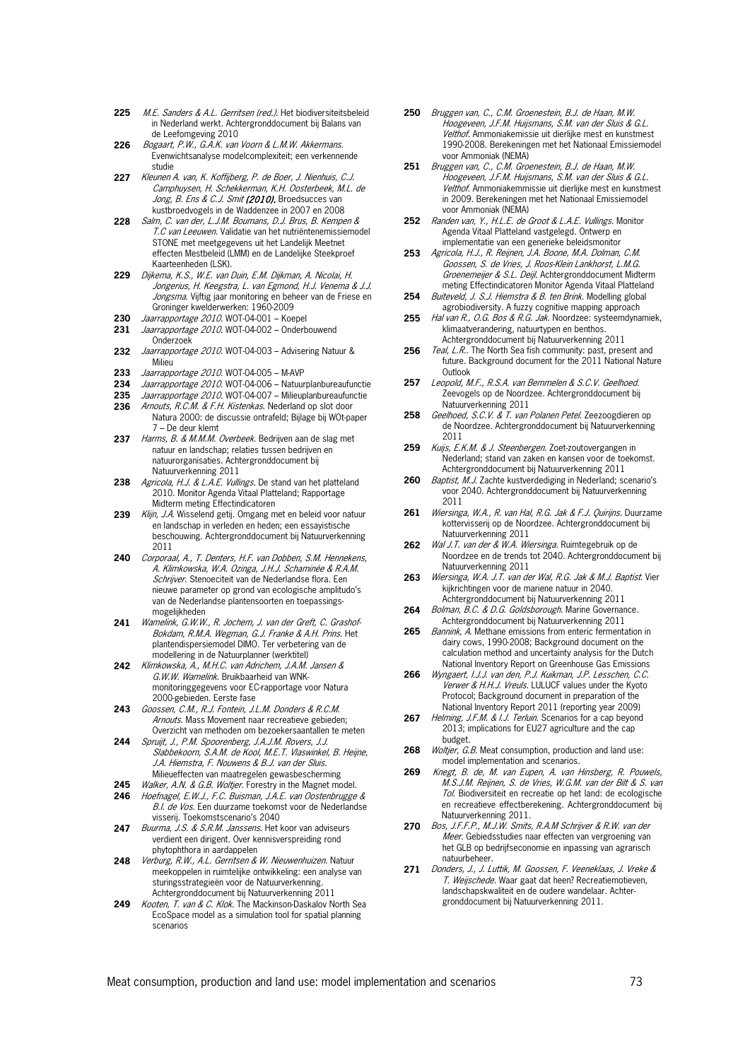**225** *M.E. Sanders & A.L. Gerritsen (red.).* Het biodiversiteitsbeleid in Nederland werkt. Achtergronddocument bij Balans van de Leefomgeving 2010

**226** *Bogaart, P.W., G.A.K. van Voorn & L.M.W. Akkermans.* Evenwichtsanalyse modelcomplexiteit; een verkennende studie

**227** *Kleunen A. van, K. Koffijberg, P. de Boer, J. Nienhuis, C.J. Camphuysen, H. Schekkerman, K.H. Oosterbeek, M.L. de Jong, B. Ens & C.J. Smit **(2010).*** Broedsucces van kustbroedvogels in de Waddenzee in 2007 en 2008

**228** *Salm, C. van der, L.J.M. Boumans, D.J. Brus, B. Kempen & T.C van Leeuwen.* Validatie van het nutriëntenemissiemodel STONE met meetgegevens uit het Landelijk Meetnet effecten Mestbeleid (LMM) en de Landelijke Steekproef Kaarteenheden (LSK).

**229** *Dijkema, K.S., W.E. van Duin, E.M. Dijkman, A. Nicolai, H. Jongerius, H. Keegstra, L. van Egmond, H.J. Venema & J.J. Jongsma.* Vijftig jaar monitoring en beheer van de Friese en Groninger kwelderwerken: 1960-2009

**230** *Jaarrapportage 2010.* WOT-04-001 – Koepel

**231** *Jaarrapportage 2010.* WOT-04-002 – Onderbouwend Onderzoek

**232** *Jaarrapportage 2010.* WOT-04-003 – Advisering Natuur & Milieu

**233** *Jaarrapportage 2010.* WOT-04-005 – M-AVP

**234** *Jaarrapportage 2010.* WOT-04-006 – Natuurplanbureaufunctie

**235** *Jaarrapportage 2010.* WOT-04-007 – Milieuplanbureaufunctie

**236** *Arnouts, R.C.M. & F.H. Kistenkas.* Nederland op slot door Natura 2000: de discussie ontrafeld; Bijlage bij WOt-paper 7 – De deur klemt

**237** *Harms, B. & M.M.M. Overbeek.* Bedrijven aan de slag met natuur en landschap; relaties tussen bedrijven en natuurorganisaties. Achtergronddocument bij Natuurverkenning 2011

**238** *Agricola, H.J. & L.A.E. Vullings.* De stand van het platteland 2010. Monitor Agenda Vitaal Platteland; Rapportage Midterm meting Effectindicatoren

**239** *Klijn, J.A.* Wisselend getij. Omgang met en beleid voor natuur en landschap in verleden en heden; een essayistische beschouwing. Achtergronddocument bij Natuurverkenning 2011

**240** *Corporaal, A., T. Denters, H.F. van Dobben, S.M. Hennekens, A. Klimkowska, W.A. Ozinga, J.H.J. Schaminée & R.A.M. Schrijver.* Stenoeciteit van de Nederlandse flora. Een nieuwe parameter op grond van ecologische amplitudo's van de Nederlandse plantensoorten en toepassingsmogelijkheden

**241** *Wamelink, G.W.W., R. Jochem, J. van der Greft, C. Grashof-Bokdam, R.M.A. Wegman, G.J. Franke & A.H. Prins.* Het plantendispersiemodel DIMO. Ter verbetering van de modellering in de Natuurplanner (werktitel)

**242** *Klimkowska, A., M.H.C. van Adrichem, J.A.M. Jansen & G.W.W. Wamelink.* Bruikbaarheid van WNK-monitoringgegevens voor EC-rapportage voor Natura 2000-gebieden. Eerste fase

**243** *Goossen, C.M., R.J. Fontein, J.L.M. Donders & R.C.M. Arnouts.* Mass Movement naar recreatieve gebieden; Overzicht van methoden om bezoekersaantallen te meten

**244** *Spruijt, J., P.M. Spoorenberg, J.A.J.M. Rovers, J.J. Slabbekoorn, S.A.M. de Kool, M.E.T. Vlaswinkel, B. Heijne, J.A. Hiemstra, F. Nouwens & B.J. van der Sluis.* Milieueffecten van maatregelen gewasbescherming

**245** *Walker, A.N. & G.B. Woltjer.* Forestry in the Magnet model.

**246** *Hoefnagel, E.W.J., F.C. Buisman, J.A.E. van Oostenbrugge & B.I. de Vos.* Een duurzame toekomst voor de Nederlandse visserij. Toekomstscenario's 2040

**247** *Buurma, J.S. & S.R.M. Janssens.* Het koor van adviseurs verdient een dirigent. Over kennisverspreiding rond phytophthora in aardappelen

**248** *Verburg, R.W., A.L. Gerritsen & W. Nieuwenhuizen.* Natuur meekoppelen in ruimtelijke ontwikkeling: een analyse van sturingsstrategieën voor de Natuurverkenning. Achtergronddocument bij Natuurverkenning 2011

**249** *Kooten, T. van & C. Klok.* The Mackinson-Daskalov North Sea EcoSpace model as a simulation tool for spatial planning scenarios

**250** *Bruggen van, C., C.M. Groenestein, B.J. de Haan, M.W. Hoogeveen, J.F.M. Huijsmans, S.M. van der Sluis & G.L. Velthof.* Ammoniakemissie uit dierlijke mest en kunstmest 1990-2008. Berekeningen met het Nationaal Emissiemodel voor Ammoniak (NEMA)

**251** *Bruggen van, C., C.M. Groenestein, B.J. de Haan, M.W. Hoogeveen, J.F.M. Huijsmans, S.M. van der Sluis & G.L. Velthof.* Ammoniakemmissie uit dierlijke mest en kunstmest in 2009. Berekeningen met het Nationaal Emissiemodel voor Ammoniak (NEMA)

**252** *Randen van, Y., H.L.E. de Groot & L.A.E. Vullings.* Monitor Agenda Vitaal Platteland vastgelegd. Ontwerp en implementatie van een generieke beleidsmonitor

**253** *Agricola, H.J., R. Reijnen, J.A. Boone, M.A. Dolman, C.M. Goossen, S. de Vries, J. Roos-Klein Lankhorst, L.M.G. Groenemeijer & S.L. Deijl.* Achtergronddocument Midterm meting Effectindicatoren Monitor Agenda Vitaal Platteland

**254** *Buiteveld, J. S.J. Hiemstra & B. ten Brink.* Modelling global agrobiodiversity. A fuzzy cognitive mapping approach

**255** *Hal van R., O.G. Bos & R.G. Jak.* Noordzee: systeemdynamiek, klimaatverandering, natuurtypen en benthos. Achtergronddocument bij Natuurverkenning 2011

**256** *Teal, L.R..* The North Sea fish community: past, present and future. Background document for the 2011 National Nature Outlook

**257** *Leopold, M.F., R.S.A. van Bemmelen & S.C.V. Geelhoed.* Zeevogels op de Noordzee. Achtergronddocument bij Natuurverkenning 2011

**258** *Geelhoed, S.C.V. & T. van Polanen Petel.* Zeezoogdieren op de Noordzee. Achtergronddocument bij Natuurverkenning 2011

**259** *Kuijs, E.K.M. & J. Steenbergen.* Zoet-zoutovergangen in Nederland; stand van zaken en kansen voor de toekomst. Achtergronddocument bij Natuurverkenning 2011

**260** *Baptist, M.J.* Zachte kustverdediging in Nederland; scenario's voor 2040. Achtergronddocument bij Natuurverkenning 2011

**261** *Wiersinga, W.A., R. van Hal, R.G. Jak & F.J. Quirijns.* Duurzame kottervisserij op de Noordzee. Achtergronddocument bij Natuurverkenning 2011

**262** *Wal J.T. van der & W.A. Wiersinga.* Ruimtegebruik op de Noordzee en de trends tot 2040. Achtergronddocument bij Natuurverkenning 2011

**263** *Wiersinga, W.A. J.T. van der Wal, R.G. Jak & M.J. Baptist.* Vier kijkrichtingen voor de mariene natuur in 2040. Achtergronddocument bij Natuurverkenning 2011

**264** *Bolman, B.C. & D.G. Goldsborough.* Marine Governance. Achtergronddocument bij Natuurverkenning 2011

**265** *Bannink, A.* Methane emissions from enteric fermentation in dairy cows, 1990-2008; Background document on the calculation method and uncertainty analysis for the Dutch National Inventory Report on Greenhouse Gas Emissions

**266** *Wyngaert, I.J.J. van den, P.J. Kuikman, J.P. Lesschen, C.C. Verwer & H.H.J. Vreuls.* LULUCF values under the Kyoto Protocol; Background document in preparation of the National Inventory Report 2011 (reporting year 2009)

**267** *Helming, J.F.M. & I.J. Terluin.* Scenarios for a cap beyond 2013; implications for EU27 agriculture and the cap budget.

**268** *Woltjer, G.B.* Meat consumption, production and land use: model implementation and scenarios.

**269** *Knegt, B. de, M. van Eupen, A. van Hinsberg, R. Pouwels, M.S.J.M. Reijnen, S. de Vries, W.G.M. van der Bilt & S. van Tol.* Biodiversiteit en recreatie op het land: de ecologische en recreatieve effectberekening. Achtergronddocument bij Natuurverkenning 2011.

**270** *Bos, J.F.F.P., M.J.W. Smits, R.A.M Schrijver & R.W. van der Meer.* Gebiedsstudies naar effecten van vergroening van het GLB op bedrijfseconomie en inpassing van agrarisch natuurbeheer.

**271** *Donders, J., J. Luttik, M. Goossen, F. Veeneklaas, J. Vreke & T. Weijschede.* Waar gaat dat heen? Recreatiemotieven, landschapskwaliteit en de oudere wandelaar. Achtergronddocument bij Natuurverkenning 2011.